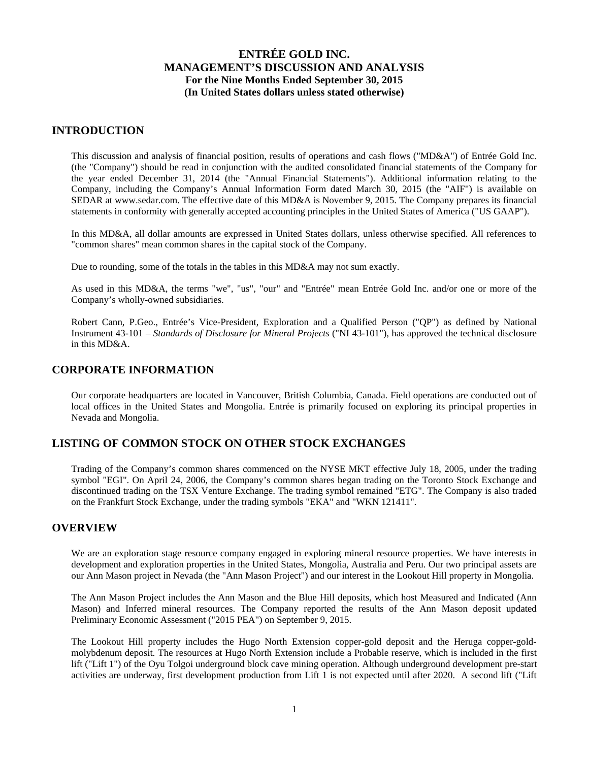# ENTRÉE GOLD INC.
# MANAGEMENT'S DISCUSSION AND ANALYSIS
**For the Nine Months Ended September 30, 2015**
**(In United States dollars unless stated otherwise)**

## INTRODUCTION

This discussion and analysis of financial position, results of operations and cash flows ("MD&A") of Entrée Gold Inc. (the "Company") should be read in conjunction with the audited consolidated financial statements of the Company for the year ended December 31, 2014 (the "Annual Financial Statements"). Additional information relating to the Company, including the Company's Annual Information Form dated March 30, 2015 (the "AIF") is available on SEDAR at www.sedar.com. The effective date of this MD&A is November 9, 2015. The Company prepares its financial statements in conformity with generally accepted accounting principles in the United States of America ("US GAAP").

In this MD&A, all dollar amounts are expressed in United States dollars, unless otherwise specified. All references to "common shares" mean common shares in the capital stock of the Company.

Due to rounding, some of the totals in the tables in this MD&A may not sum exactly.

As used in this MD&A, the terms "we", "us", "our" and "Entrée" mean Entrée Gold Inc. and/or one or more of the Company's wholly-owned subsidiaries.

Robert Cann, P.Geo., Entrée's Vice-President, Exploration and a Qualified Person ("QP") as defined by National Instrument 43-101 – *Standards of Disclosure for Mineral Projects* ("NI 43-101"), has approved the technical disclosure in this MD&A.

## CORPORATE INFORMATION

Our corporate headquarters are located in Vancouver, British Columbia, Canada. Field operations are conducted out of local offices in the United States and Mongolia. Entrée is primarily focused on exploring its principal properties in Nevada and Mongolia.

## LISTING OF COMMON STOCK ON OTHER STOCK EXCHANGES

Trading of the Company's common shares commenced on the NYSE MKT effective July 18, 2005, under the trading symbol "EGI". On April 24, 2006, the Company's common shares began trading on the Toronto Stock Exchange and discontinued trading on the TSX Venture Exchange. The trading symbol remained "ETG". The Company is also traded on the Frankfurt Stock Exchange, under the trading symbols "EKA" and "WKN 121411".

## OVERVIEW

We are an exploration stage resource company engaged in exploring mineral resource properties. We have interests in development and exploration properties in the United States, Mongolia, Australia and Peru. Our two principal assets are our Ann Mason project in Nevada (the "Ann Mason Project") and our interest in the Lookout Hill property in Mongolia.

The Ann Mason Project includes the Ann Mason and the Blue Hill deposits, which host Measured and Indicated (Ann Mason) and Inferred mineral resources. The Company reported the results of the Ann Mason deposit updated Preliminary Economic Assessment ("2015 PEA") on September 9, 2015.

The Lookout Hill property includes the Hugo North Extension copper-gold deposit and the Heruga copper-gold-molybdenum deposit. The resources at Hugo North Extension include a Probable reserve, which is included in the first lift ("Lift 1") of the Oyu Tolgoi underground block cave mining operation. Although underground development pre-start activities are underway, first development production from Lift 1 is not expected until after 2020. A second lift ("Lift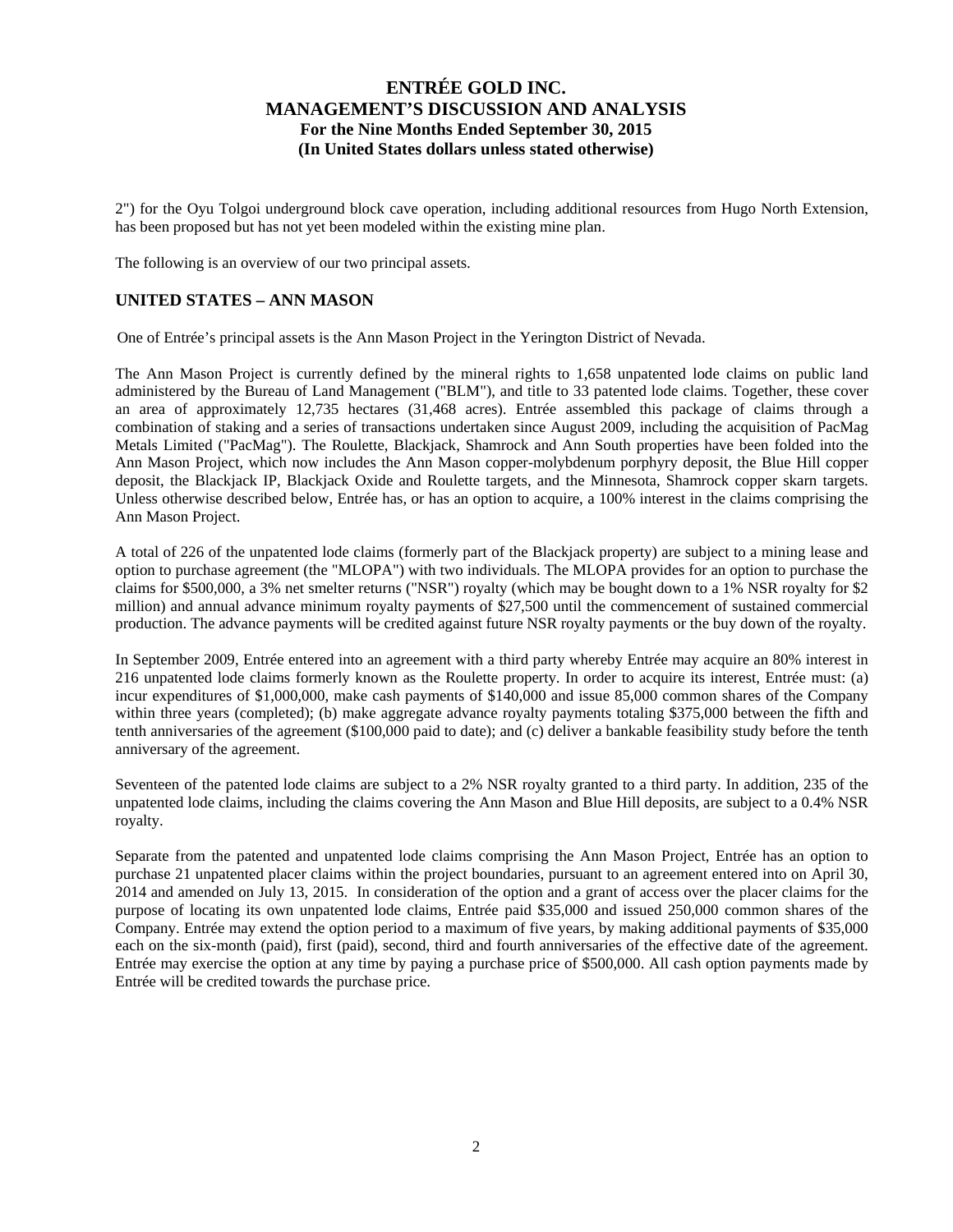2") for the Oyu Tolgoi underground block cave operation, including additional resources from Hugo North Extension, has been proposed but has not yet been modeled within the existing mine plan.

The following is an overview of our two principal assets.

## UNITED STATES – ANN MASON

One of Entrée's principal assets is the Ann Mason Project in the Yerington District of Nevada.

The Ann Mason Project is currently defined by the mineral rights to 1,658 unpatented lode claims on public land administered by the Bureau of Land Management ("BLM"), and title to 33 patented lode claims. Together, these cover an area of approximately 12,735 hectares (31,468 acres). Entrée assembled this package of claims through a combination of staking and a series of transactions undertaken since August 2009, including the acquisition of PacMag Metals Limited ("PacMag"). The Roulette, Blackjack, Shamrock and Ann South properties have been folded into the Ann Mason Project, which now includes the Ann Mason copper-molybdenum porphyry deposit, the Blue Hill copper deposit, the Blackjack IP, Blackjack Oxide and Roulette targets, and the Minnesota, Shamrock copper skarn targets. Unless otherwise described below, Entrée has, or has an option to acquire, a 100% interest in the claims comprising the Ann Mason Project.

A total of 226 of the unpatented lode claims (formerly part of the Blackjack property) are subject to a mining lease and option to purchase agreement (the "MLOPA") with two individuals. The MLOPA provides for an option to purchase the claims for $500,000, a 3% net smelter returns ("NSR") royalty (which may be bought down to a 1% NSR royalty for $2 million) and annual advance minimum royalty payments of $27,500 until the commencement of sustained commercial production. The advance payments will be credited against future NSR royalty payments or the buy down of the royalty.

In September 2009, Entrée entered into an agreement with a third party whereby Entrée may acquire an 80% interest in 216 unpatented lode claims formerly known as the Roulette property. In order to acquire its interest, Entrée must: (a) incur expenditures of $1,000,000, make cash payments of $140,000 and issue 85,000 common shares of the Company within three years (completed); (b) make aggregate advance royalty payments totaling $375,000 between the fifth and tenth anniversaries of the agreement ($100,000 paid to date); and (c) deliver a bankable feasibility study before the tenth anniversary of the agreement.

Seventeen of the patented lode claims are subject to a 2% NSR royalty granted to a third party. In addition, 235 of the unpatented lode claims, including the claims covering the Ann Mason and Blue Hill deposits, are subject to a 0.4% NSR royalty.

Separate from the patented and unpatented lode claims comprising the Ann Mason Project, Entrée has an option to purchase 21 unpatented placer claims within the project boundaries, pursuant to an agreement entered into on April 30, 2014 and amended on July 13, 2015. In consideration of the option and a grant of access over the placer claims for the purpose of locating its own unpatented lode claims, Entrée paid $35,000 and issued 250,000 common shares of the Company. Entrée may extend the option period to a maximum of five years, by making additional payments of $35,000 each on the six-month (paid), first (paid), second, third and fourth anniversaries of the effective date of the agreement. Entrée may exercise the option at any time by paying a purchase price of $500,000. All cash option payments made by Entrée will be credited towards the purchase price.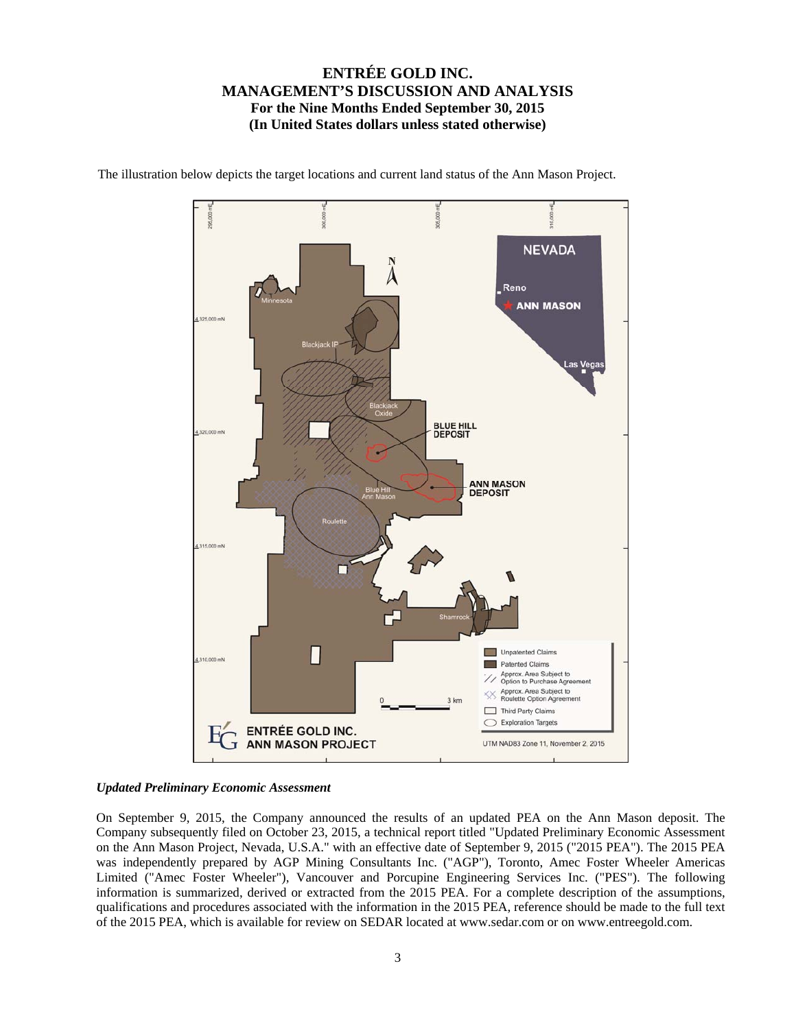The illustration below depicts the target locations and current land status of the Ann Mason Project.

### *Updated Preliminary Economic Assessment*

On September 9, 2015, the Company announced the results of an updated PEA on the Ann Mason deposit. The Company subsequently filed on October 23, 2015, a technical report titled "Updated Preliminary Economic Assessment on the Ann Mason Project, Nevada, U.S.A." with an effective date of September 9, 2015 ("2015 PEA"). The 2015 PEA was independently prepared by AGP Mining Consultants Inc. ("AGP"), Toronto, Amec Foster Wheeler Americas Limited ("Amec Foster Wheeler"), Vancouver and Porcupine Engineering Services Inc. ("PES"). The following information is summarized, derived or extracted from the 2015 PEA. For a complete description of the assumptions, qualifications and procedures associated with the information in the 2015 PEA, reference should be made to the full text of the 2015 PEA, which is available for review on SEDAR located at www.sedar.com or on www.entreegold.com.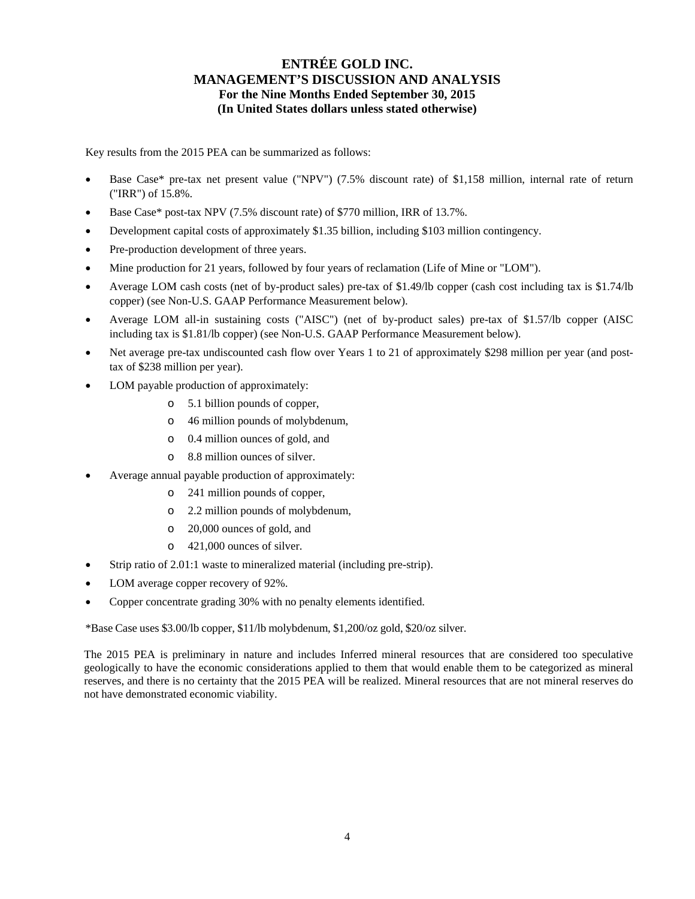Key results from the 2015 PEA can be summarized as follows:

- Base Case* pre-tax net present value ("NPV") (7.5% discount rate) of $1,158 million, internal rate of return ("IRR") of 15.8%.
- Base Case* post-tax NPV (7.5% discount rate) of $770 million, IRR of 13.7%.
- Development capital costs of approximately $1.35 billion, including $103 million contingency.
- Pre-production development of three years.
- Mine production for 21 years, followed by four years of reclamation (Life of Mine or "LOM").
- Average LOM cash costs (net of by-product sales) pre-tax of $1.49/lb copper (cash cost including tax is $1.74/lb copper) (see Non-U.S. GAAP Performance Measurement below).
- Average LOM all-in sustaining costs ("AISC") (net of by-product sales) pre-tax of $1.57/lb copper (AISC including tax is $1.81/lb copper) (see Non-U.S. GAAP Performance Measurement below).
- Net average pre-tax undiscounted cash flow over Years 1 to 21 of approximately $298 million per year (and post-tax of $238 million per year).
- LOM payable production of approximately:
  - 5.1 billion pounds of copper,
  - 46 million pounds of molybdenum,
  - 0.4 million ounces of gold, and
  - 8.8 million ounces of silver.
- Average annual payable production of approximately:
  - 241 million pounds of copper,
  - 2.2 million pounds of molybdenum,
  - 20,000 ounces of gold, and
  - 421,000 ounces of silver.
- Strip ratio of 2.01:1 waste to mineralized material (including pre-strip).
- LOM average copper recovery of 92%.
- Copper concentrate grading 30% with no penalty elements identified.

*Base Case uses $3.00/lb copper, $11/lb molybdenum, $1,200/oz gold, $20/oz silver.

The 2015 PEA is preliminary in nature and includes Inferred mineral resources that are considered too speculative geologically to have the economic considerations applied to them that would enable them to be categorized as mineral reserves, and there is no certainty that the 2015 PEA will be realized. Mineral resources that are not mineral reserves do not have demonstrated economic viability.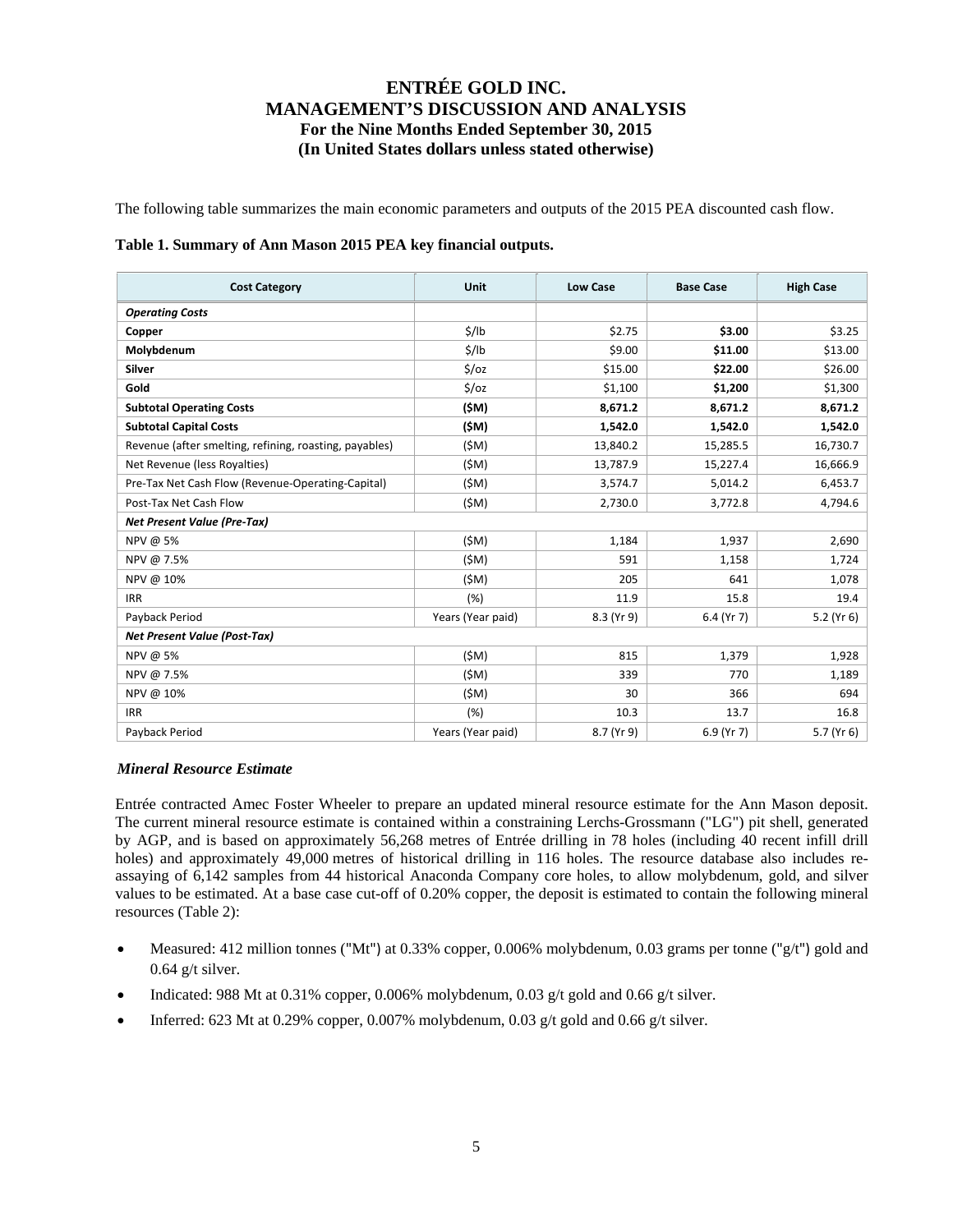The following table summarizes the main economic parameters and outputs of the 2015 PEA discounted cash flow.

**Table 1. Summary of Ann Mason 2015 PEA key financial outputs.**

| Cost Category | Unit | Low Case | Base Case | High Case |
|---|---|---|---|---|
| ***Operating Costs*** | | | | |
| **Copper** | $/lb | $2.75 | **$3.00** | $3.25 |
| **Molybdenum** | $/lb | $9.00 | **$11.00** | $13.00 |
| **Silver** | $/oz | $15.00 | **$22.00** | $26.00 |
| **Gold** | $/oz | $1,100 | **$1,200** | $1,300 |
| **Subtotal Operating Costs** | **($M)** | **8,671.2** | **8,671.2** | **8,671.2** |
| **Subtotal Capital Costs** | **($M)** | **1,542.0** | **1,542.0** | **1,542.0** |
| Revenue (after smelting, refining, roasting, payables) | ($M) | 13,840.2 | 15,285.5 | 16,730.7 |
| Net Revenue (less Royalties) | ($M) | 13,787.9 | 15,227.4 | 16,666.9 |
| Pre-Tax Net Cash Flow (Revenue-Operating-Capital) | ($M) | 3,574.7 | 5,014.2 | 6,453.7 |
| Post-Tax Net Cash Flow | ($M) | 2,730.0 | 3,772.8 | 4,794.6 |
| ***Net Present Value (Pre-Tax)*** | | | | |
| NPV @ 5% | ($M) | 1,184 | 1,937 | 2,690 |
| NPV @ 7.5% | ($M) | 591 | 1,158 | 1,724 |
| NPV @ 10% | ($M) | 205 | 641 | 1,078 |
| IRR | (%) | 11.9 | 15.8 | 19.4 |
| Payback Period | Years (Year paid) | 8.3 (Yr 9) | 6.4 (Yr 7) | 5.2 (Yr 6) |
| ***Net Present Value (Post-Tax)*** | | | | |
| NPV @ 5% | ($M) | 815 | 1,379 | 1,928 |
| NPV @ 7.5% | ($M) | 339 | 770 | 1,189 |
| NPV @ 10% | ($M) | 30 | 366 | 694 |
| IRR | (%) | 10.3 | 13.7 | 16.8 |
| Payback Period | Years (Year paid) | 8.7 (Yr 9) | 6.9 (Yr 7) | 5.7 (Yr 6) |

### *Mineral Resource Estimate*

Entrée contracted Amec Foster Wheeler to prepare an updated mineral resource estimate for the Ann Mason deposit. The current mineral resource estimate is contained within a constraining Lerchs-Grossmann ("LG") pit shell, generated by AGP, and is based on approximately 56,268 metres of Entrée drilling in 78 holes (including 40 recent infill drill holes) and approximately 49,000 metres of historical drilling in 116 holes. The resource database also includes re-assaying of 6,142 samples from 44 historical Anaconda Company core holes, to allow molybdenum, gold, and silver values to be estimated. At a base case cut-off of 0.20% copper, the deposit is estimated to contain the following mineral resources (Table 2):

- Measured: 412 million tonnes ("Mt") at 0.33% copper, 0.006% molybdenum, 0.03 grams per tonne ("g/t") gold and 0.64 g/t silver.
- Indicated: 988 Mt at 0.31% copper, 0.006% molybdenum, 0.03 g/t gold and 0.66 g/t silver.
- Inferred: 623 Mt at 0.29% copper, 0.007% molybdenum, 0.03 g/t gold and 0.66 g/t silver.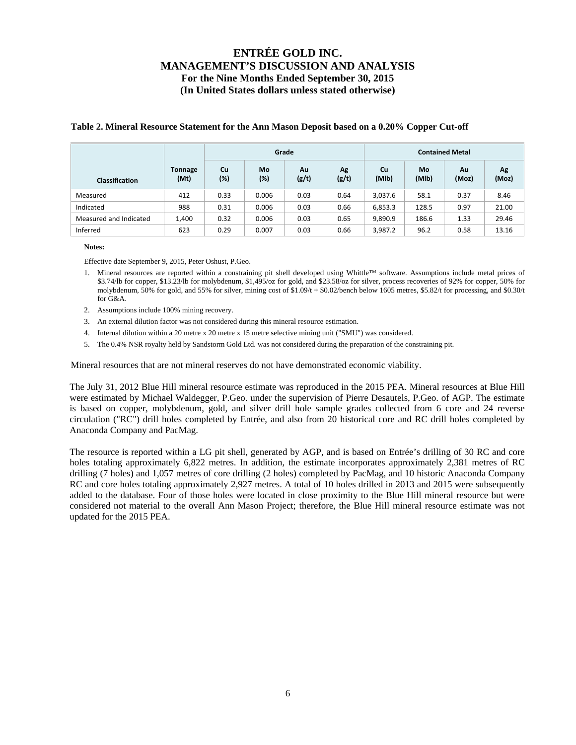**Table 2. Mineral Resource Statement for the Ann Mason Deposit based on a 0.20% Copper Cut-off**

| Classification | Tonnage (Mt) | Grade | | | | Contained Metal | | | |
|---|---|---|---|---|---|---|---|---|---|
| | | Cu (%) | Mo (%) | Au (g/t) | Ag (g/t) | Cu (Mlb) | Mo (Mlb) | Au (Moz) | Ag (Moz) |
| Measured | 412 | 0.33 | 0.006 | 0.03 | 0.64 | 3,037.6 | 58.1 | 0.37 | 8.46 |
| Indicated | 988 | 0.31 | 0.006 | 0.03 | 0.66 | 6,853.3 | 128.5 | 0.97 | 21.00 |
| Measured and Indicated | 1,400 | 0.32 | 0.006 | 0.03 | 0.65 | 9,890.9 | 186.6 | 1.33 | 29.46 |
| Inferred | 623 | 0.29 | 0.007 | 0.03 | 0.66 | 3,987.2 | 96.2 | 0.58 | 13.16 |

**Notes:**

Effective date September 9, 2015, Peter Oshust, P.Geo.

1. Mineral resources are reported within a constraining pit shell developed using Whittle™ software. Assumptions include metal prices of $3.74/lb for copper, $13.23/lb for molybdenum, $1,495/oz for gold, and $23.58/oz for silver, process recoveries of 92% for copper, 50% for molybdenum, 50% for gold, and 55% for silver, mining cost of $1.09/t + $0.02/bench below 1605 metres, $5.82/t for processing, and $0.30/t for G&A.
2. Assumptions include 100% mining recovery.
3. An external dilution factor was not considered during this mineral resource estimation.
4. Internal dilution within a 20 metre x 20 metre x 15 metre selective mining unit ("SMU") was considered.
5. The 0.4% NSR royalty held by Sandstorm Gold Ltd. was not considered during the preparation of the constraining pit.

Mineral resources that are not mineral reserves do not have demonstrated economic viability.

The July 31, 2012 Blue Hill mineral resource estimate was reproduced in the 2015 PEA. Mineral resources at Blue Hill were estimated by Michael Waldegger, P.Geo. under the supervision of Pierre Desautels, P.Geo. of AGP. The estimate is based on copper, molybdenum, gold, and silver drill hole sample grades collected from 6 core and 24 reverse circulation ("RC") drill holes completed by Entrée, and also from 20 historical core and RC drill holes completed by Anaconda Company and PacMag.

The resource is reported within a LG pit shell, generated by AGP, and is based on Entrée's drilling of 30 RC and core holes totaling approximately 6,822 metres. In addition, the estimate incorporates approximately 2,381 metres of RC drilling (7 holes) and 1,057 metres of core drilling (2 holes) completed by PacMag, and 10 historic Anaconda Company RC and core holes totaling approximately 2,927 metres. A total of 10 holes drilled in 2013 and 2015 were subsequently added to the database. Four of those holes were located in close proximity to the Blue Hill mineral resource but were considered not material to the overall Ann Mason Project; therefore, the Blue Hill mineral resource estimate was not updated for the 2015 PEA.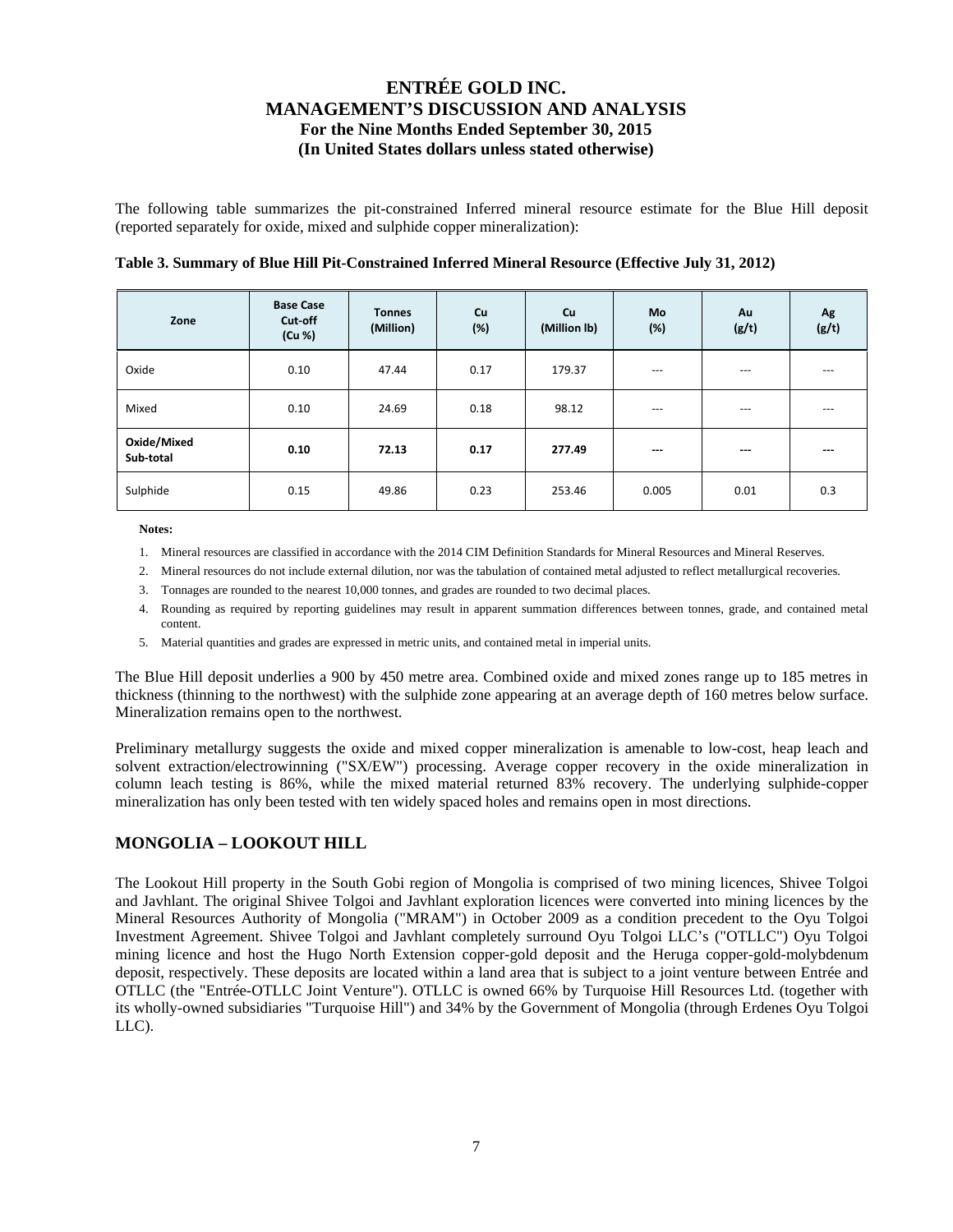The following table summarizes the pit-constrained Inferred mineral resource estimate for the Blue Hill deposit (reported separately for oxide, mixed and sulphide copper mineralization):

**Table 3. Summary of Blue Hill Pit-Constrained Inferred Mineral Resource (Effective July 31, 2012)**

| Zone | Base Case Cut-off (Cu %) | Tonnes (Million) | Cu (%) | Cu (Million lb) | Mo (%) | Au (g/t) | Ag (g/t) |
|---|---|---|---|---|---|---|---|
| Oxide | 0.10 | 47.44 | 0.17 | 179.37 | --- | --- | --- |
| Mixed | 0.10 | 24.69 | 0.18 | 98.12 | --- | --- | --- |
| **Oxide/Mixed Sub-total** | **0.10** | **72.13** | **0.17** | **277.49** | **---** | **---** | **---** |
| Sulphide | 0.15 | 49.86 | 0.23 | 253.46 | 0.005 | 0.01 | 0.3 |

**Notes:**

1. Mineral resources are classified in accordance with the 2014 CIM Definition Standards for Mineral Resources and Mineral Reserves.
2. Mineral resources do not include external dilution, nor was the tabulation of contained metal adjusted to reflect metallurgical recoveries.
3. Tonnages are rounded to the nearest 10,000 tonnes, and grades are rounded to two decimal places.
4. Rounding as required by reporting guidelines may result in apparent summation differences between tonnes, grade, and contained metal content.
5. Material quantities and grades are expressed in metric units, and contained metal in imperial units.

The Blue Hill deposit underlies a 900 by 450 metre area. Combined oxide and mixed zones range up to 185 metres in thickness (thinning to the northwest) with the sulphide zone appearing at an average depth of 160 metres below surface. Mineralization remains open to the northwest.

Preliminary metallurgy suggests the oxide and mixed copper mineralization is amenable to low-cost, heap leach and solvent extraction/electrowinning ("SX/EW") processing. Average copper recovery in the oxide mineralization in column leach testing is 86%, while the mixed material returned 83% recovery. The underlying sulphide-copper mineralization has only been tested with ten widely spaced holes and remains open in most directions.

## MONGOLIA – LOOKOUT HILL

The Lookout Hill property in the South Gobi region of Mongolia is comprised of two mining licences, Shivee Tolgoi and Javhlant. The original Shivee Tolgoi and Javhlant exploration licences were converted into mining licences by the Mineral Resources Authority of Mongolia ("MRAM") in October 2009 as a condition precedent to the Oyu Tolgoi Investment Agreement. Shivee Tolgoi and Javhlant completely surround Oyu Tolgoi LLC's ("OTLLC") Oyu Tolgoi mining licence and host the Hugo North Extension copper-gold deposit and the Heruga copper-gold-molybdenum deposit, respectively. These deposits are located within a land area that is subject to a joint venture between Entrée and OTLLC (the "Entrée-OTLLC Joint Venture"). OTLLC is owned 66% by Turquoise Hill Resources Ltd. (together with its wholly-owned subsidiaries "Turquoise Hill") and 34% by the Government of Mongolia (through Erdenes Oyu Tolgoi LLC).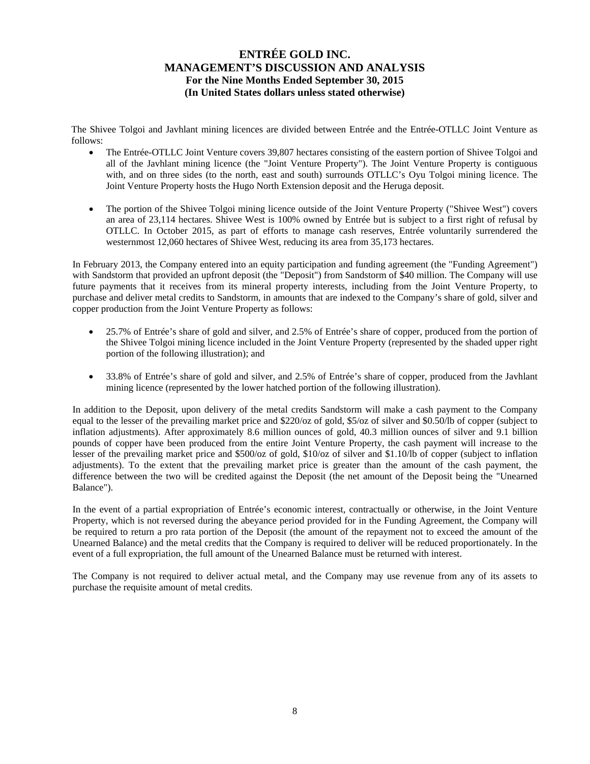The Shivee Tolgoi and Javhlant mining licences are divided between Entrée and the Entrée-OTLLC Joint Venture as follows:

- The Entrée-OTLLC Joint Venture covers 39,807 hectares consisting of the eastern portion of Shivee Tolgoi and all of the Javhlant mining licence (the "Joint Venture Property"). The Joint Venture Property is contiguous with, and on three sides (to the north, east and south) surrounds OTLLC's Oyu Tolgoi mining licence. The Joint Venture Property hosts the Hugo North Extension deposit and the Heruga deposit.

- The portion of the Shivee Tolgoi mining licence outside of the Joint Venture Property ("Shivee West") covers an area of 23,114 hectares. Shivee West is 100% owned by Entrée but is subject to a first right of refusal by OTLLC. In October 2015, as part of efforts to manage cash reserves, Entrée voluntarily surrendered the westernmost 12,060 hectares of Shivee West, reducing its area from 35,173 hectares.

In February 2013, the Company entered into an equity participation and funding agreement (the "Funding Agreement") with Sandstorm that provided an upfront deposit (the "Deposit") from Sandstorm of $40 million. The Company will use future payments that it receives from its mineral property interests, including from the Joint Venture Property, to purchase and deliver metal credits to Sandstorm, in amounts that are indexed to the Company's share of gold, silver and copper production from the Joint Venture Property as follows:

- 25.7% of Entrée's share of gold and silver, and 2.5% of Entrée's share of copper, produced from the portion of the Shivee Tolgoi mining licence included in the Joint Venture Property (represented by the shaded upper right portion of the following illustration); and

- 33.8% of Entrée's share of gold and silver, and 2.5% of Entrée's share of copper, produced from the Javhlant mining licence (represented by the lower hatched portion of the following illustration).

In addition to the Deposit, upon delivery of the metal credits Sandstorm will make a cash payment to the Company equal to the lesser of the prevailing market price and $220/oz of gold, $5/oz of silver and $0.50/lb of copper (subject to inflation adjustments). After approximately 8.6 million ounces of gold, 40.3 million ounces of silver and 9.1 billion pounds of copper have been produced from the entire Joint Venture Property, the cash payment will increase to the lesser of the prevailing market price and $500/oz of gold, $10/oz of silver and $1.10/lb of copper (subject to inflation adjustments). To the extent that the prevailing market price is greater than the amount of the cash payment, the difference between the two will be credited against the Deposit (the net amount of the Deposit being the "Unearned Balance").

In the event of a partial expropriation of Entrée's economic interest, contractually or otherwise, in the Joint Venture Property, which is not reversed during the abeyance period provided for in the Funding Agreement, the Company will be required to return a pro rata portion of the Deposit (the amount of the repayment not to exceed the amount of the Unearned Balance) and the metal credits that the Company is required to deliver will be reduced proportionately. In the event of a full expropriation, the full amount of the Unearned Balance must be returned with interest.

The Company is not required to deliver actual metal, and the Company may use revenue from any of its assets to purchase the requisite amount of metal credits.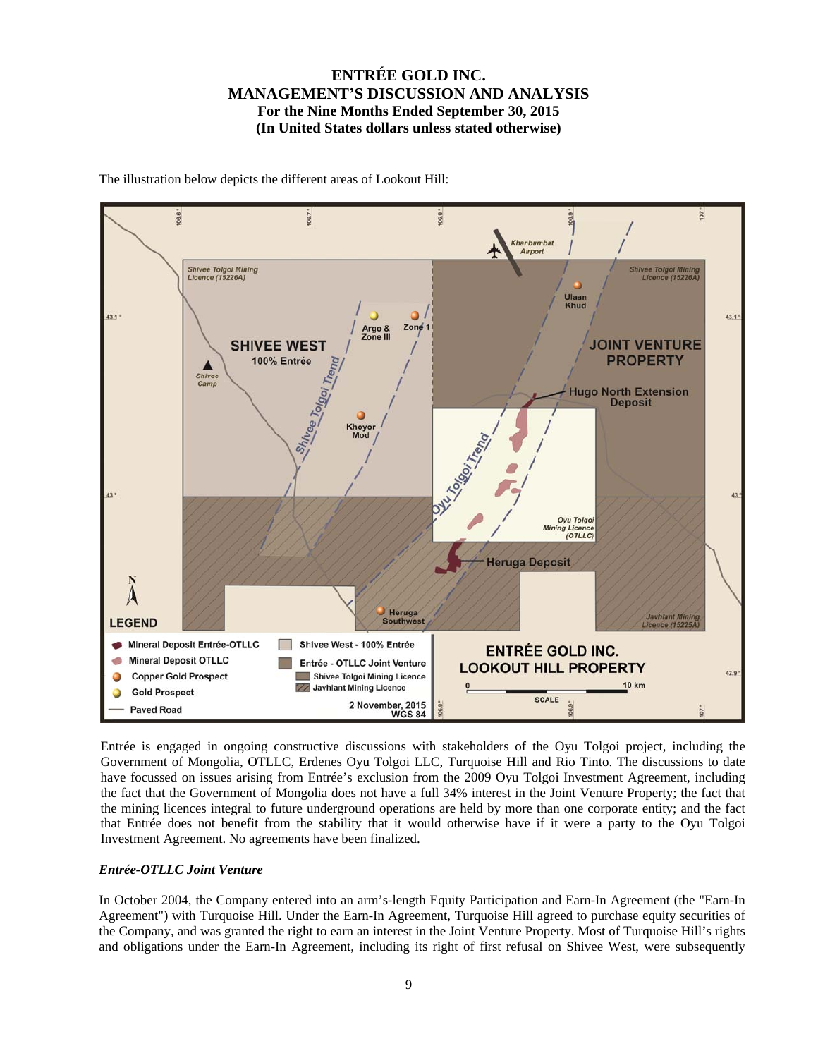The illustration below depicts the different areas of Lookout Hill:

Entrée is engaged in ongoing constructive discussions with stakeholders of the Oyu Tolgoi project, including the Government of Mongolia, OTLLC, Erdenes Oyu Tolgoi LLC, Turquoise Hill and Rio Tinto. The discussions to date have focussed on issues arising from Entrée's exclusion from the 2009 Oyu Tolgoi Investment Agreement, including the fact that the Government of Mongolia does not have a full 34% interest in the Joint Venture Property; the fact that the mining licences integral to future underground operations are held by more than one corporate entity; and the fact that Entrée does not benefit from the stability that it would otherwise have if it were a party to the Oyu Tolgoi Investment Agreement. No agreements have been finalized.

***Entrée-OTLLC Joint Venture***

In October 2004, the Company entered into an arm's-length Equity Participation and Earn-In Agreement (the "Earn-In Agreement") with Turquoise Hill. Under the Earn-In Agreement, Turquoise Hill agreed to purchase equity securities of the Company, and was granted the right to earn an interest in the Joint Venture Property. Most of Turquoise Hill's rights and obligations under the Earn-In Agreement, including its right of first refusal on Shivee West, were subsequently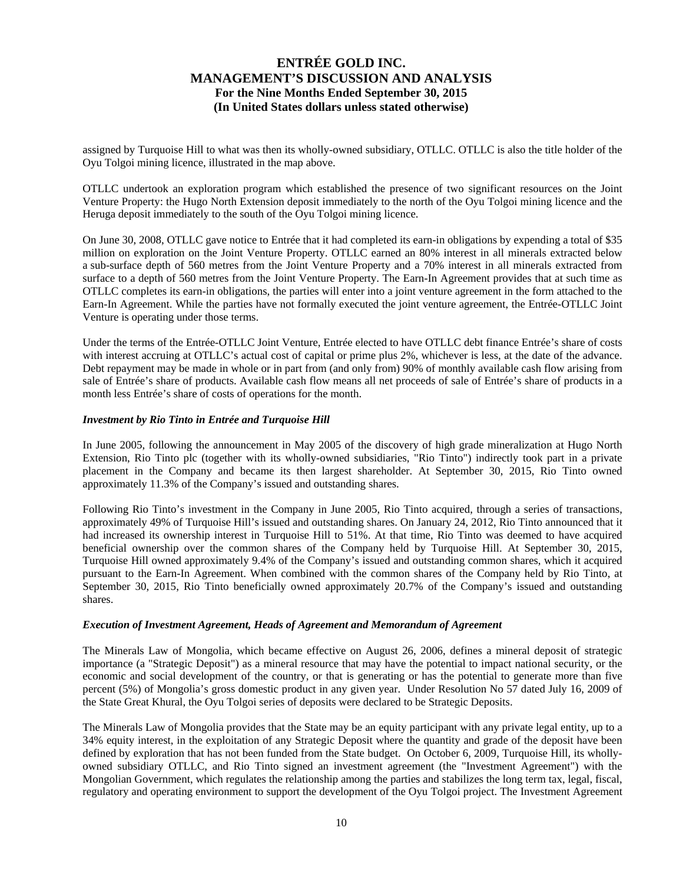assigned by Turquoise Hill to what was then its wholly-owned subsidiary, OTLLC. OTLLC is also the title holder of the Oyu Tolgoi mining licence, illustrated in the map above.

OTLLC undertook an exploration program which established the presence of two significant resources on the Joint Venture Property: the Hugo North Extension deposit immediately to the north of the Oyu Tolgoi mining licence and the Heruga deposit immediately to the south of the Oyu Tolgoi mining licence.

On June 30, 2008, OTLLC gave notice to Entrée that it had completed its earn-in obligations by expending a total of $35 million on exploration on the Joint Venture Property. OTLLC earned an 80% interest in all minerals extracted below a sub-surface depth of 560 metres from the Joint Venture Property and a 70% interest in all minerals extracted from surface to a depth of 560 metres from the Joint Venture Property. The Earn-In Agreement provides that at such time as OTLLC completes its earn-in obligations, the parties will enter into a joint venture agreement in the form attached to the Earn-In Agreement. While the parties have not formally executed the joint venture agreement, the Entrée-OTLLC Joint Venture is operating under those terms.

Under the terms of the Entrée-OTLLC Joint Venture, Entrée elected to have OTLLC debt finance Entrée's share of costs with interest accruing at OTLLC's actual cost of capital or prime plus 2%, whichever is less, at the date of the advance. Debt repayment may be made in whole or in part from (and only from) 90% of monthly available cash flow arising from sale of Entrée's share of products. Available cash flow means all net proceeds of sale of Entrée's share of products in a month less Entrée's share of costs of operations for the month.

***Investment by Rio Tinto in Entrée and Turquoise Hill***

In June 2005, following the announcement in May 2005 of the discovery of high grade mineralization at Hugo North Extension, Rio Tinto plc (together with its wholly-owned subsidiaries, "Rio Tinto") indirectly took part in a private placement in the Company and became its then largest shareholder. At September 30, 2015, Rio Tinto owned approximately 11.3% of the Company's issued and outstanding shares.

Following Rio Tinto's investment in the Company in June 2005, Rio Tinto acquired, through a series of transactions, approximately 49% of Turquoise Hill's issued and outstanding shares. On January 24, 2012, Rio Tinto announced that it had increased its ownership interest in Turquoise Hill to 51%. At that time, Rio Tinto was deemed to have acquired beneficial ownership over the common shares of the Company held by Turquoise Hill. At September 30, 2015, Turquoise Hill owned approximately 9.4% of the Company's issued and outstanding common shares, which it acquired pursuant to the Earn-In Agreement. When combined with the common shares of the Company held by Rio Tinto, at September 30, 2015, Rio Tinto beneficially owned approximately 20.7% of the Company's issued and outstanding shares.

***Execution of Investment Agreement, Heads of Agreement and Memorandum of Agreement***

The Minerals Law of Mongolia, which became effective on August 26, 2006, defines a mineral deposit of strategic importance (a "Strategic Deposit") as a mineral resource that may have the potential to impact national security, or the economic and social development of the country, or that is generating or has the potential to generate more than five percent (5%) of Mongolia's gross domestic product in any given year. Under Resolution No 57 dated July 16, 2009 of the State Great Khural, the Oyu Tolgoi series of deposits were declared to be Strategic Deposits.

The Minerals Law of Mongolia provides that the State may be an equity participant with any private legal entity, up to a 34% equity interest, in the exploitation of any Strategic Deposit where the quantity and grade of the deposit have been defined by exploration that has not been funded from the State budget. On October 6, 2009, Turquoise Hill, its wholly-owned subsidiary OTLLC, and Rio Tinto signed an investment agreement (the "Investment Agreement") with the Mongolian Government, which regulates the relationship among the parties and stabilizes the long term tax, legal, fiscal, regulatory and operating environment to support the development of the Oyu Tolgoi project. The Investment Agreement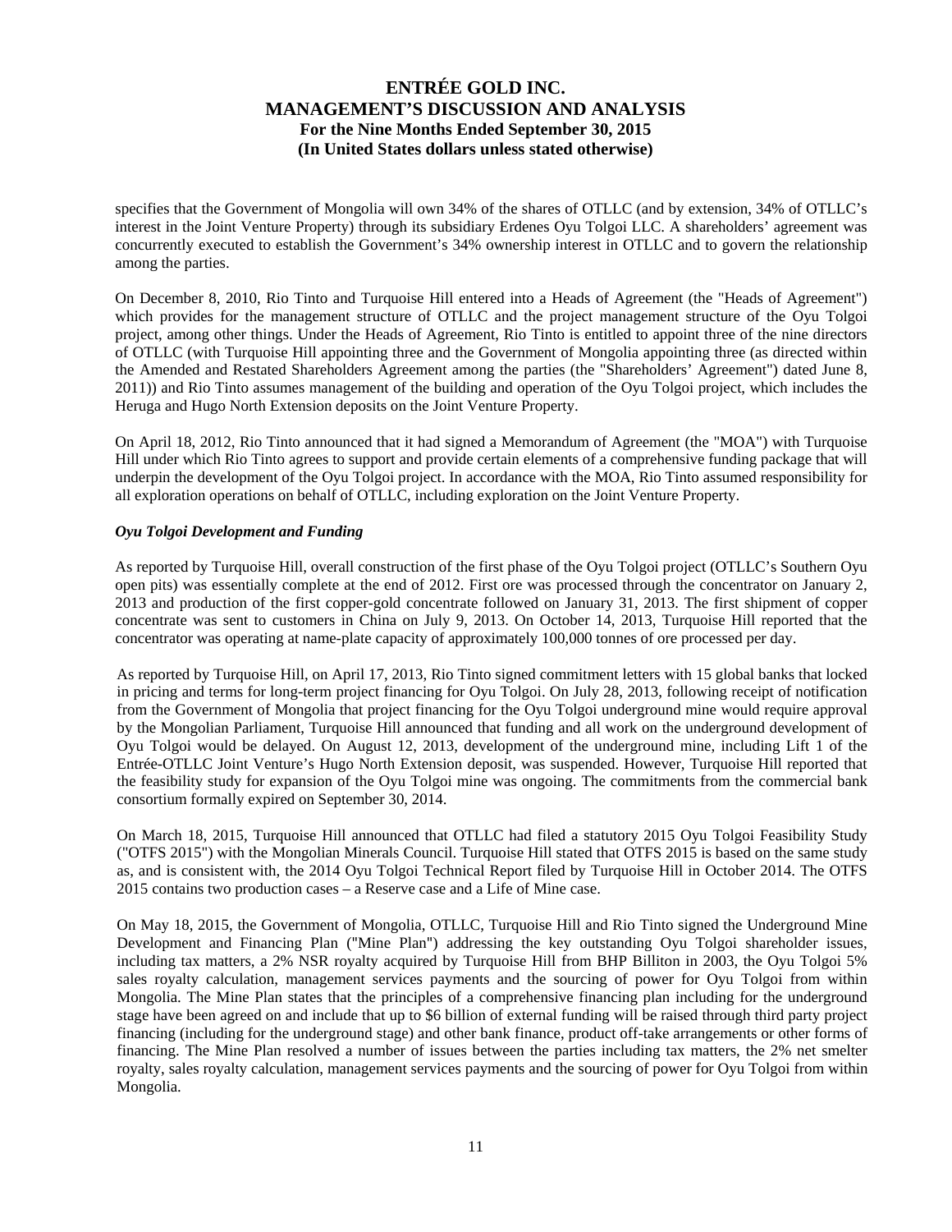specifies that the Government of Mongolia will own 34% of the shares of OTLLC (and by extension, 34% of OTLLC's interest in the Joint Venture Property) through its subsidiary Erdenes Oyu Tolgoi LLC. A shareholders' agreement was concurrently executed to establish the Government's 34% ownership interest in OTLLC and to govern the relationship among the parties.

On December 8, 2010, Rio Tinto and Turquoise Hill entered into a Heads of Agreement (the "Heads of Agreement") which provides for the management structure of OTLLC and the project management structure of the Oyu Tolgoi project, among other things. Under the Heads of Agreement, Rio Tinto is entitled to appoint three of the nine directors of OTLLC (with Turquoise Hill appointing three and the Government of Mongolia appointing three (as directed within the Amended and Restated Shareholders Agreement among the parties (the "Shareholders' Agreement") dated June 8, 2011)) and Rio Tinto assumes management of the building and operation of the Oyu Tolgoi project, which includes the Heruga and Hugo North Extension deposits on the Joint Venture Property.

On April 18, 2012, Rio Tinto announced that it had signed a Memorandum of Agreement (the "MOA") with Turquoise Hill under which Rio Tinto agrees to support and provide certain elements of a comprehensive funding package that will underpin the development of the Oyu Tolgoi project. In accordance with the MOA, Rio Tinto assumed responsibility for all exploration operations on behalf of OTLLC, including exploration on the Joint Venture Property.

***Oyu Tolgoi Development and Funding***

As reported by Turquoise Hill, overall construction of the first phase of the Oyu Tolgoi project (OTLLC's Southern Oyu open pits) was essentially complete at the end of 2012. First ore was processed through the concentrator on January 2, 2013 and production of the first copper-gold concentrate followed on January 31, 2013. The first shipment of copper concentrate was sent to customers in China on July 9, 2013. On October 14, 2013, Turquoise Hill reported that the concentrator was operating at name-plate capacity of approximately 100,000 tonnes of ore processed per day.

As reported by Turquoise Hill, on April 17, 2013, Rio Tinto signed commitment letters with 15 global banks that locked in pricing and terms for long-term project financing for Oyu Tolgoi. On July 28, 2013, following receipt of notification from the Government of Mongolia that project financing for the Oyu Tolgoi underground mine would require approval by the Mongolian Parliament, Turquoise Hill announced that funding and all work on the underground development of Oyu Tolgoi would be delayed. On August 12, 2013, development of the underground mine, including Lift 1 of the Entrée-OTLLC Joint Venture's Hugo North Extension deposit, was suspended. However, Turquoise Hill reported that the feasibility study for expansion of the Oyu Tolgoi mine was ongoing. The commitments from the commercial bank consortium formally expired on September 30, 2014.

On March 18, 2015, Turquoise Hill announced that OTLLC had filed a statutory 2015 Oyu Tolgoi Feasibility Study ("OTFS 2015") with the Mongolian Minerals Council. Turquoise Hill stated that OTFS 2015 is based on the same study as, and is consistent with, the 2014 Oyu Tolgoi Technical Report filed by Turquoise Hill in October 2014. The OTFS 2015 contains two production cases – a Reserve case and a Life of Mine case.

On May 18, 2015, the Government of Mongolia, OTLLC, Turquoise Hill and Rio Tinto signed the Underground Mine Development and Financing Plan ("Mine Plan") addressing the key outstanding Oyu Tolgoi shareholder issues, including tax matters, a 2% NSR royalty acquired by Turquoise Hill from BHP Billiton in 2003, the Oyu Tolgoi 5% sales royalty calculation, management services payments and the sourcing of power for Oyu Tolgoi from within Mongolia. The Mine Plan states that the principles of a comprehensive financing plan including for the underground stage have been agreed on and include that up to \$6 billion of external funding will be raised through third party project financing (including for the underground stage) and other bank finance, product off-take arrangements or other forms of financing. The Mine Plan resolved a number of issues between the parties including tax matters, the 2% net smelter royalty, sales royalty calculation, management services payments and the sourcing of power for Oyu Tolgoi from within Mongolia.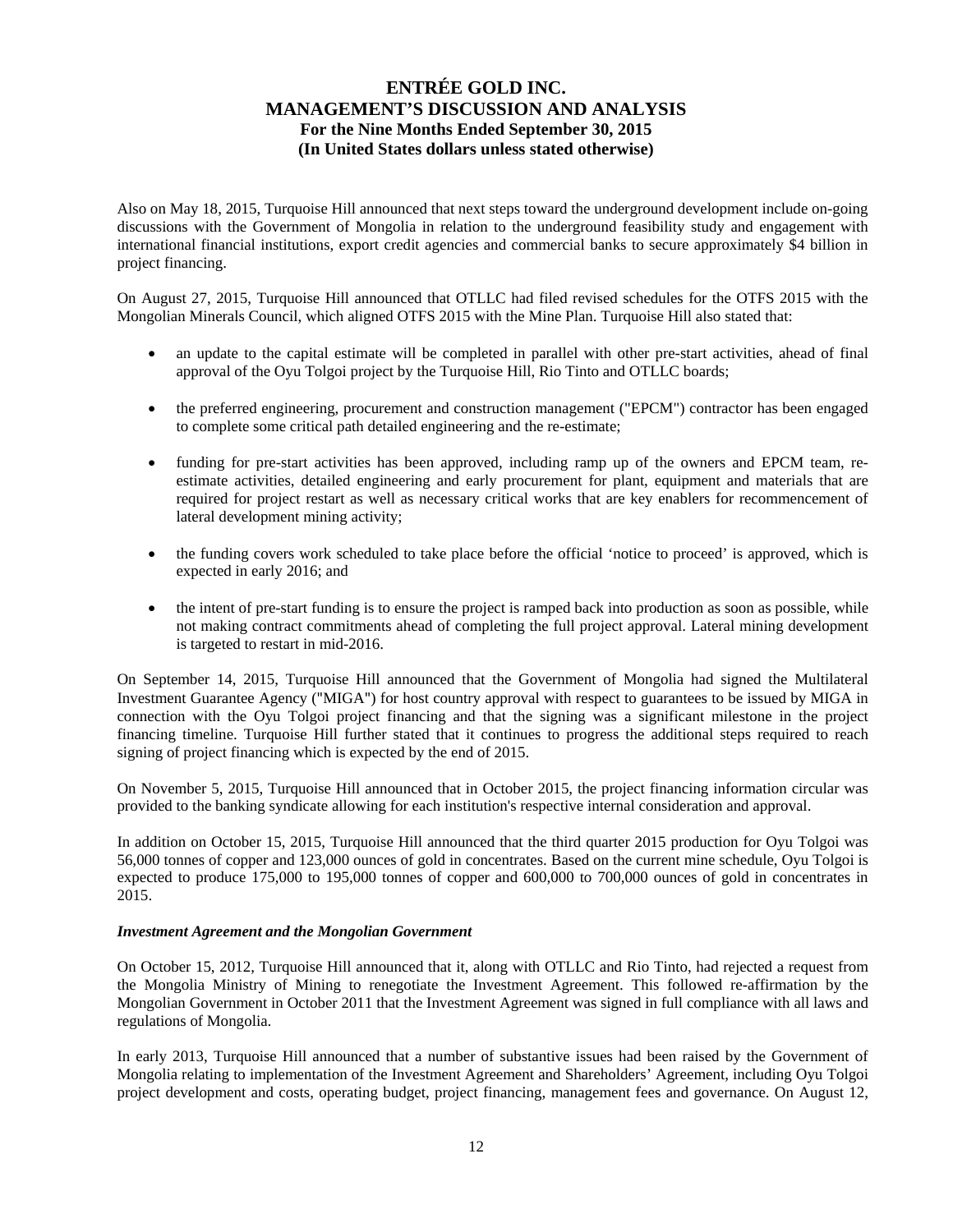Also on May 18, 2015, Turquoise Hill announced that next steps toward the underground development include on-going discussions with the Government of Mongolia in relation to the underground feasibility study and engagement with international financial institutions, export credit agencies and commercial banks to secure approximately $4 billion in project financing.

On August 27, 2015, Turquoise Hill announced that OTLLC had filed revised schedules for the OTFS 2015 with the Mongolian Minerals Council, which aligned OTFS 2015 with the Mine Plan. Turquoise Hill also stated that:

- an update to the capital estimate will be completed in parallel with other pre-start activities, ahead of final approval of the Oyu Tolgoi project by the Turquoise Hill, Rio Tinto and OTLLC boards;
- the preferred engineering, procurement and construction management ("EPCM") contractor has been engaged to complete some critical path detailed engineering and the re-estimate;
- funding for pre-start activities has been approved, including ramp up of the owners and EPCM team, re-estimate activities, detailed engineering and early procurement for plant, equipment and materials that are required for project restart as well as necessary critical works that are key enablers for recommencement of lateral development mining activity;
- the funding covers work scheduled to take place before the official 'notice to proceed' is approved, which is expected in early 2016; and
- the intent of pre-start funding is to ensure the project is ramped back into production as soon as possible, while not making contract commitments ahead of completing the full project approval. Lateral mining development is targeted to restart in mid-2016.

On September 14, 2015, Turquoise Hill announced that the Government of Mongolia had signed the Multilateral Investment Guarantee Agency ("MIGA") for host country approval with respect to guarantees to be issued by MIGA in connection with the Oyu Tolgoi project financing and that the signing was a significant milestone in the project financing timeline. Turquoise Hill further stated that it continues to progress the additional steps required to reach signing of project financing which is expected by the end of 2015.

On November 5, 2015, Turquoise Hill announced that in October 2015, the project financing information circular was provided to the banking syndicate allowing for each institution's respective internal consideration and approval.

In addition on October 15, 2015, Turquoise Hill announced that the third quarter 2015 production for Oyu Tolgoi was 56,000 tonnes of copper and 123,000 ounces of gold in concentrates. Based on the current mine schedule, Oyu Tolgoi is expected to produce 175,000 to 195,000 tonnes of copper and 600,000 to 700,000 ounces of gold in concentrates in 2015.

***Investment Agreement and the Mongolian Government***

On October 15, 2012, Turquoise Hill announced that it, along with OTLLC and Rio Tinto, had rejected a request from the Mongolia Ministry of Mining to renegotiate the Investment Agreement. This followed re-affirmation by the Mongolian Government in October 2011 that the Investment Agreement was signed in full compliance with all laws and regulations of Mongolia.

In early 2013, Turquoise Hill announced that a number of substantive issues had been raised by the Government of Mongolia relating to implementation of the Investment Agreement and Shareholders' Agreement, including Oyu Tolgoi project development and costs, operating budget, project financing, management fees and governance. On August 12,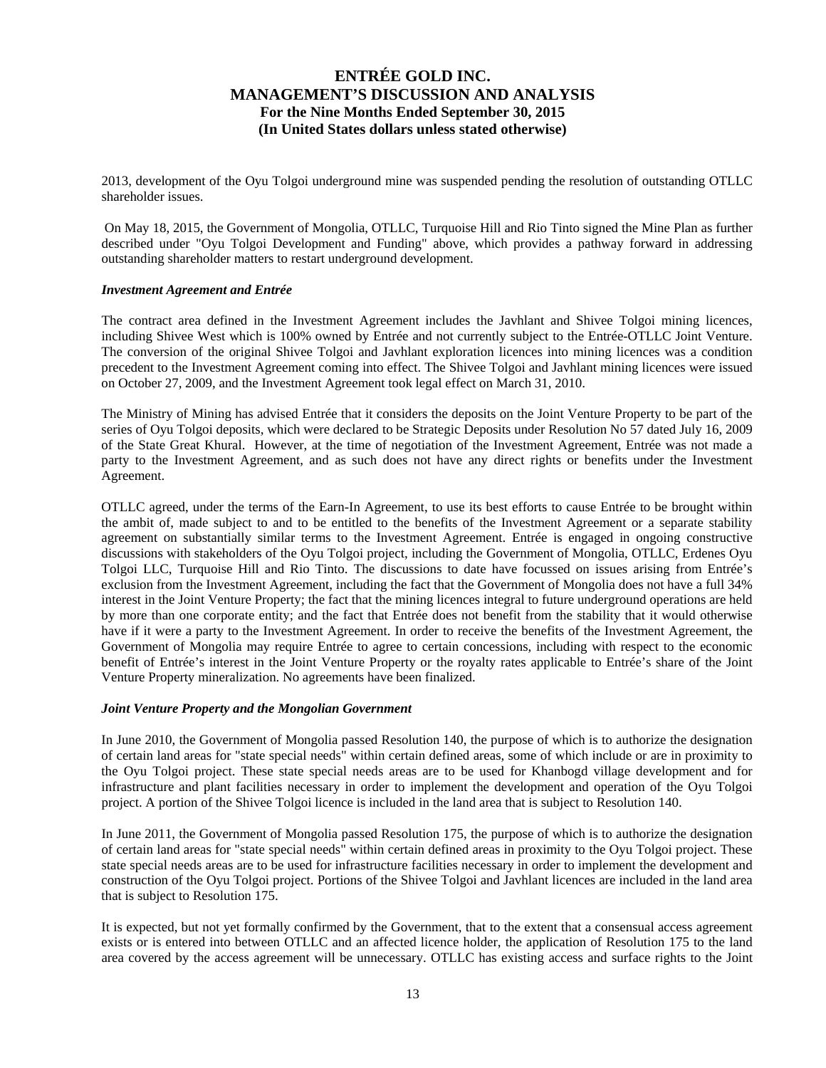2013, development of the Oyu Tolgoi underground mine was suspended pending the resolution of outstanding OTLLC shareholder issues.

On May 18, 2015, the Government of Mongolia, OTLLC, Turquoise Hill and Rio Tinto signed the Mine Plan as further described under "Oyu Tolgoi Development and Funding" above, which provides a pathway forward in addressing outstanding shareholder matters to restart underground development.

***Investment Agreement and Entrée***

The contract area defined in the Investment Agreement includes the Javhlant and Shivee Tolgoi mining licences, including Shivee West which is 100% owned by Entrée and not currently subject to the Entrée-OTLLC Joint Venture. The conversion of the original Shivee Tolgoi and Javhlant exploration licences into mining licences was a condition precedent to the Investment Agreement coming into effect. The Shivee Tolgoi and Javhlant mining licences were issued on October 27, 2009, and the Investment Agreement took legal effect on March 31, 2010.

The Ministry of Mining has advised Entrée that it considers the deposits on the Joint Venture Property to be part of the series of Oyu Tolgoi deposits, which were declared to be Strategic Deposits under Resolution No 57 dated July 16, 2009 of the State Great Khural. However, at the time of negotiation of the Investment Agreement, Entrée was not made a party to the Investment Agreement, and as such does not have any direct rights or benefits under the Investment Agreement.

OTLLC agreed, under the terms of the Earn-In Agreement, to use its best efforts to cause Entrée to be brought within the ambit of, made subject to and to be entitled to the benefits of the Investment Agreement or a separate stability agreement on substantially similar terms to the Investment Agreement. Entrée is engaged in ongoing constructive discussions with stakeholders of the Oyu Tolgoi project, including the Government of Mongolia, OTLLC, Erdenes Oyu Tolgoi LLC, Turquoise Hill and Rio Tinto. The discussions to date have focussed on issues arising from Entrée's exclusion from the Investment Agreement, including the fact that the Government of Mongolia does not have a full 34% interest in the Joint Venture Property; the fact that the mining licences integral to future underground operations are held by more than one corporate entity; and the fact that Entrée does not benefit from the stability that it would otherwise have if it were a party to the Investment Agreement. In order to receive the benefits of the Investment Agreement, the Government of Mongolia may require Entrée to agree to certain concessions, including with respect to the economic benefit of Entrée's interest in the Joint Venture Property or the royalty rates applicable to Entrée's share of the Joint Venture Property mineralization. No agreements have been finalized.

***Joint Venture Property and the Mongolian Government***

In June 2010, the Government of Mongolia passed Resolution 140, the purpose of which is to authorize the designation of certain land areas for "state special needs" within certain defined areas, some of which include or are in proximity to the Oyu Tolgoi project. These state special needs areas are to be used for Khanbogd village development and for infrastructure and plant facilities necessary in order to implement the development and operation of the Oyu Tolgoi project. A portion of the Shivee Tolgoi licence is included in the land area that is subject to Resolution 140.

In June 2011, the Government of Mongolia passed Resolution 175, the purpose of which is to authorize the designation of certain land areas for "state special needs" within certain defined areas in proximity to the Oyu Tolgoi project. These state special needs areas are to be used for infrastructure facilities necessary in order to implement the development and construction of the Oyu Tolgoi project. Portions of the Shivee Tolgoi and Javhlant licences are included in the land area that is subject to Resolution 175.

It is expected, but not yet formally confirmed by the Government, that to the extent that a consensual access agreement exists or is entered into between OTLLC and an affected licence holder, the application of Resolution 175 to the land area covered by the access agreement will be unnecessary. OTLLC has existing access and surface rights to the Joint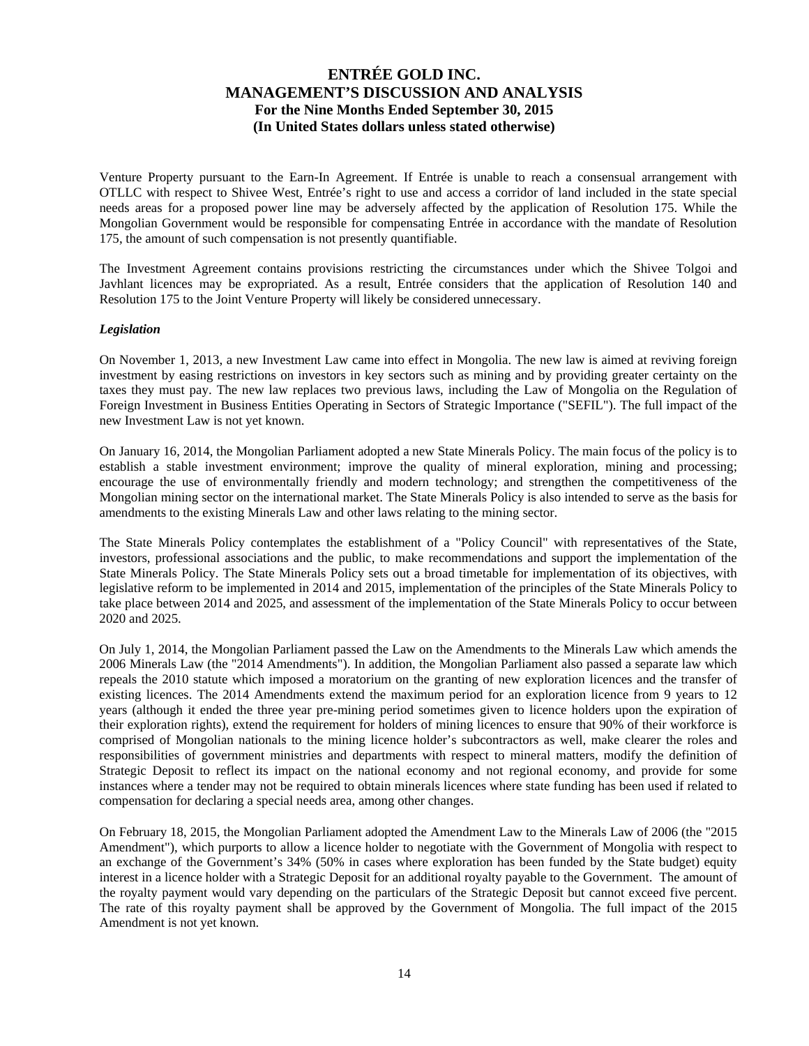Venture Property pursuant to the Earn-In Agreement. If Entrée is unable to reach a consensual arrangement with OTLLC with respect to Shivee West, Entrée's right to use and access a corridor of land included in the state special needs areas for a proposed power line may be adversely affected by the application of Resolution 175. While the Mongolian Government would be responsible for compensating Entrée in accordance with the mandate of Resolution 175, the amount of such compensation is not presently quantifiable.

The Investment Agreement contains provisions restricting the circumstances under which the Shivee Tolgoi and Javhlant licences may be expropriated. As a result, Entrée considers that the application of Resolution 140 and Resolution 175 to the Joint Venture Property will likely be considered unnecessary.

***Legislation***

On November 1, 2013, a new Investment Law came into effect in Mongolia. The new law is aimed at reviving foreign investment by easing restrictions on investors in key sectors such as mining and by providing greater certainty on the taxes they must pay. The new law replaces two previous laws, including the Law of Mongolia on the Regulation of Foreign Investment in Business Entities Operating in Sectors of Strategic Importance ("SEFIL"). The full impact of the new Investment Law is not yet known.

On January 16, 2014, the Mongolian Parliament adopted a new State Minerals Policy. The main focus of the policy is to establish a stable investment environment; improve the quality of mineral exploration, mining and processing; encourage the use of environmentally friendly and modern technology; and strengthen the competitiveness of the Mongolian mining sector on the international market. The State Minerals Policy is also intended to serve as the basis for amendments to the existing Minerals Law and other laws relating to the mining sector.

The State Minerals Policy contemplates the establishment of a "Policy Council" with representatives of the State, investors, professional associations and the public, to make recommendations and support the implementation of the State Minerals Policy. The State Minerals Policy sets out a broad timetable for implementation of its objectives, with legislative reform to be implemented in 2014 and 2015, implementation of the principles of the State Minerals Policy to take place between 2014 and 2025, and assessment of the implementation of the State Minerals Policy to occur between 2020 and 2025.

On July 1, 2014, the Mongolian Parliament passed the Law on the Amendments to the Minerals Law which amends the 2006 Minerals Law (the "2014 Amendments"). In addition, the Mongolian Parliament also passed a separate law which repeals the 2010 statute which imposed a moratorium on the granting of new exploration licences and the transfer of existing licences. The 2014 Amendments extend the maximum period for an exploration licence from 9 years to 12 years (although it ended the three year pre-mining period sometimes given to licence holders upon the expiration of their exploration rights), extend the requirement for holders of mining licences to ensure that 90% of their workforce is comprised of Mongolian nationals to the mining licence holder's subcontractors as well, make clearer the roles and responsibilities of government ministries and departments with respect to mineral matters, modify the definition of Strategic Deposit to reflect its impact on the national economy and not regional economy, and provide for some instances where a tender may not be required to obtain minerals licences where state funding has been used if related to compensation for declaring a special needs area, among other changes.

On February 18, 2015, the Mongolian Parliament adopted the Amendment Law to the Minerals Law of 2006 (the "2015 Amendment"), which purports to allow a licence holder to negotiate with the Government of Mongolia with respect to an exchange of the Government's 34% (50% in cases where exploration has been funded by the State budget) equity interest in a licence holder with a Strategic Deposit for an additional royalty payable to the Government. The amount of the royalty payment would vary depending on the particulars of the Strategic Deposit but cannot exceed five percent. The rate of this royalty payment shall be approved by the Government of Mongolia. The full impact of the 2015 Amendment is not yet known.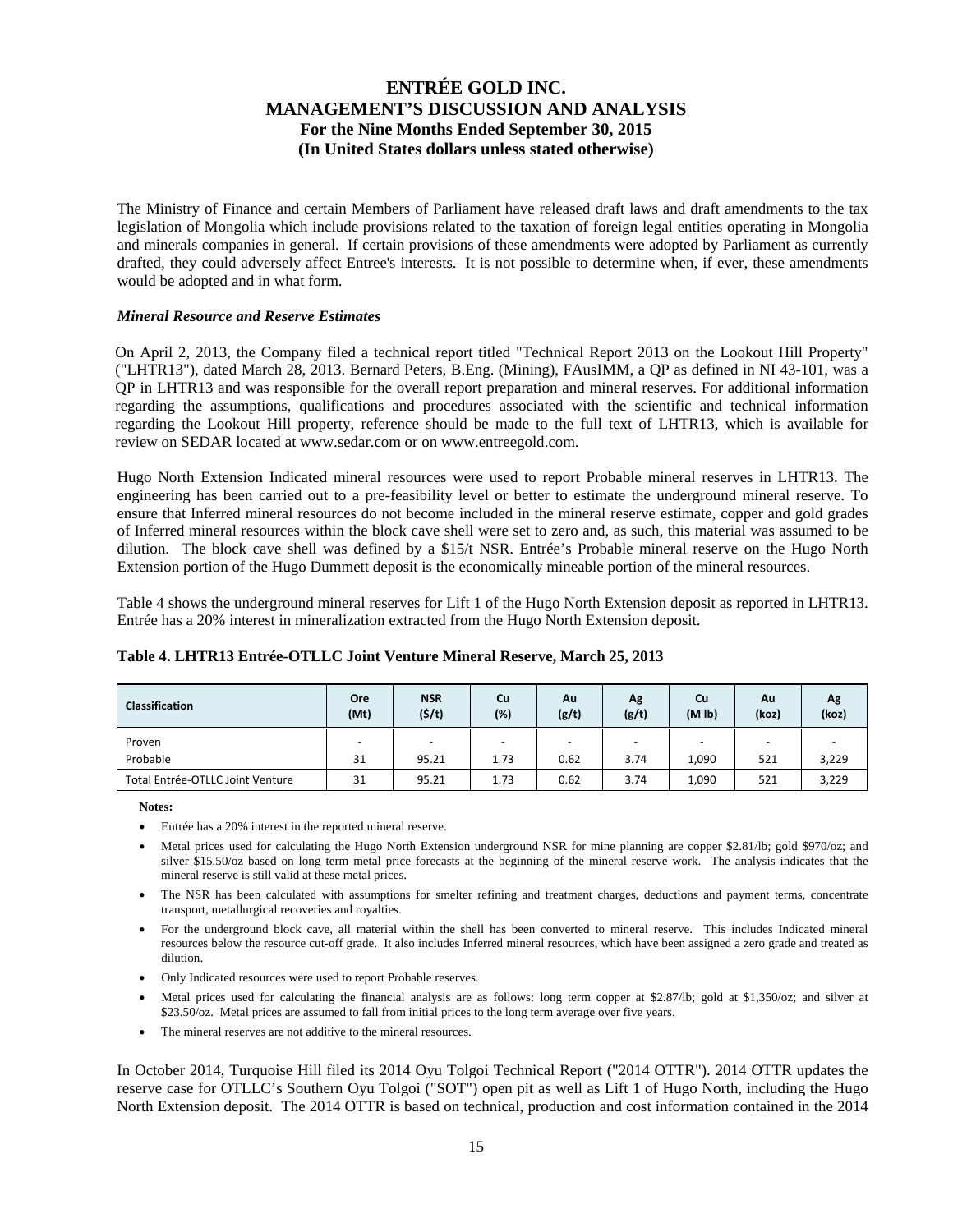The Ministry of Finance and certain Members of Parliament have released draft laws and draft amendments to the tax legislation of Mongolia which include provisions related to the taxation of foreign legal entities operating in Mongolia and minerals companies in general. If certain provisions of these amendments were adopted by Parliament as currently drafted, they could adversely affect Entree's interests. It is not possible to determine when, if ever, these amendments would be adopted and in what form.

***Mineral Resource and Reserve Estimates***

On April 2, 2013, the Company filed a technical report titled "Technical Report 2013 on the Lookout Hill Property" ("LHTR13"), dated March 28, 2013. Bernard Peters, B.Eng. (Mining), FAusIMM, a QP as defined in NI 43-101, was a QP in LHTR13 and was responsible for the overall report preparation and mineral reserves. For additional information regarding the assumptions, qualifications and procedures associated with the scientific and technical information regarding the Lookout Hill property, reference should be made to the full text of LHTR13, which is available for review on SEDAR located at www.sedar.com or on www.entreegold.com.

Hugo North Extension Indicated mineral resources were used to report Probable mineral reserves in LHTR13. The engineering has been carried out to a pre-feasibility level or better to estimate the underground mineral reserve. To ensure that Inferred mineral resources do not become included in the mineral reserve estimate, copper and gold grades of Inferred mineral resources within the block cave shell were set to zero and, as such, this material was assumed to be dilution. The block cave shell was defined by a $15/t NSR. Entrée's Probable mineral reserve on the Hugo North Extension portion of the Hugo Dummett deposit is the economically mineable portion of the mineral resources.

Table 4 shows the underground mineral reserves for Lift 1 of the Hugo North Extension deposit as reported in LHTR13. Entrée has a 20% interest in mineralization extracted from the Hugo North Extension deposit.

**Table 4. LHTR13 Entrée-OTLLC Joint Venture Mineral Reserve, March 25, 2013**

| Classification | Ore (Mt) | NSR ($/t) | Cu (%) | Au (g/t) | Ag (g/t) | Cu (M lb) | Au (koz) | Ag (koz) |
|---|---|---|---|---|---|---|---|---|
| Proven | - | - | - | - | - | - | - | - |
| Probable | 31 | 95.21 | 1.73 | 0.62 | 3.74 | 1,090 | 521 | 3,229 |
| Total Entrée-OTLLC Joint Venture | 31 | 95.21 | 1.73 | 0.62 | 3.74 | 1,090 | 521 | 3,229 |

**Notes:**

- Entrée has a 20% interest in the reported mineral reserve.
- Metal prices used for calculating the Hugo North Extension underground NSR for mine planning are copper $2.81/lb; gold $970/oz; and silver $15.50/oz based on long term metal price forecasts at the beginning of the mineral reserve work. The analysis indicates that the mineral reserve is still valid at these metal prices.
- The NSR has been calculated with assumptions for smelter refining and treatment charges, deductions and payment terms, concentrate transport, metallurgical recoveries and royalties.
- For the underground block cave, all material within the shell has been converted to mineral reserve. This includes Indicated mineral resources below the resource cut-off grade. It also includes Inferred mineral resources, which have been assigned a zero grade and treated as dilution.
- Only Indicated resources were used to report Probable reserves.
- Metal prices used for calculating the financial analysis are as follows: long term copper at $2.87/lb; gold at $1,350/oz; and silver at $23.50/oz. Metal prices are assumed to fall from initial prices to the long term average over five years.
- The mineral reserves are not additive to the mineral resources.

In October 2014, Turquoise Hill filed its 2014 Oyu Tolgoi Technical Report ("2014 OTTR"). 2014 OTTR updates the reserve case for OTLLC's Southern Oyu Tolgoi ("SOT") open pit as well as Lift 1 of Hugo North, including the Hugo North Extension deposit. The 2014 OTTR is based on technical, production and cost information contained in the 2014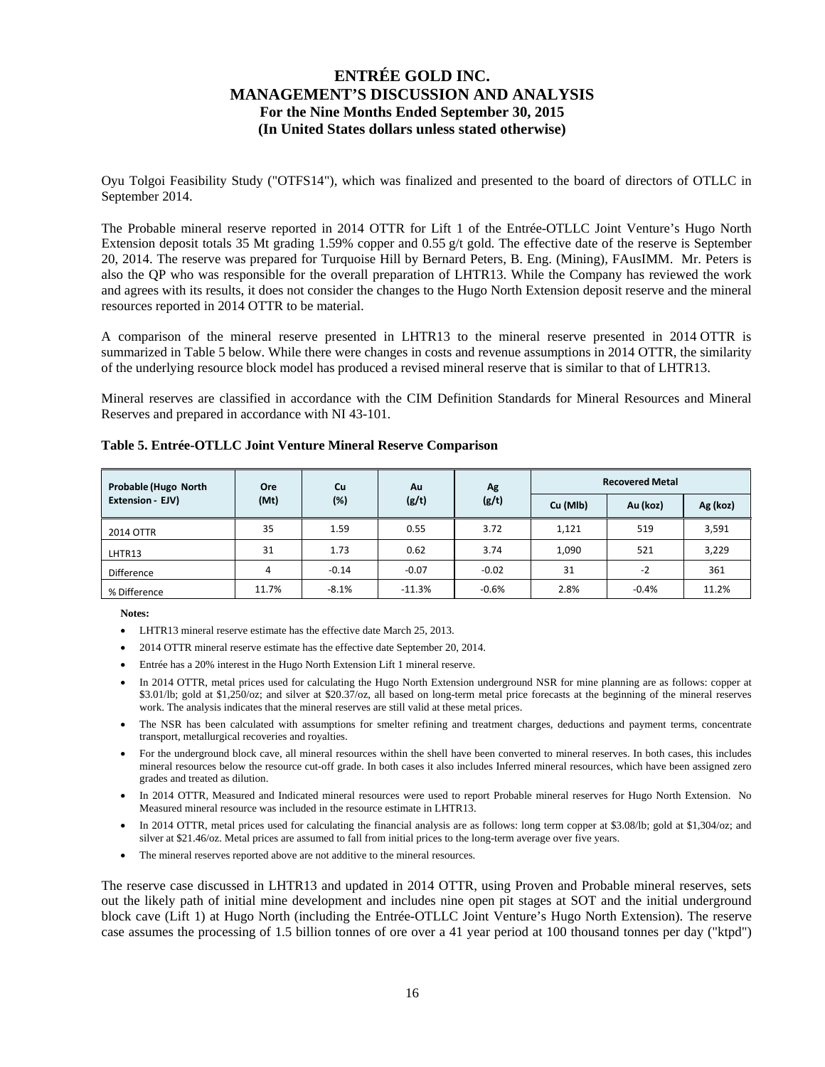Oyu Tolgoi Feasibility Study ("OTFS14"), which was finalized and presented to the board of directors of OTLLC in September 2014.

The Probable mineral reserve reported in 2014 OTTR for Lift 1 of the Entrée-OTLLC Joint Venture's Hugo North Extension deposit totals 35 Mt grading 1.59% copper and 0.55 g/t gold. The effective date of the reserve is September 20, 2014. The reserve was prepared for Turquoise Hill by Bernard Peters, B. Eng. (Mining), FAusIMM. Mr. Peters is also the QP who was responsible for the overall preparation of LHTR13. While the Company has reviewed the work and agrees with its results, it does not consider the changes to the Hugo North Extension deposit reserve and the mineral resources reported in 2014 OTTR to be material.

A comparison of the mineral reserve presented in LHTR13 to the mineral reserve presented in 2014 OTTR is summarized in Table 5 below. While there were changes in costs and revenue assumptions in 2014 OTTR, the similarity of the underlying resource block model has produced a revised mineral reserve that is similar to that of LHTR13.

Mineral reserves are classified in accordance with the CIM Definition Standards for Mineral Resources and Mineral Reserves and prepared in accordance with NI 43-101.

**Table 5. Entrée-OTLLC Joint Venture Mineral Reserve Comparison**

| Probable (Hugo North Extension - EJV) | Ore (Mt) | Cu (%) | Au (g/t) | Ag (g/t) | Recovered Metal | | |
|---|---|---|---|---|---|---|---|
| | | | | | Cu (Mlb) | Au (koz) | Ag (koz) |
| 2014 OTTR | 35 | 1.59 | 0.55 | 3.72 | 1,121 | 519 | 3,591 |
| LHTR13 | 31 | 1.73 | 0.62 | 3.74 | 1,090 | 521 | 3,229 |
| Difference | 4 | -0.14 | -0.07 | -0.02 | 31 | -2 | 361 |
| % Difference | 11.7% | -8.1% | -11.3% | -0.6% | 2.8% | -0.4% | 11.2% |

**Notes:**

- LHTR13 mineral reserve estimate has the effective date March 25, 2013.
- 2014 OTTR mineral reserve estimate has the effective date September 20, 2014.
- Entrée has a 20% interest in the Hugo North Extension Lift 1 mineral reserve.
- In 2014 OTTR, metal prices used for calculating the Hugo North Extension underground NSR for mine planning are as follows: copper at \$3.01/lb; gold at \$1,250/oz; and silver at \$20.37/oz, all based on long-term metal price forecasts at the beginning of the mineral reserves work. The analysis indicates that the mineral reserves are still valid at these metal prices.
- The NSR has been calculated with assumptions for smelter refining and treatment charges, deductions and payment terms, concentrate transport, metallurgical recoveries and royalties.
- For the underground block cave, all mineral resources within the shell have been converted to mineral reserves. In both cases, this includes mineral resources below the resource cut-off grade. In both cases it also includes Inferred mineral resources, which have been assigned zero grades and treated as dilution.
- In 2014 OTTR, Measured and Indicated mineral resources were used to report Probable mineral reserves for Hugo North Extension. No Measured mineral resource was included in the resource estimate in LHTR13.
- In 2014 OTTR, metal prices used for calculating the financial analysis are as follows: long term copper at \$3.08/lb; gold at \$1,304/oz; and silver at \$21.46/oz. Metal prices are assumed to fall from initial prices to the long-term average over five years.
- The mineral reserves reported above are not additive to the mineral resources.

The reserve case discussed in LHTR13 and updated in 2014 OTTR, using Proven and Probable mineral reserves, sets out the likely path of initial mine development and includes nine open pit stages at SOT and the initial underground block cave (Lift 1) at Hugo North (including the Entrée-OTLLC Joint Venture's Hugo North Extension). The reserve case assumes the processing of 1.5 billion tonnes of ore over a 41 year period at 100 thousand tonnes per day ("ktpd")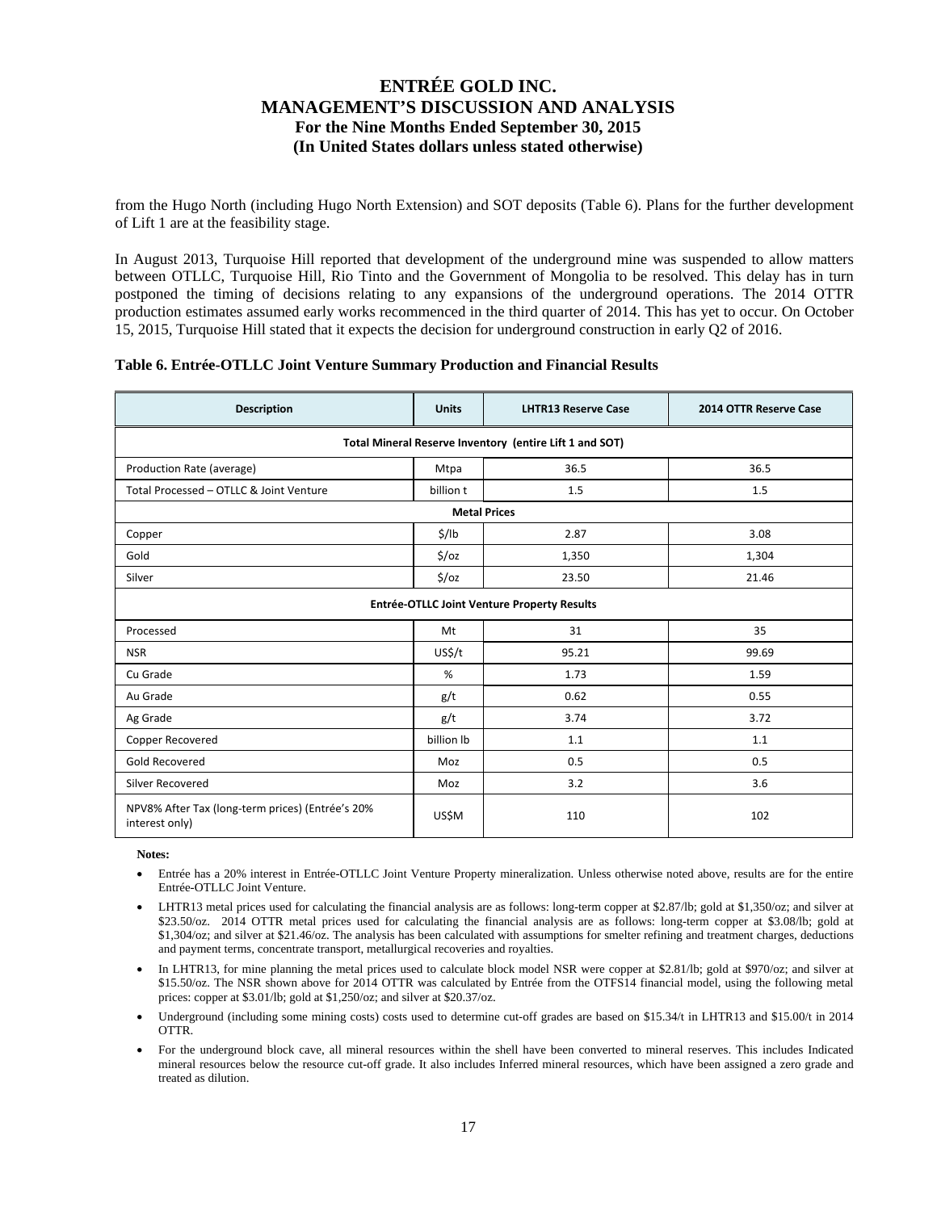from the Hugo North (including Hugo North Extension) and SOT deposits (Table 6). Plans for the further development of Lift 1 are at the feasibility stage.

In August 2013, Turquoise Hill reported that development of the underground mine was suspended to allow matters between OTLLC, Turquoise Hill, Rio Tinto and the Government of Mongolia to be resolved. This delay has in turn postponed the timing of decisions relating to any expansions of the underground operations. The 2014 OTTR production estimates assumed early works recommenced in the third quarter of 2014. This has yet to occur. On October 15, 2015, Turquoise Hill stated that it expects the decision for underground construction in early Q2 of 2016.

**Table 6. Entrée-OTLLC Joint Venture Summary Production and Financial Results**

| Description | Units | LHTR13 Reserve Case | 2014 OTTR Reserve Case |
|---|---|---|---|
| **Total Mineral Reserve Inventory (entire Lift 1 and SOT)** | | | |
| Production Rate (average) | Mtpa | 36.5 | 36.5 |
| Total Processed – OTLLC & Joint Venture | billion t | 1.5 | 1.5 |
| **Metal Prices** | | | |
| Copper | $/lb | 2.87 | 3.08 |
| Gold | $/oz | 1,350 | 1,304 |
| Silver | $/oz | 23.50 | 21.46 |
| **Entrée-OTLLC Joint Venture Property Results** | | | |
| Processed | Mt | 31 | 35 |
| NSR | US$/t | 95.21 | 99.69 |
| Cu Grade | % | 1.73 | 1.59 |
| Au Grade | g/t | 0.62 | 0.55 |
| Ag Grade | g/t | 3.74 | 3.72 |
| Copper Recovered | billion lb | 1.1 | 1.1 |
| Gold Recovered | Moz | 0.5 | 0.5 |
| Silver Recovered | Moz | 3.2 | 3.6 |
| NPV8% After Tax (long-term prices) (Entrée's 20% interest only) | US$M | 110 | 102 |

**Notes:**

- Entrée has a 20% interest in Entrée-OTLLC Joint Venture Property mineralization. Unless otherwise noted above, results are for the entire Entrée-OTLLC Joint Venture.
- LHTR13 metal prices used for calculating the financial analysis are as follows: long-term copper at $2.87/lb; gold at $1,350/oz; and silver at $23.50/oz. 2014 OTTR metal prices used for calculating the financial analysis are as follows: long-term copper at $3.08/lb; gold at $1,304/oz; and silver at $21.46/oz. The analysis has been calculated with assumptions for smelter refining and treatment charges, deductions and payment terms, concentrate transport, metallurgical recoveries and royalties.
- In LHTR13, for mine planning the metal prices used to calculate block model NSR were copper at $2.81/lb; gold at $970/oz; and silver at $15.50/oz. The NSR shown above for 2014 OTTR was calculated by Entrée from the OTFS14 financial model, using the following metal prices: copper at $3.01/lb; gold at $1,250/oz; and silver at $20.37/oz.
- Underground (including some mining costs) costs used to determine cut-off grades are based on $15.34/t in LHTR13 and $15.00/t in 2014 OTTR.
- For the underground block cave, all mineral resources within the shell have been converted to mineral reserves. This includes Indicated mineral resources below the resource cut-off grade. It also includes Inferred mineral resources, which have been assigned a zero grade and treated as dilution.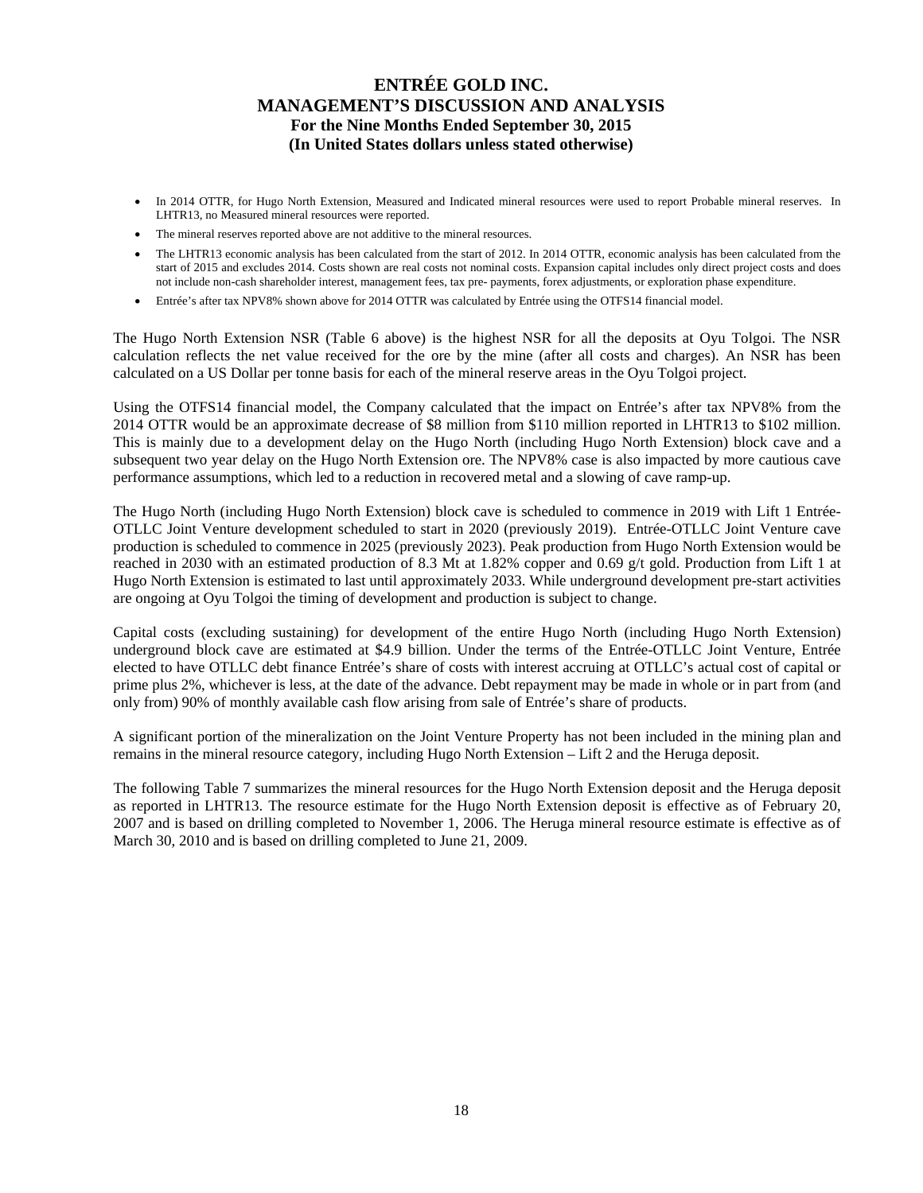- In 2014 OTTR, for Hugo North Extension, Measured and Indicated mineral resources were used to report Probable mineral reserves. In LHTR13, no Measured mineral resources were reported.
- The mineral reserves reported above are not additive to the mineral resources.
- The LHTR13 economic analysis has been calculated from the start of 2012. In 2014 OTTR, economic analysis has been calculated from the start of 2015 and excludes 2014. Costs shown are real costs not nominal costs. Expansion capital includes only direct project costs and does not include non-cash shareholder interest, management fees, tax pre- payments, forex adjustments, or exploration phase expenditure.
- Entrée's after tax NPV8% shown above for 2014 OTTR was calculated by Entrée using the OTFS14 financial model.

The Hugo North Extension NSR (Table 6 above) is the highest NSR for all the deposits at Oyu Tolgoi. The NSR calculation reflects the net value received for the ore by the mine (after all costs and charges). An NSR has been calculated on a US Dollar per tonne basis for each of the mineral reserve areas in the Oyu Tolgoi project.

Using the OTFS14 financial model, the Company calculated that the impact on Entrée's after tax NPV8% from the 2014 OTTR would be an approximate decrease of $8 million from $110 million reported in LHTR13 to $102 million. This is mainly due to a development delay on the Hugo North (including Hugo North Extension) block cave and a subsequent two year delay on the Hugo North Extension ore. The NPV8% case is also impacted by more cautious cave performance assumptions, which led to a reduction in recovered metal and a slowing of cave ramp-up.

The Hugo North (including Hugo North Extension) block cave is scheduled to commence in 2019 with Lift 1 Entrée-OTLLC Joint Venture development scheduled to start in 2020 (previously 2019). Entrée-OTLLC Joint Venture cave production is scheduled to commence in 2025 (previously 2023). Peak production from Hugo North Extension would be reached in 2030 with an estimated production of 8.3 Mt at 1.82% copper and 0.69 g/t gold. Production from Lift 1 at Hugo North Extension is estimated to last until approximately 2033. While underground development pre-start activities are ongoing at Oyu Tolgoi the timing of development and production is subject to change.

Capital costs (excluding sustaining) for development of the entire Hugo North (including Hugo North Extension) underground block cave are estimated at $4.9 billion. Under the terms of the Entrée-OTLLC Joint Venture, Entrée elected to have OTLLC debt finance Entrée's share of costs with interest accruing at OTLLC's actual cost of capital or prime plus 2%, whichever is less, at the date of the advance. Debt repayment may be made in whole or in part from (and only from) 90% of monthly available cash flow arising from sale of Entrée's share of products.

A significant portion of the mineralization on the Joint Venture Property has not been included in the mining plan and remains in the mineral resource category, including Hugo North Extension – Lift 2 and the Heruga deposit.

The following Table 7 summarizes the mineral resources for the Hugo North Extension deposit and the Heruga deposit as reported in LHTR13. The resource estimate for the Hugo North Extension deposit is effective as of February 20, 2007 and is based on drilling completed to November 1, 2006. The Heruga mineral resource estimate is effective as of March 30, 2010 and is based on drilling completed to June 21, 2009.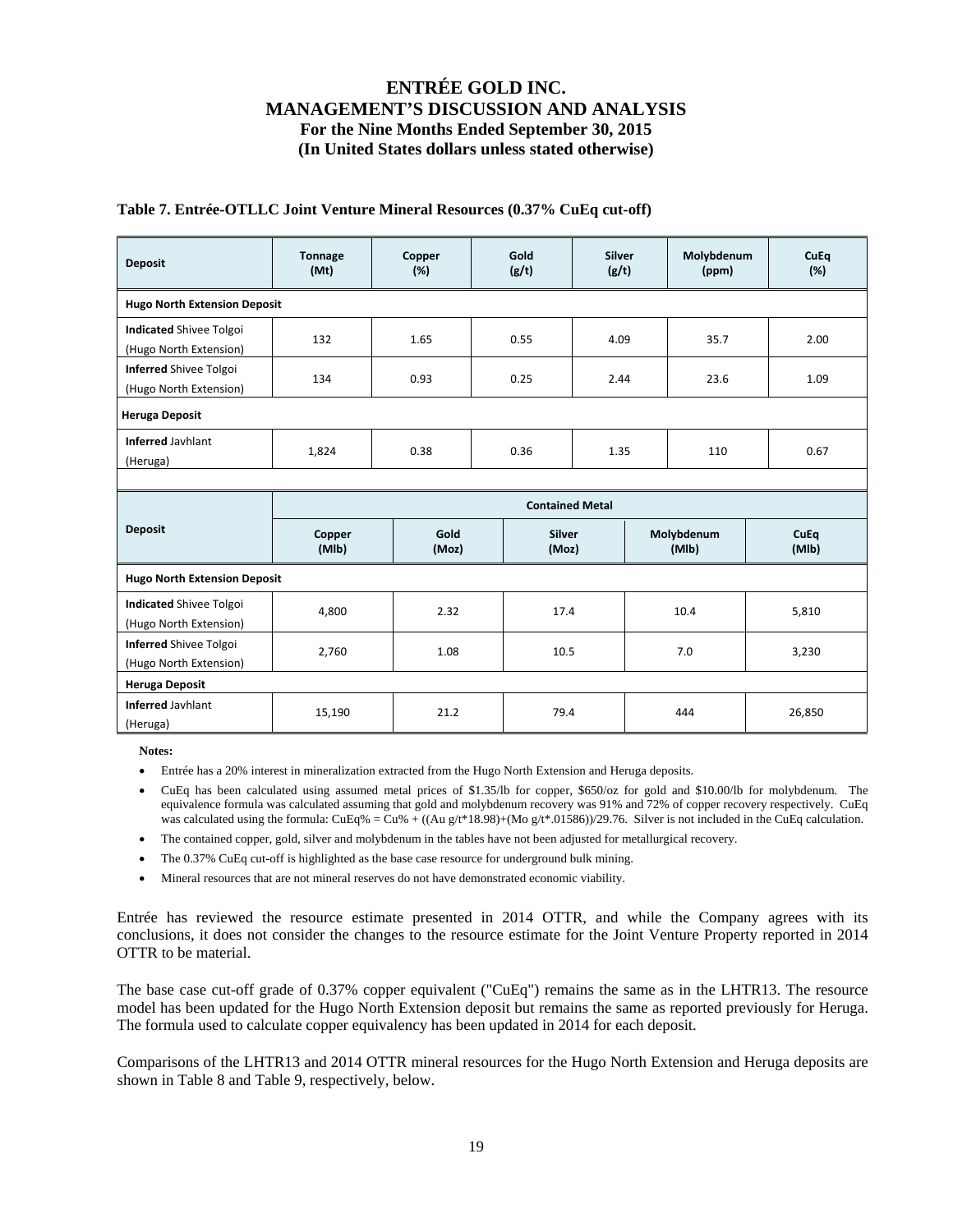**Table 7. Entrée-OTLLC Joint Venture Mineral Resources (0.37% CuEq cut-off)**

| Deposit | Tonnage (Mt) | Copper (%) | Gold (g/t) | Silver (g/t) | Molybdenum (ppm) | CuEq (%) |
|---|---|---|---|---|---|---|
| **Hugo North Extension Deposit** | | | | | | |
| **Indicated** Shivee Tolgoi (Hugo North Extension) | 132 | 1.65 | 0.55 | 4.09 | 35.7 | 2.00 |
| **Inferred** Shivee Tolgoi (Hugo North Extension) | 134 | 0.93 | 0.25 | 2.44 | 23.6 | 1.09 |
| **Heruga Deposit** | | | | | | |
| **Inferred** Javhlant (Heruga) | 1,824 | 0.38 | 0.36 | 1.35 | 110 | 0.67 |

| Deposit | Contained Metal | | | | |
|---|---|---|---|---|---|
| | Copper (Mlb) | Gold (Moz) | Silver (Moz) | Molybdenum (Mlb) | CuEq (Mlb) |
| **Hugo North Extension Deposit** | | | | | |
| **Indicated** Shivee Tolgoi (Hugo North Extension) | 4,800 | 2.32 | 17.4 | 10.4 | 5,810 |
| **Inferred** Shivee Tolgoi (Hugo North Extension) | 2,760 | 1.08 | 10.5 | 7.0 | 3,230 |
| **Heruga Deposit** | | | | | |
| **Inferred** Javhlant (Heruga) | 15,190 | 21.2 | 79.4 | 444 | 26,850 |

**Notes:**

- Entrée has a 20% interest in mineralization extracted from the Hugo North Extension and Heruga deposits.
- CuEq has been calculated using assumed metal prices of \$1.35/lb for copper, \$650/oz for gold and \$10.00/lb for molybdenum. The equivalence formula was calculated assuming that gold and molybdenum recovery was 91% and 72% of copper recovery respectively. CuEq was calculated using the formula: CuEq% = Cu% + ((Au g/t*18.98)+(Mo g/t*.01586))/29.76. Silver is not included in the CuEq calculation.
- The contained copper, gold, silver and molybdenum in the tables have not been adjusted for metallurgical recovery.
- The 0.37% CuEq cut-off is highlighted as the base case resource for underground bulk mining.
- Mineral resources that are not mineral reserves do not have demonstrated economic viability.

Entrée has reviewed the resource estimate presented in 2014 OTTR, and while the Company agrees with its conclusions, it does not consider the changes to the resource estimate for the Joint Venture Property reported in 2014 OTTR to be material.

The base case cut-off grade of 0.37% copper equivalent ("CuEq") remains the same as in the LHTR13. The resource model has been updated for the Hugo North Extension deposit but remains the same as reported previously for Heruga. The formula used to calculate copper equivalency has been updated in 2014 for each deposit.

Comparisons of the LHTR13 and 2014 OTTR mineral resources for the Hugo North Extension and Heruga deposits are shown in Table 8 and Table 9, respectively, below.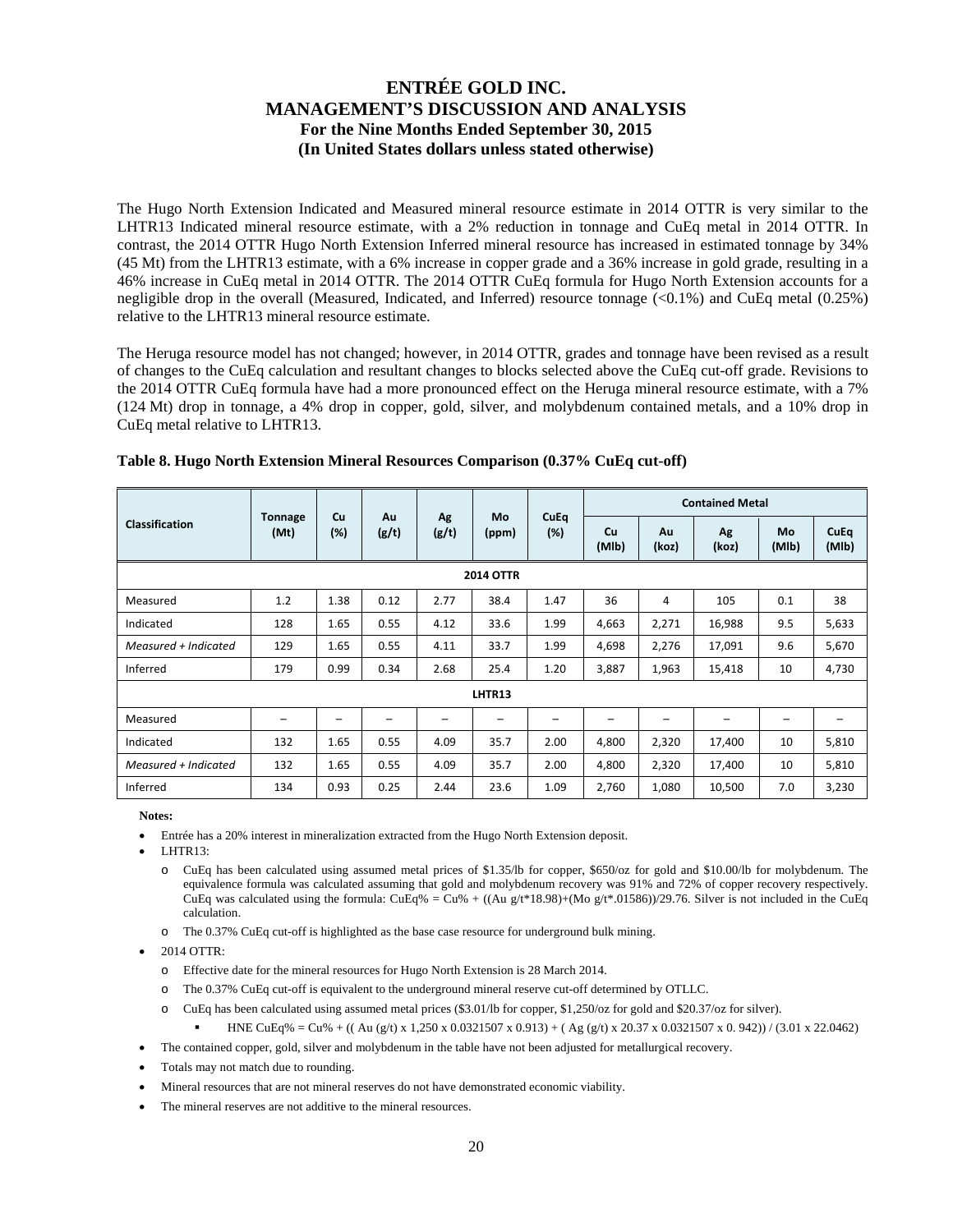The Hugo North Extension Indicated and Measured mineral resource estimate in 2014 OTTR is very similar to the LHTR13 Indicated mineral resource estimate, with a 2% reduction in tonnage and CuEq metal in 2014 OTTR. In contrast, the 2014 OTTR Hugo North Extension Inferred mineral resource has increased in estimated tonnage by 34% (45 Mt) from the LHTR13 estimate, with a 6% increase in copper grade and a 36% increase in gold grade, resulting in a 46% increase in CuEq metal in 2014 OTTR. The 2014 OTTR CuEq formula for Hugo North Extension accounts for a negligible drop in the overall (Measured, Indicated, and Inferred) resource tonnage (<0.1%) and CuEq metal (0.25%) relative to the LHTR13 mineral resource estimate.

The Heruga resource model has not changed; however, in 2014 OTTR, grades and tonnage have been revised as a result of changes to the CuEq calculation and resultant changes to blocks selected above the CuEq cut-off grade. Revisions to the 2014 OTTR CuEq formula have had a more pronounced effect on the Heruga mineral resource estimate, with a 7% (124 Mt) drop in tonnage, a 4% drop in copper, gold, silver, and molybdenum contained metals, and a 10% drop in CuEq metal relative to LHTR13.

**Table 8. Hugo North Extension Mineral Resources Comparison (0.37% CuEq cut-off)**

| Classification | Tonnage (Mt) | Cu (%) | Au (g/t) | Ag (g/t) | Mo (ppm) | CuEq (%) | Contained Metal | | | | |
|---|---|---|---|---|---|---|---|---|---|---|---|
| | | | | | | | Cu (Mlb) | Au (koz) | Ag (koz) | Mo (Mlb) | CuEq (Mlb) |
| **2014 OTTR** | | | | | | | | | | | |
| Measured | 1.2 | 1.38 | 0.12 | 2.77 | 38.4 | 1.47 | 36 | 4 | 105 | 0.1 | 38 |
| Indicated | 128 | 1.65 | 0.55 | 4.12 | 33.6 | 1.99 | 4,663 | 2,271 | 16,988 | 9.5 | 5,633 |
| *Measured + Indicated* | 129 | 1.65 | 0.55 | 4.11 | 33.7 | 1.99 | 4,698 | 2,276 | 17,091 | 9.6 | 5,670 |
| Inferred | 179 | 0.99 | 0.34 | 2.68 | 25.4 | 1.20 | 3,887 | 1,963 | 15,418 | 10 | 4,730 |
| **LHTR13** | | | | | | | | | | | |
| Measured | – | – | – | – | – | – | – | – | – | – | – |
| Indicated | 132 | 1.65 | 0.55 | 4.09 | 35.7 | 2.00 | 4,800 | 2,320 | 17,400 | 10 | 5,810 |
| *Measured + Indicated* | 132 | 1.65 | 0.55 | 4.09 | 35.7 | 2.00 | 4,800 | 2,320 | 17,400 | 10 | 5,810 |
| Inferred | 134 | 0.93 | 0.25 | 2.44 | 23.6 | 1.09 | 2,760 | 1,080 | 10,500 | 7.0 | 3,230 |

**Notes:**

- Entrée has a 20% interest in mineralization extracted from the Hugo North Extension deposit.
- LHTR13:
  - CuEq has been calculated using assumed metal prices of $1.35/lb for copper, $650/oz for gold and $10.00/lb for molybdenum. The equivalence formula was calculated assuming that gold and molybdenum recovery was 91% and 72% of copper recovery respectively. CuEq was calculated using the formula: CuEq% = Cu% + ((Au g/t*18.98)+(Mo g/t*.01586))/29.76. Silver is not included in the CuEq calculation.
  - The 0.37% CuEq cut-off is highlighted as the base case resource for underground bulk mining.
- 2014 OTTR:
  - Effective date for the mineral resources for Hugo North Extension is 28 March 2014.
  - The 0.37% CuEq cut-off is equivalent to the underground mineral reserve cut-off determined by OTLLC.
  - CuEq has been calculated using assumed metal prices ($3.01/lb for copper, $1,250/oz for gold and $20.37/oz for silver).
    - HNE CuEq% = Cu% + (( Au (g/t) x 1,250 x 0.0321507 x 0.913) + ( Ag (g/t) x 20.37 x 0.0321507 x 0. 942)) / (3.01 x 22.0462)
- The contained copper, gold, silver and molybdenum in the table have not been adjusted for metallurgical recovery.
- Totals may not match due to rounding.
- Mineral resources that are not mineral reserves do not have demonstrated economic viability.
- The mineral reserves are not additive to the mineral resources.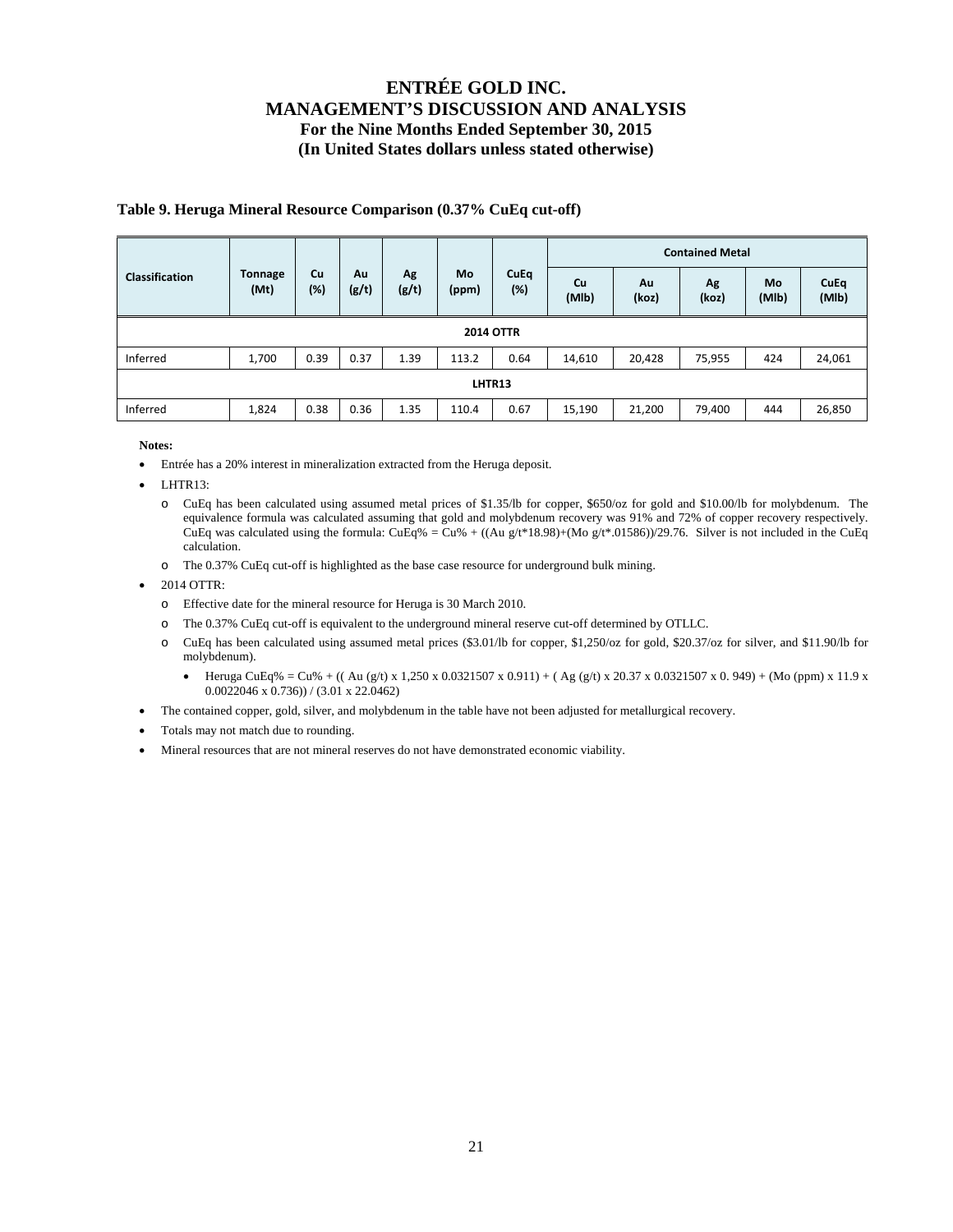**Table 9. Heruga Mineral Resource Comparison (0.37% CuEq cut-off)**

| Classification | Tonnage (Mt) | Cu (%) | Au (g/t) | Ag (g/t) | Mo (ppm) | CuEq (%) | Contained Metal | | | | |
|---|---|---|---|---|---|---|---|---|---|---|---|
| | | | | | | | Cu (Mlb) | Au (koz) | Ag (koz) | Mo (Mlb) | CuEq (Mlb) |
| **2014 OTTR** | | | | | | | | | | | |
| Inferred | 1,700 | 0.39 | 0.37 | 1.39 | 113.2 | 0.64 | 14,610 | 20,428 | 75,955 | 424 | 24,061 |
| **LHTR13** | | | | | | | | | | | |
| Inferred | 1,824 | 0.38 | 0.36 | 1.35 | 110.4 | 0.67 | 15,190 | 21,200 | 79,400 | 444 | 26,850 |

**Notes:**

- Entrée has a 20% interest in mineralization extracted from the Heruga deposit.
- LHTR13:
  - CuEq has been calculated using assumed metal prices of $1.35/lb for copper, $650/oz for gold and $10.00/lb for molybdenum. The equivalence formula was calculated assuming that gold and molybdenum recovery was 91% and 72% of copper recovery respectively. CuEq was calculated using the formula: CuEq% = Cu% + ((Au g/t*18.98)+(Mo g/t*.01586))/29.76. Silver is not included in the CuEq calculation.
  - The 0.37% CuEq cut-off is highlighted as the base case resource for underground bulk mining.
- 2014 OTTR:
  - Effective date for the mineral resource for Heruga is 30 March 2010.
  - The 0.37% CuEq cut-off is equivalent to the underground mineral reserve cut-off determined by OTLLC.
  - CuEq has been calculated using assumed metal prices ($3.01/lb for copper, $1,250/oz for gold, $20.37/oz for silver, and $11.90/lb for molybdenum).
    - Heruga CuEq% = Cu% + (( Au (g/t) x 1,250 x 0.0321507 x 0.911) + ( Ag (g/t) x 20.37 x 0.0321507 x 0. 949) + (Mo (ppm) x 11.9 x 0.0022046 x 0.736)) / (3.01 x 22.0462)
- The contained copper, gold, silver, and molybdenum in the table have not been adjusted for metallurgical recovery.
- Totals may not match due to rounding.
- Mineral resources that are not mineral reserves do not have demonstrated economic viability.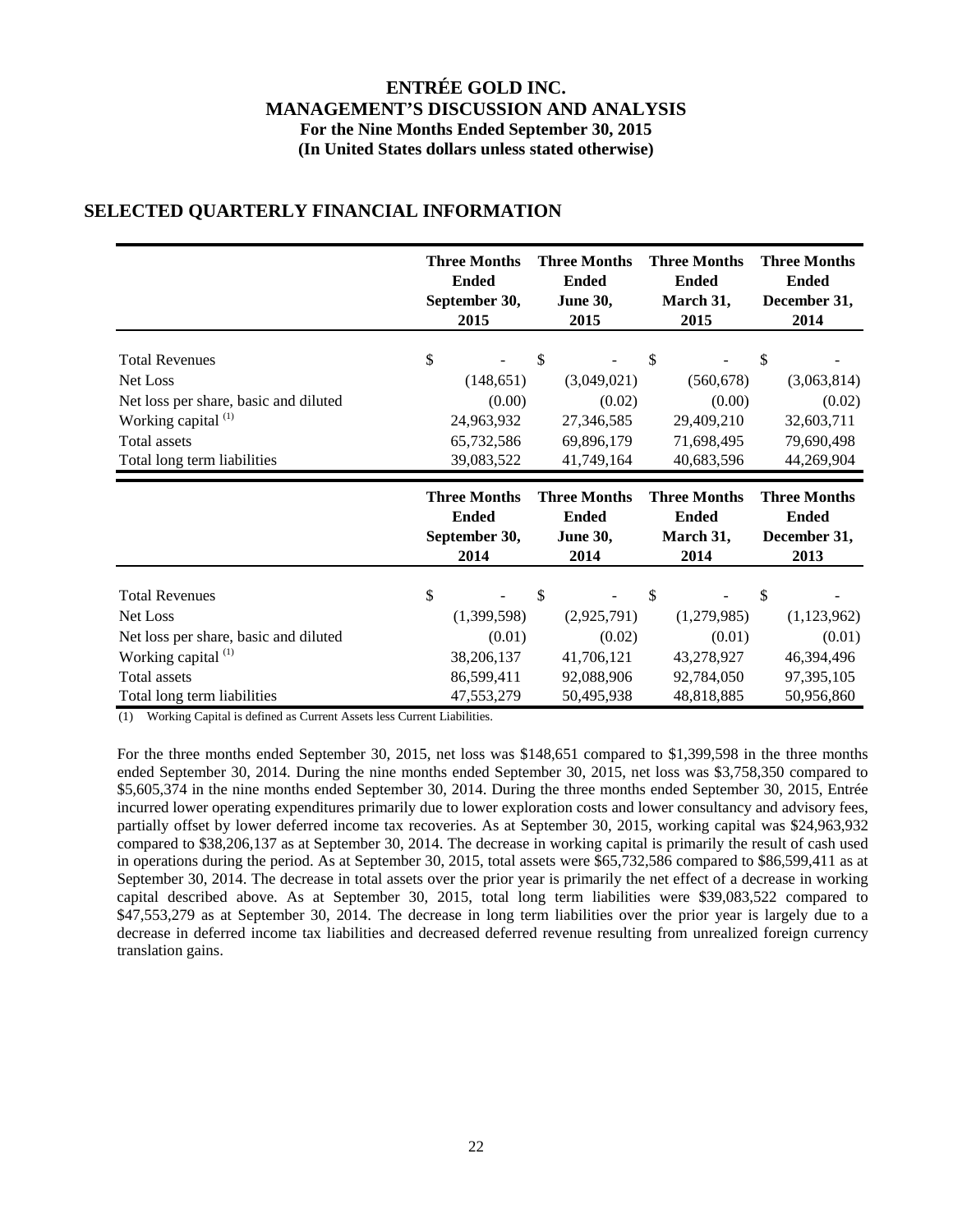# ENTRÉE GOLD INC.
## MANAGEMENT'S DISCUSSION AND ANALYSIS
### For the Nine Months Ended September 30, 2015
### (In United States dollars unless stated otherwise)

## SELECTED QUARTERLY FINANCIAL INFORMATION

| | Three Months Ended September 30, 2015 | Three Months Ended June 30, 2015 | Three Months Ended March 31, 2015 | Three Months Ended December 31, 2014 |
|---|---|---|---|---|
| Total Revenues | $ - | $ - | $ - | $ - |
| Net Loss | (148,651) | (3,049,021) | (560,678) | (3,063,814) |
| Net loss per share, basic and diluted | (0.00) | (0.02) | (0.00) | (0.02) |
| Working capital [(1)] | 24,963,932 | 27,346,585 | 29,409,210 | 32,603,711 |
| Total assets | 65,732,586 | 69,896,179 | 71,698,495 | 79,690,498 |
| Total long term liabilities | 39,083,522 | 41,749,164 | 40,683,596 | 44,269,904 |

| | Three Months Ended September 30, 2014 | Three Months Ended June 30, 2014 | Three Months Ended March 31, 2014 | Three Months Ended December 31, 2013 |
|---|---|---|---|---|
| Total Revenues | $ - | $ - | $ - | $ - |
| Net Loss | (1,399,598) | (2,925,791) | (1,279,985) | (1,123,962) |
| Net loss per share, basic and diluted | (0.01) | (0.02) | (0.01) | (0.01) |
| Working capital [(1)] | 38,206,137 | 41,706,121 | 43,278,927 | 46,394,496 |
| Total assets | 86,599,411 | 92,088,906 | 92,784,050 | 97,395,105 |
| Total long term liabilities | 47,553,279 | 50,495,938 | 48,818,885 | 50,956,860 |

(1) Working Capital is defined as Current Assets less Current Liabilities.

For the three months ended September 30, 2015, net loss was $148,651 compared to $1,399,598 in the three months ended September 30, 2014. During the nine months ended September 30, 2015, net loss was $3,758,350 compared to $5,605,374 in the nine months ended September 30, 2014. During the three months ended September 30, 2015, Entrée incurred lower operating expenditures primarily due to lower exploration costs and lower consultancy and advisory fees, partially offset by lower deferred income tax recoveries. As at September 30, 2015, working capital was $24,963,932 compared to $38,206,137 as at September 30, 2014. The decrease in working capital is primarily the result of cash used in operations during the period. As at September 30, 2015, total assets were $65,732,586 compared to $86,599,411 as at September 30, 2014. The decrease in total assets over the prior year is primarily the net effect of a decrease in working capital described above. As at September 30, 2015, total long term liabilities were $39,083,522 compared to $47,553,279 as at September 30, 2014. The decrease in long term liabilities over the prior year is largely due to a decrease in deferred income tax liabilities and decreased deferred revenue resulting from unrealized foreign currency translation gains.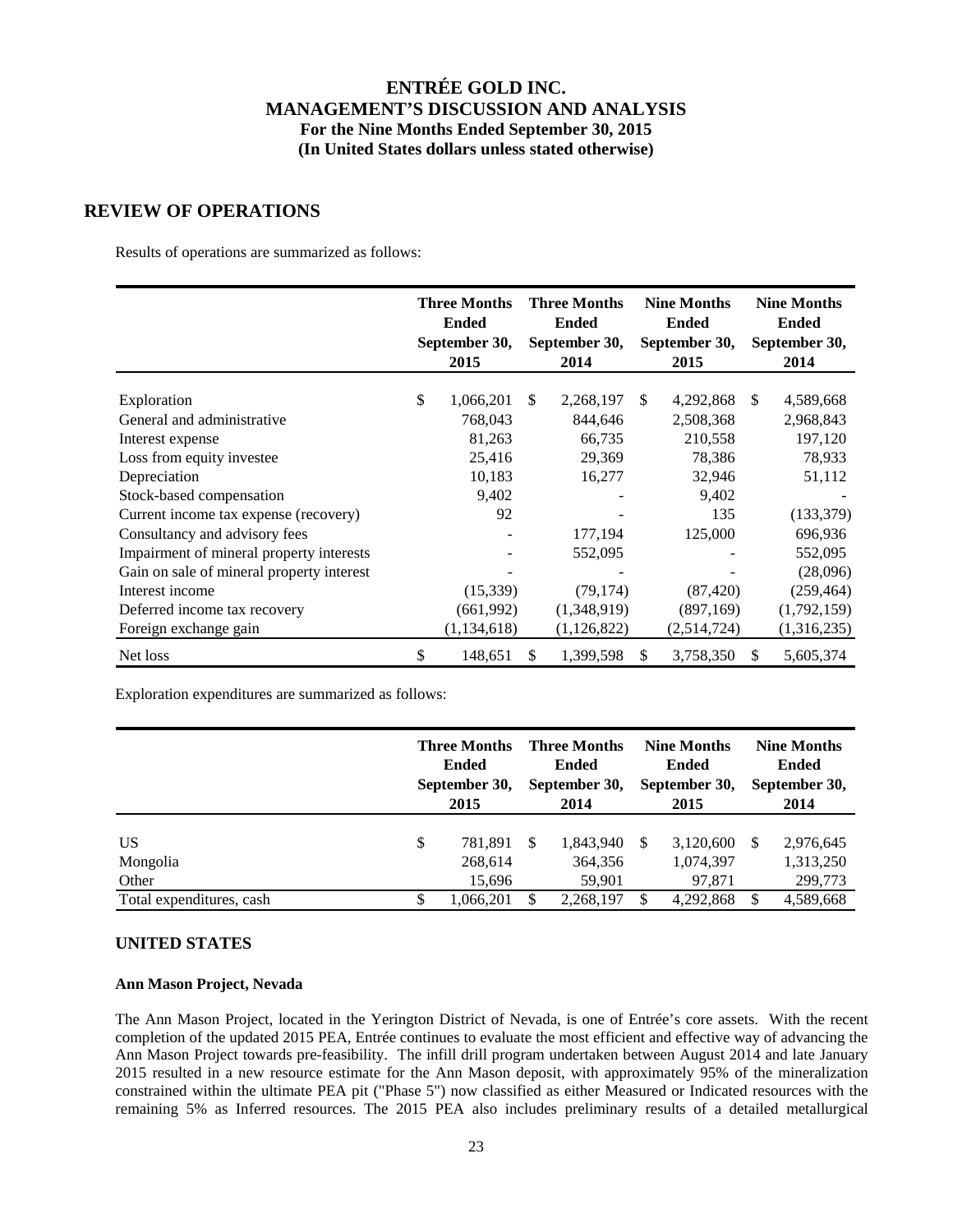## REVIEW OF OPERATIONS

Results of operations are summarized as follows:

| | Three Months Ended September 30, 2015 | Three Months Ended September 30, 2014 | Nine Months Ended September 30, 2015 | Nine Months Ended September 30, 2014 |
|---|---|---|---|---|
| Exploration | $ 1,066,201 | $ 2,268,197 | $ 4,292,868 | $ 4,589,668 |
| General and administrative | 768,043 | 844,646 | 2,508,368 | 2,968,843 |
| Interest expense | 81,263 | 66,735 | 210,558 | 197,120 |
| Loss from equity investee | 25,416 | 29,369 | 78,386 | 78,933 |
| Depreciation | 10,183 | 16,277 | 32,946 | 51,112 |
| Stock-based compensation | 9,402 | - | 9,402 | - |
| Current income tax expense (recovery) | 92 | - | 135 | (133,379) |
| Consultancy and advisory fees | - | 177,194 | 125,000 | 696,936 |
| Impairment of mineral property interests | - | 552,095 | - | 552,095 |
| Gain on sale of mineral property interest | - | - | - | (28,096) |
| Interest income | (15,339) | (79,174) | (87,420) | (259,464) |
| Deferred income tax recovery | (661,992) | (1,348,919) | (897,169) | (1,792,159) |
| Foreign exchange gain | (1,134,618) | (1,126,822) | (2,514,724) | (1,316,235) |
| Net loss | $ 148,651 | $ 1,399,598 | $ 3,758,350 | $ 5,605,374 |

Exploration expenditures are summarized as follows:

| | Three Months Ended September 30, 2015 | Three Months Ended September 30, 2014 | Nine Months Ended September 30, 2015 | Nine Months Ended September 30, 2014 |
|---|---|---|---|---|
| US | $ 781,891 | $ 1,843,940 | $ 3,120,600 | $ 2,976,645 |
| Mongolia | 268,614 | 364,356 | 1,074,397 | 1,313,250 |
| Other | 15,696 | 59,901 | 97,871 | 299,773 |
| Total expenditures, cash | $ 1,066,201 | $ 2,268,197 | $ 4,292,868 | $ 4,589,668 |

## UNITED STATES

### Ann Mason Project, Nevada

The Ann Mason Project, located in the Yerington District of Nevada, is one of Entrée's core assets. With the recent completion of the updated 2015 PEA, Entrée continues to evaluate the most efficient and effective way of advancing the Ann Mason Project towards pre-feasibility. The infill drill program undertaken between August 2014 and late January 2015 resulted in a new resource estimate for the Ann Mason deposit, with approximately 95% of the mineralization constrained within the ultimate PEA pit ("Phase 5") now classified as either Measured or Indicated resources with the remaining 5% as Inferred resources. The 2015 PEA also includes preliminary results of a detailed metallurgical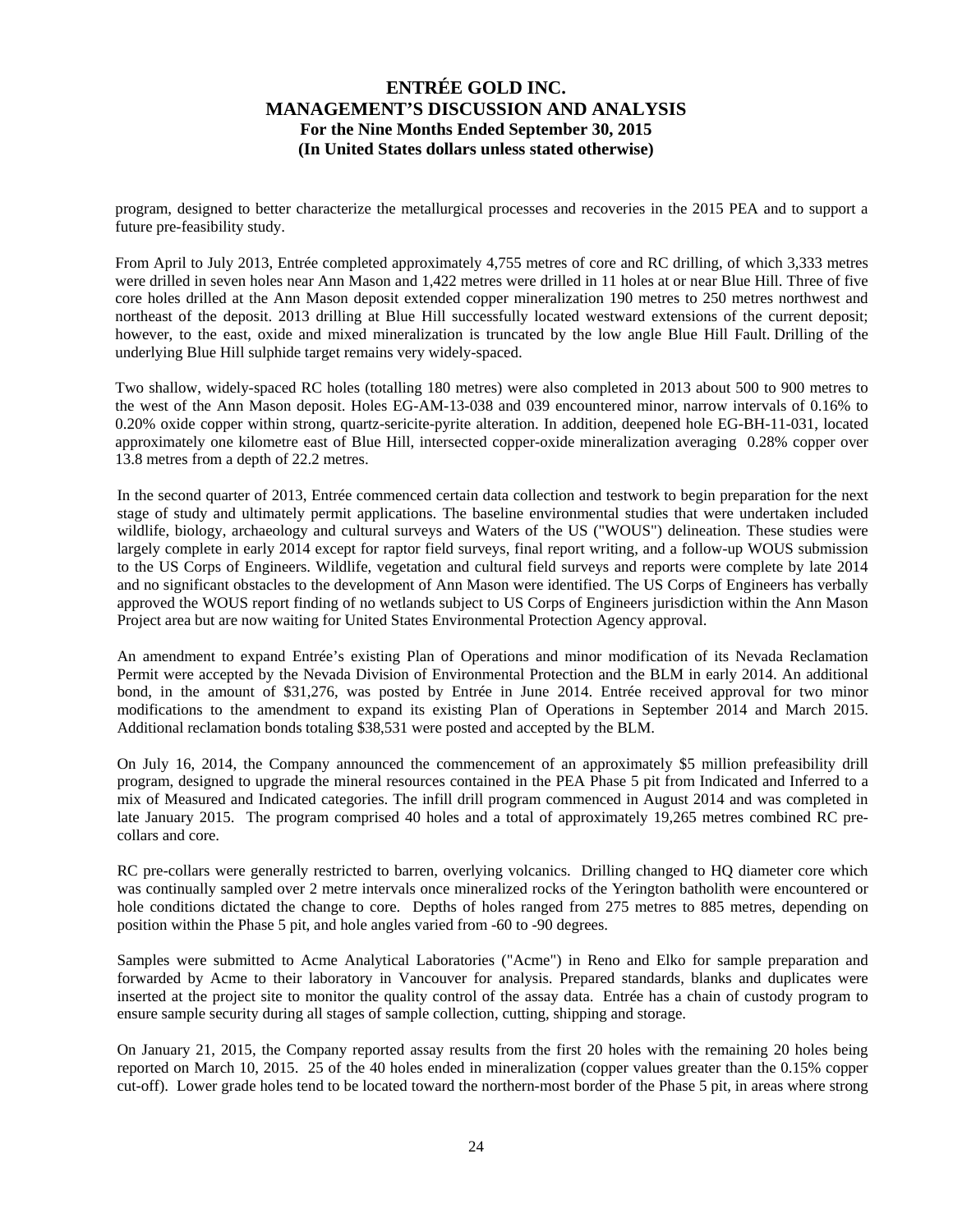program, designed to better characterize the metallurgical processes and recoveries in the 2015 PEA and to support a future pre-feasibility study.

From April to July 2013, Entrée completed approximately 4,755 metres of core and RC drilling, of which 3,333 metres were drilled in seven holes near Ann Mason and 1,422 metres were drilled in 11 holes at or near Blue Hill. Three of five core holes drilled at the Ann Mason deposit extended copper mineralization 190 metres to 250 metres northwest and northeast of the deposit. 2013 drilling at Blue Hill successfully located westward extensions of the current deposit; however, to the east, oxide and mixed mineralization is truncated by the low angle Blue Hill Fault. Drilling of the underlying Blue Hill sulphide target remains very widely-spaced.

Two shallow, widely-spaced RC holes (totalling 180 metres) were also completed in 2013 about 500 to 900 metres to the west of the Ann Mason deposit. Holes EG-AM-13-038 and 039 encountered minor, narrow intervals of 0.16% to 0.20% oxide copper within strong, quartz-sericite-pyrite alteration. In addition, deepened hole EG-BH-11-031, located approximately one kilometre east of Blue Hill, intersected copper-oxide mineralization averaging 0.28% copper over 13.8 metres from a depth of 22.2 metres.

In the second quarter of 2013, Entrée commenced certain data collection and testwork to begin preparation for the next stage of study and ultimately permit applications. The baseline environmental studies that were undertaken included wildlife, biology, archaeology and cultural surveys and Waters of the US ("WOUS") delineation. These studies were largely complete in early 2014 except for raptor field surveys, final report writing, and a follow-up WOUS submission to the US Corps of Engineers. Wildlife, vegetation and cultural field surveys and reports were complete by late 2014 and no significant obstacles to the development of Ann Mason were identified. The US Corps of Engineers has verbally approved the WOUS report finding of no wetlands subject to US Corps of Engineers jurisdiction within the Ann Mason Project area but are now waiting for United States Environmental Protection Agency approval.

An amendment to expand Entrée's existing Plan of Operations and minor modification of its Nevada Reclamation Permit were accepted by the Nevada Division of Environmental Protection and the BLM in early 2014. An additional bond, in the amount of $31,276, was posted by Entrée in June 2014. Entrée received approval for two minor modifications to the amendment to expand its existing Plan of Operations in September 2014 and March 2015. Additional reclamation bonds totaling $38,531 were posted and accepted by the BLM.

On July 16, 2014, the Company announced the commencement of an approximately $5 million prefeasibility drill program, designed to upgrade the mineral resources contained in the PEA Phase 5 pit from Indicated and Inferred to a mix of Measured and Indicated categories. The infill drill program commenced in August 2014 and was completed in late January 2015. The program comprised 40 holes and a total of approximately 19,265 metres combined RC pre-collars and core.

RC pre-collars were generally restricted to barren, overlying volcanics. Drilling changed to HQ diameter core which was continually sampled over 2 metre intervals once mineralized rocks of the Yerington batholith were encountered or hole conditions dictated the change to core. Depths of holes ranged from 275 metres to 885 metres, depending on position within the Phase 5 pit, and hole angles varied from -60 to -90 degrees.

Samples were submitted to Acme Analytical Laboratories ("Acme") in Reno and Elko for sample preparation and forwarded by Acme to their laboratory in Vancouver for analysis. Prepared standards, blanks and duplicates were inserted at the project site to monitor the quality control of the assay data. Entrée has a chain of custody program to ensure sample security during all stages of sample collection, cutting, shipping and storage.

On January 21, 2015, the Company reported assay results from the first 20 holes with the remaining 20 holes being reported on March 10, 2015. 25 of the 40 holes ended in mineralization (copper values greater than the 0.15% copper cut-off). Lower grade holes tend to be located toward the northern-most border of the Phase 5 pit, in areas where strong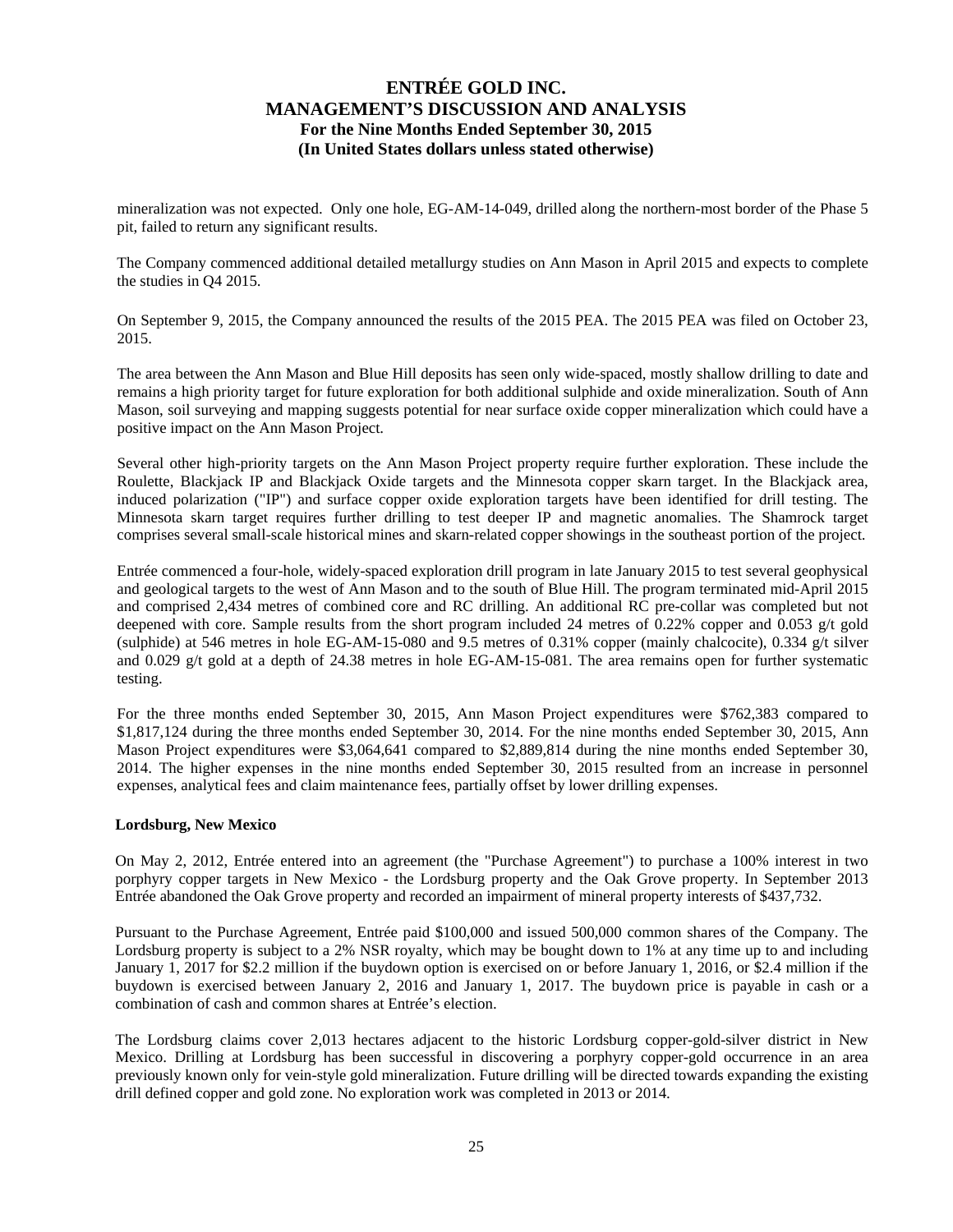mineralization was not expected. Only one hole, EG-AM-14-049, drilled along the northern-most border of the Phase 5 pit, failed to return any significant results.

The Company commenced additional detailed metallurgy studies on Ann Mason in April 2015 and expects to complete the studies in Q4 2015.

On September 9, 2015, the Company announced the results of the 2015 PEA. The 2015 PEA was filed on October 23, 2015.

The area between the Ann Mason and Blue Hill deposits has seen only wide-spaced, mostly shallow drilling to date and remains a high priority target for future exploration for both additional sulphide and oxide mineralization. South of Ann Mason, soil surveying and mapping suggests potential for near surface oxide copper mineralization which could have a positive impact on the Ann Mason Project.

Several other high-priority targets on the Ann Mason Project property require further exploration. These include the Roulette, Blackjack IP and Blackjack Oxide targets and the Minnesota copper skarn target. In the Blackjack area, induced polarization ("IP") and surface copper oxide exploration targets have been identified for drill testing. The Minnesota skarn target requires further drilling to test deeper IP and magnetic anomalies. The Shamrock target comprises several small-scale historical mines and skarn-related copper showings in the southeast portion of the project.

Entrée commenced a four-hole, widely-spaced exploration drill program in late January 2015 to test several geophysical and geological targets to the west of Ann Mason and to the south of Blue Hill. The program terminated mid-April 2015 and comprised 2,434 metres of combined core and RC drilling. An additional RC pre-collar was completed but not deepened with core. Sample results from the short program included 24 metres of 0.22% copper and 0.053 g/t gold (sulphide) at 546 metres in hole EG-AM-15-080 and 9.5 metres of 0.31% copper (mainly chalcocite), 0.334 g/t silver and 0.029 g/t gold at a depth of 24.38 metres in hole EG-AM-15-081. The area remains open for further systematic testing.

For the three months ended September 30, 2015, Ann Mason Project expenditures were $762,383 compared to $1,817,124 during the three months ended September 30, 2014. For the nine months ended September 30, 2015, Ann Mason Project expenditures were $3,064,641 compared to $2,889,814 during the nine months ended September 30, 2014. The higher expenses in the nine months ended September 30, 2015 resulted from an increase in personnel expenses, analytical fees and claim maintenance fees, partially offset by lower drilling expenses.

**Lordsburg, New Mexico**

On May 2, 2012, Entrée entered into an agreement (the "Purchase Agreement") to purchase a 100% interest in two porphyry copper targets in New Mexico - the Lordsburg property and the Oak Grove property. In September 2013 Entrée abandoned the Oak Grove property and recorded an impairment of mineral property interests of $437,732.

Pursuant to the Purchase Agreement, Entrée paid $100,000 and issued 500,000 common shares of the Company. The Lordsburg property is subject to a 2% NSR royalty, which may be bought down to 1% at any time up to and including January 1, 2017 for $2.2 million if the buydown option is exercised on or before January 1, 2016, or $2.4 million if the buydown is exercised between January 2, 2016 and January 1, 2017. The buydown price is payable in cash or a combination of cash and common shares at Entrée's election.

The Lordsburg claims cover 2,013 hectares adjacent to the historic Lordsburg copper-gold-silver district in New Mexico. Drilling at Lordsburg has been successful in discovering a porphyry copper-gold occurrence in an area previously known only for vein-style gold mineralization. Future drilling will be directed towards expanding the existing drill defined copper and gold zone. No exploration work was completed in 2013 or 2014.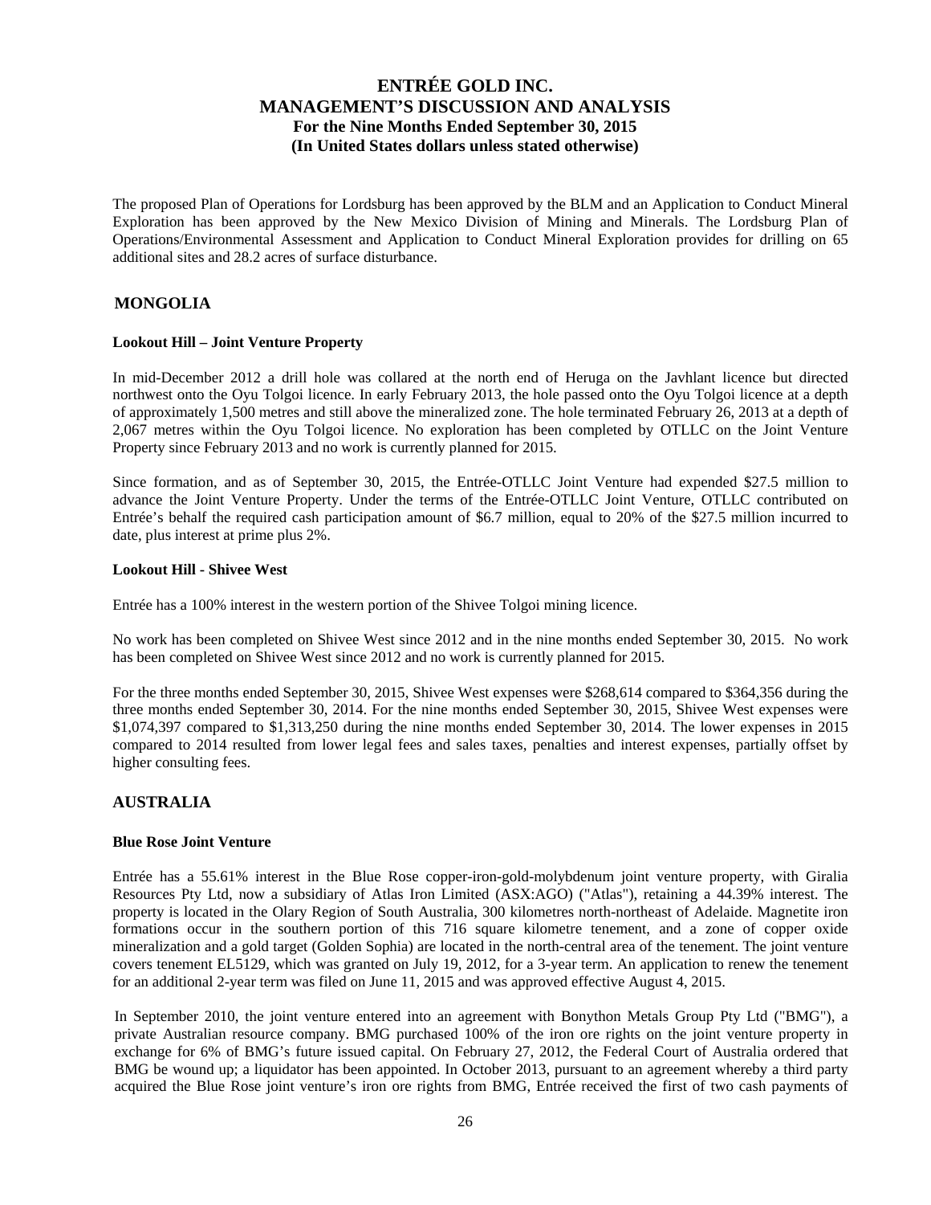The proposed Plan of Operations for Lordsburg has been approved by the BLM and an Application to Conduct Mineral Exploration has been approved by the New Mexico Division of Mining and Minerals. The Lordsburg Plan of Operations/Environmental Assessment and Application to Conduct Mineral Exploration provides for drilling on 65 additional sites and 28.2 acres of surface disturbance.

## MONGOLIA

### Lookout Hill – Joint Venture Property

In mid-December 2012 a drill hole was collared at the north end of Heruga on the Javhlant licence but directed northwest onto the Oyu Tolgoi licence. In early February 2013, the hole passed onto the Oyu Tolgoi licence at a depth of approximately 1,500 metres and still above the mineralized zone. The hole terminated February 26, 2013 at a depth of 2,067 metres within the Oyu Tolgoi licence. No exploration has been completed by OTLLC on the Joint Venture Property since February 2013 and no work is currently planned for 2015.

Since formation, and as of September 30, 2015, the Entrée-OTLLC Joint Venture had expended $27.5 million to advance the Joint Venture Property. Under the terms of the Entrée-OTLLC Joint Venture, OTLLC contributed on Entrée's behalf the required cash participation amount of $6.7 million, equal to 20% of the $27.5 million incurred to date, plus interest at prime plus 2%.

### Lookout Hill - Shivee West

Entrée has a 100% interest in the western portion of the Shivee Tolgoi mining licence.

No work has been completed on Shivee West since 2012 and in the nine months ended September 30, 2015. No work has been completed on Shivee West since 2012 and no work is currently planned for 2015.

For the three months ended September 30, 2015, Shivee West expenses were $268,614 compared to $364,356 during the three months ended September 30, 2014. For the nine months ended September 30, 2015, Shivee West expenses were $1,074,397 compared to $1,313,250 during the nine months ended September 30, 2014. The lower expenses in 2015 compared to 2014 resulted from lower legal fees and sales taxes, penalties and interest expenses, partially offset by higher consulting fees.

## AUSTRALIA

### Blue Rose Joint Venture

Entrée has a 55.61% interest in the Blue Rose copper-iron-gold-molybdenum joint venture property, with Giralia Resources Pty Ltd, now a subsidiary of Atlas Iron Limited (ASX:AGO) ("Atlas"), retaining a 44.39% interest. The property is located in the Olary Region of South Australia, 300 kilometres north-northeast of Adelaide. Magnetite iron formations occur in the southern portion of this 716 square kilometre tenement, and a zone of copper oxide mineralization and a gold target (Golden Sophia) are located in the north-central area of the tenement. The joint venture covers tenement EL5129, which was granted on July 19, 2012, for a 3-year term. An application to renew the tenement for an additional 2-year term was filed on June 11, 2015 and was approved effective August 4, 2015.

In September 2010, the joint venture entered into an agreement with Bonython Metals Group Pty Ltd ("BMG"), a private Australian resource company. BMG purchased 100% of the iron ore rights on the joint venture property in exchange for 6% of BMG's future issued capital. On February 27, 2012, the Federal Court of Australia ordered that BMG be wound up; a liquidator has been appointed. In October 2013, pursuant to an agreement whereby a third party acquired the Blue Rose joint venture's iron ore rights from BMG, Entrée received the first of two cash payments of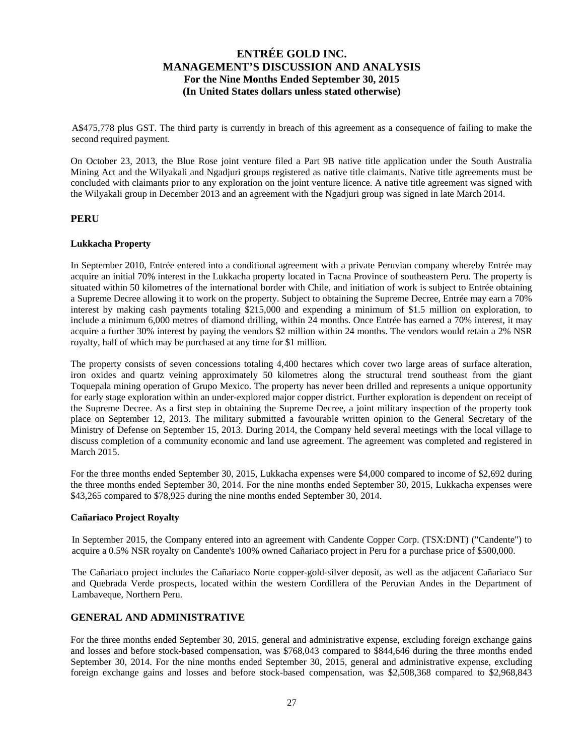A$475,778 plus GST. The third party is currently in breach of this agreement as a consequence of failing to make the second required payment.

On October 23, 2013, the Blue Rose joint venture filed a Part 9B native title application under the South Australia Mining Act and the Wilyakali and Ngadjuri groups registered as native title claimants. Native title agreements must be concluded with claimants prior to any exploration on the joint venture licence. A native title agreement was signed with the Wilyakali group in December 2013 and an agreement with the Ngadjuri group was signed in late March 2014.

## PERU

### Lukkacha Property

In September 2010, Entrée entered into a conditional agreement with a private Peruvian company whereby Entrée may acquire an initial 70% interest in the Lukkacha property located in Tacna Province of southeastern Peru. The property is situated within 50 kilometres of the international border with Chile, and initiation of work is subject to Entrée obtaining a Supreme Decree allowing it to work on the property. Subject to obtaining the Supreme Decree, Entrée may earn a 70% interest by making cash payments totaling $215,000 and expending a minimum of $1.5 million on exploration, to include a minimum 6,000 metres of diamond drilling, within 24 months. Once Entrée has earned a 70% interest, it may acquire a further 30% interest by paying the vendors $2 million within 24 months. The vendors would retain a 2% NSR royalty, half of which may be purchased at any time for $1 million.

The property consists of seven concessions totaling 4,400 hectares which cover two large areas of surface alteration, iron oxides and quartz veining approximately 50 kilometres along the structural trend southeast from the giant Toquepala mining operation of Grupo Mexico. The property has never been drilled and represents a unique opportunity for early stage exploration within an under-explored major copper district. Further exploration is dependent on receipt of the Supreme Decree. As a first step in obtaining the Supreme Decree, a joint military inspection of the property took place on September 12, 2013. The military submitted a favourable written opinion to the General Secretary of the Ministry of Defense on September 15, 2013. During 2014, the Company held several meetings with the local village to discuss completion of a community economic and land use agreement. The agreement was completed and registered in March 2015.

For the three months ended September 30, 2015, Lukkacha expenses were $4,000 compared to income of $2,692 during the three months ended September 30, 2014. For the nine months ended September 30, 2015, Lukkacha expenses were $43,265 compared to $78,925 during the nine months ended September 30, 2014.

### Cañariaco Project Royalty

In September 2015, the Company entered into an agreement with Candente Copper Corp. (TSX:DNT) ("Candente") to acquire a 0.5% NSR royalty on Candente's 100% owned Cañariaco project in Peru for a purchase price of $500,000.

The Cañariaco project includes the Cañariaco Norte copper-gold-silver deposit, as well as the adjacent Cañariaco Sur and Quebrada Verde prospects, located within the western Cordillera of the Peruvian Andes in the Department of Lambaveque, Northern Peru.

## GENERAL AND ADMINISTRATIVE

For the three months ended September 30, 2015, general and administrative expense, excluding foreign exchange gains and losses and before stock-based compensation, was $768,043 compared to $844,646 during the three months ended September 30, 2014. For the nine months ended September 30, 2015, general and administrative expense, excluding foreign exchange gains and losses and before stock-based compensation, was $2,508,368 compared to $2,968,843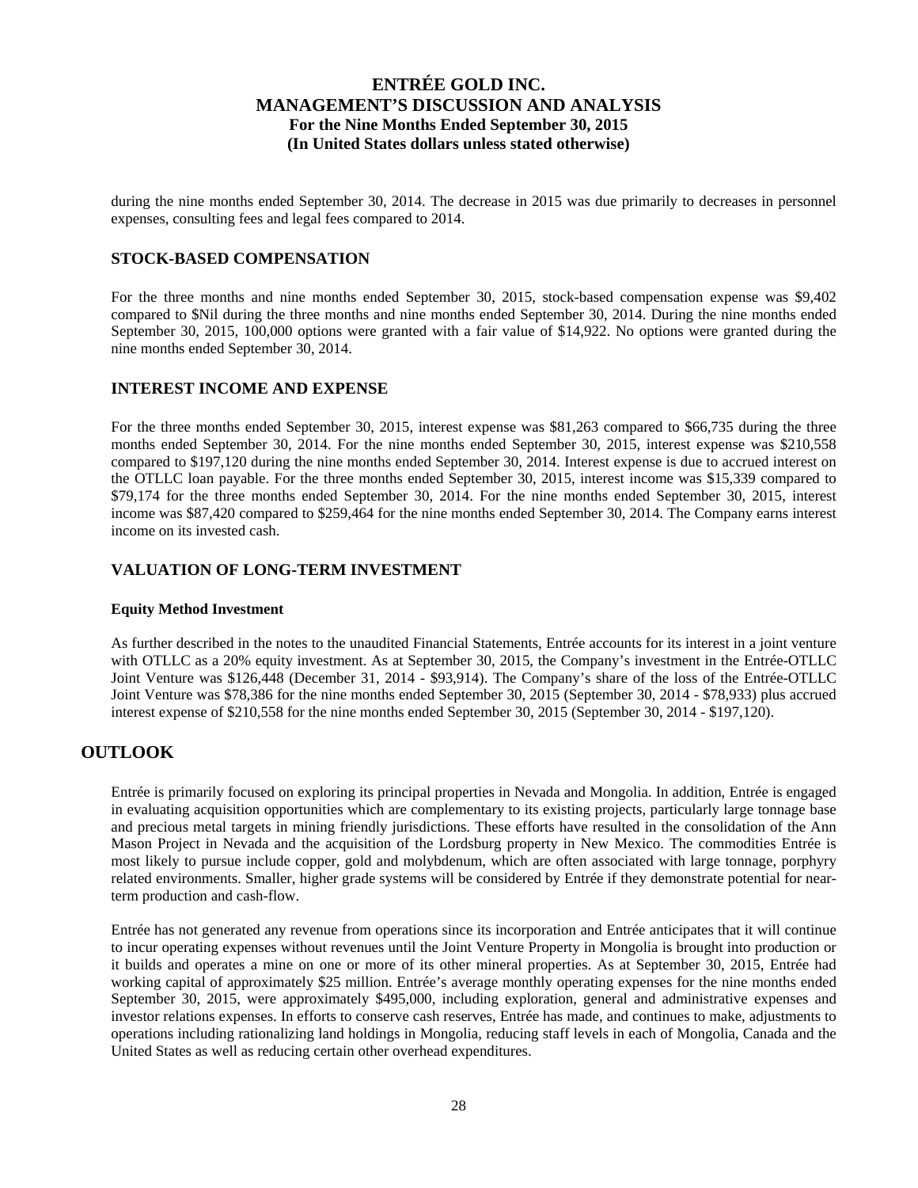during the nine months ended September 30, 2014. The decrease in 2015 was due primarily to decreases in personnel expenses, consulting fees and legal fees compared to 2014.

## STOCK-BASED COMPENSATION

For the three months and nine months ended September 30, 2015, stock-based compensation expense was $9,402 compared to $Nil during the three months and nine months ended September 30, 2014. During the nine months ended September 30, 2015, 100,000 options were granted with a fair value of $14,922. No options were granted during the nine months ended September 30, 2014.

## INTEREST INCOME AND EXPENSE

For the three months ended September 30, 2015, interest expense was $81,263 compared to $66,735 during the three months ended September 30, 2014. For the nine months ended September 30, 2015, interest expense was $210,558 compared to $197,120 during the nine months ended September 30, 2014. Interest expense is due to accrued interest on the OTLLC loan payable. For the three months ended September 30, 2015, interest income was $15,339 compared to $79,174 for the three months ended September 30, 2014. For the nine months ended September 30, 2015, interest income was $87,420 compared to $259,464 for the nine months ended September 30, 2014. The Company earns interest income on its invested cash.

## VALUATION OF LONG-TERM INVESTMENT

### Equity Method Investment

As further described in the notes to the unaudited Financial Statements, Entrée accounts for its interest in a joint venture with OTLLC as a 20% equity investment. As at September 30, 2015, the Company's investment in the Entrée-OTLLC Joint Venture was $126,448 (December 31, 2014 - $93,914). The Company's share of the loss of the Entrée-OTLLC Joint Venture was $78,386 for the nine months ended September 30, 2015 (September 30, 2014 - $78,933) plus accrued interest expense of $210,558 for the nine months ended September 30, 2015 (September 30, 2014 - $197,120).

# OUTLOOK

Entrée is primarily focused on exploring its principal properties in Nevada and Mongolia. In addition, Entrée is engaged in evaluating acquisition opportunities which are complementary to its existing projects, particularly large tonnage base and precious metal targets in mining friendly jurisdictions. These efforts have resulted in the consolidation of the Ann Mason Project in Nevada and the acquisition of the Lordsburg property in New Mexico. The commodities Entrée is most likely to pursue include copper, gold and molybdenum, which are often associated with large tonnage, porphyry related environments. Smaller, higher grade systems will be considered by Entrée if they demonstrate potential for near-term production and cash-flow.

Entrée has not generated any revenue from operations since its incorporation and Entrée anticipates that it will continue to incur operating expenses without revenues until the Joint Venture Property in Mongolia is brought into production or it builds and operates a mine on one or more of its other mineral properties. As at September 30, 2015, Entrée had working capital of approximately $25 million. Entrée's average monthly operating expenses for the nine months ended September 30, 2015, were approximately $495,000, including exploration, general and administrative expenses and investor relations expenses. In efforts to conserve cash reserves, Entrée has made, and continues to make, adjustments to operations including rationalizing land holdings in Mongolia, reducing staff levels in each of Mongolia, Canada and the United States as well as reducing certain other overhead expenditures.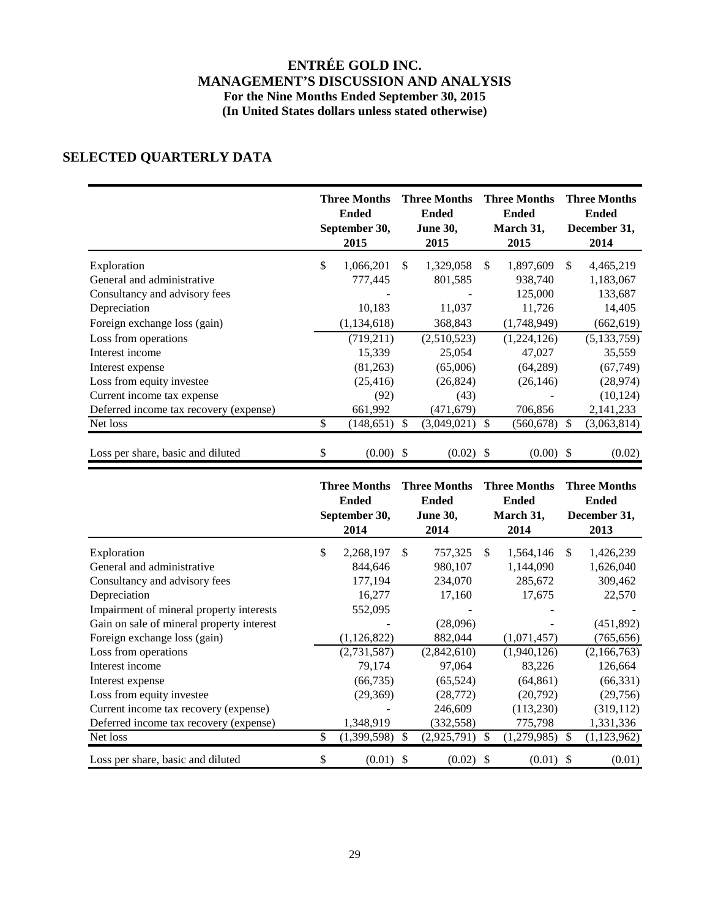# ENTRÉE GOLD INC.
## MANAGEMENT'S DISCUSSION AND ANALYSIS
### For the Nine Months Ended September 30, 2015
### (In United States dollars unless stated otherwise)

## SELECTED QUARTERLY DATA

| | Three Months Ended September 30, 2015 | Three Months Ended June 30, 2015 | Three Months Ended March 31, 2015 | Three Months Ended December 31, 2014 |
|---|---|---|---|---|
| Exploration | $ 1,066,201 | $ 1,329,058 | $ 1,897,609 | $ 4,465,219 |
| General and administrative | 777,445 | 801,585 | 938,740 | 1,183,067 |
| Consultancy and advisory fees | - | - | 125,000 | 133,687 |
| Depreciation | 10,183 | 11,037 | 11,726 | 14,405 |
| Foreign exchange loss (gain) | (1,134,618) | 368,843 | (1,748,949) | (662,619) |
| Loss from operations | (719,211) | (2,510,523) | (1,224,126) | (5,133,759) |
| Interest income | 15,339 | 25,054 | 47,027 | 35,559 |
| Interest expense | (81,263) | (65,006) | (64,289) | (67,749) |
| Loss from equity investee | (25,416) | (26,824) | (26,146) | (28,974) |
| Current income tax expense | (92) | (43) | - | (10,124) |
| Deferred income tax recovery (expense) | 661,992 | (471,679) | 706,856 | 2,141,233 |
| Net loss | $ (148,651) | $ (3,049,021) | $ (560,678) | $ (3,063,814) |
| Loss per share, basic and diluted | $ (0.00) | $ (0.02) | $ (0.00) | $ (0.02) |

| | Three Months Ended September 30, 2014 | Three Months Ended June 30, 2014 | Three Months Ended March 31, 2014 | Three Months Ended December 31, 2013 |
|---|---|---|---|---|
| Exploration | $ 2,268,197 | $ 757,325 | $ 1,564,146 | $ 1,426,239 |
| General and administrative | 844,646 | 980,107 | 1,144,090 | 1,626,040 |
| Consultancy and advisory fees | 177,194 | 234,070 | 285,672 | 309,462 |
| Depreciation | 16,277 | 17,160 | 17,675 | 22,570 |
| Impairment of mineral property interests | 552,095 | - | - | - |
| Gain on sale of mineral property interest | - | (28,096) | - | (451,892) |
| Foreign exchange loss (gain) | (1,126,822) | 882,044 | (1,071,457) | (765,656) |
| Loss from operations | (2,731,587) | (2,842,610) | (1,940,126) | (2,166,763) |
| Interest income | 79,174 | 97,064 | 83,226 | 126,664 |
| Interest expense | (66,735) | (65,524) | (64,861) | (66,331) |
| Loss from equity investee | (29,369) | (28,772) | (20,792) | (29,756) |
| Current income tax recovery (expense) | - | 246,609 | (113,230) | (319,112) |
| Deferred income tax recovery (expense) | 1,348,919 | (332,558) | 775,798 | 1,331,336 |
| Net loss | $ (1,399,598) | $ (2,925,791) | $ (1,279,985) | $ (1,123,962) |
| Loss per share, basic and diluted | $ (0.01) | $ (0.02) | $ (0.01) | $ (0.01) |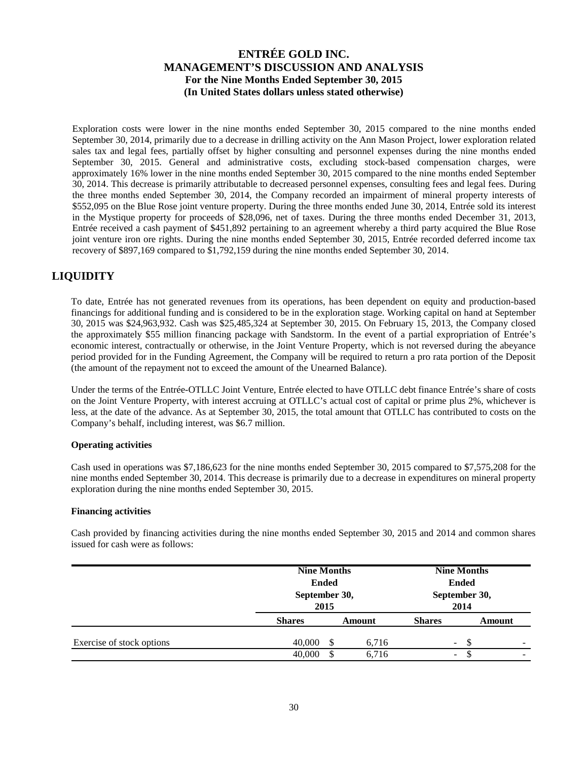Exploration costs were lower in the nine months ended September 30, 2015 compared to the nine months ended September 30, 2014, primarily due to a decrease in drilling activity on the Ann Mason Project, lower exploration related sales tax and legal fees, partially offset by higher consulting and personnel expenses during the nine months ended September 30, 2015. General and administrative costs, excluding stock-based compensation charges, were approximately 16% lower in the nine months ended September 30, 2015 compared to the nine months ended September 30, 2014. This decrease is primarily attributable to decreased personnel expenses, consulting fees and legal fees. During the three months ended September 30, 2014, the Company recorded an impairment of mineral property interests of $552,095 on the Blue Rose joint venture property. During the three months ended June 30, 2014, Entrée sold its interest in the Mystique property for proceeds of $28,096, net of taxes. During the three months ended December 31, 2013, Entrée received a cash payment of $451,892 pertaining to an agreement whereby a third party acquired the Blue Rose joint venture iron ore rights. During the nine months ended September 30, 2015, Entrée recorded deferred income tax recovery of $897,169 compared to $1,792,159 during the nine months ended September 30, 2014.

## LIQUIDITY

To date, Entrée has not generated revenues from its operations, has been dependent on equity and production-based financings for additional funding and is considered to be in the exploration stage. Working capital on hand at September 30, 2015 was $24,963,932. Cash was $25,485,324 at September 30, 2015. On February 15, 2013, the Company closed the approximately $55 million financing package with Sandstorm. In the event of a partial expropriation of Entrée's economic interest, contractually or otherwise, in the Joint Venture Property, which is not reversed during the abeyance period provided for in the Funding Agreement, the Company will be required to return a pro rata portion of the Deposit (the amount of the repayment not to exceed the amount of the Unearned Balance).

Under the terms of the Entrée-OTLLC Joint Venture, Entrée elected to have OTLLC debt finance Entrée's share of costs on the Joint Venture Property, with interest accruing at OTLLC's actual cost of capital or prime plus 2%, whichever is less, at the date of the advance. As at September 30, 2015, the total amount that OTLLC has contributed to costs on the Company's behalf, including interest, was $6.7 million.

**Operating activities**

Cash used in operations was $7,186,623 for the nine months ended September 30, 2015 compared to $7,575,208 for the nine months ended September 30, 2014. This decrease is primarily due to a decrease in expenditures on mineral property exploration during the nine months ended September 30, 2015.

**Financing activities**

Cash provided by financing activities during the nine months ended September 30, 2015 and 2014 and common shares issued for cash were as follows:

| | Nine Months Ended September 30, 2015 | | Nine Months Ended September 30, 2014 | |
|---|---|---|---|---|
| | **Shares** | **Amount** | **Shares** | **Amount** |
| Exercise of stock options | 40,000 | $ 6,716 | - | $ - |
| | 40,000 | $ 6,716 | - | $ - |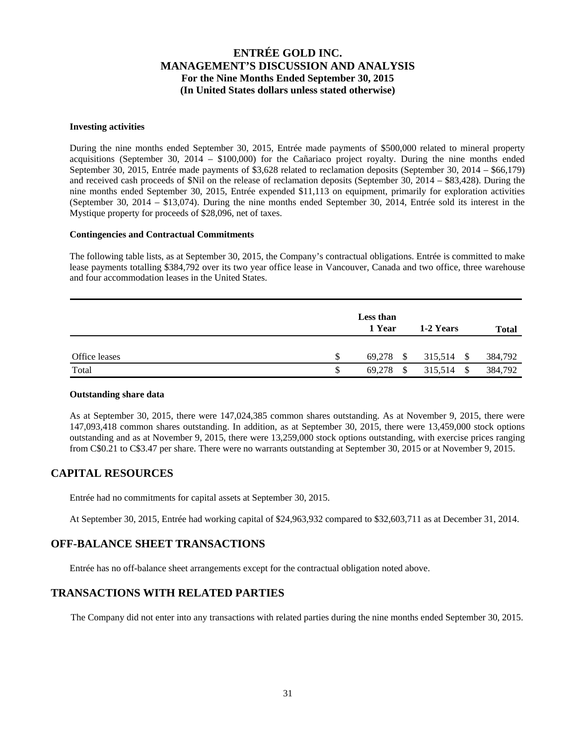**Investing activities**

During the nine months ended September 30, 2015, Entrée made payments of \$500,000 related to mineral property acquisitions (September 30, 2014 – \$100,000) for the Cañariaco project royalty. During the nine months ended September 30, 2015, Entrée made payments of \$3,628 related to reclamation deposits (September 30, 2014 – \$66,179) and received cash proceeds of \$Nil on the release of reclamation deposits (September 30, 2014 – \$83,428). During the nine months ended September 30, 2015, Entrée expended \$11,113 on equipment, primarily for exploration activities (September 30, 2014 – \$13,074). During the nine months ended September 30, 2014, Entrée sold its interest in the Mystique property for proceeds of \$28,096, net of taxes.

**Contingencies and Contractual Commitments**

The following table lists, as at September 30, 2015, the Company's contractual obligations. Entrée is committed to make lease payments totalling \$384,792 over its two year office lease in Vancouver, Canada and two office, three warehouse and four accommodation leases in the United States.

| | Less than 1 Year | 1-2 Years | Total |
|---|---|---|---|
| Office leases | \$ 69,278 | \$ 315,514 | \$ 384,792 |
| Total | \$ 69,278 | \$ 315,514 | \$ 384,792 |

**Outstanding share data**

As at September 30, 2015, there were 147,024,385 common shares outstanding. As at November 9, 2015, there were 147,093,418 common shares outstanding. In addition, as at September 30, 2015, there were 13,459,000 stock options outstanding and as at November 9, 2015, there were 13,259,000 stock options outstanding, with exercise prices ranging from C\$0.21 to C\$3.47 per share. There were no warrants outstanding at September 30, 2015 or at November 9, 2015.

## CAPITAL RESOURCES

Entrée had no commitments for capital assets at September 30, 2015.

At September 30, 2015, Entrée had working capital of \$24,963,932 compared to \$32,603,711 as at December 31, 2014.

## OFF-BALANCE SHEET TRANSACTIONS

Entrée has no off-balance sheet arrangements except for the contractual obligation noted above.

## TRANSACTIONS WITH RELATED PARTIES

The Company did not enter into any transactions with related parties during the nine months ended September 30, 2015.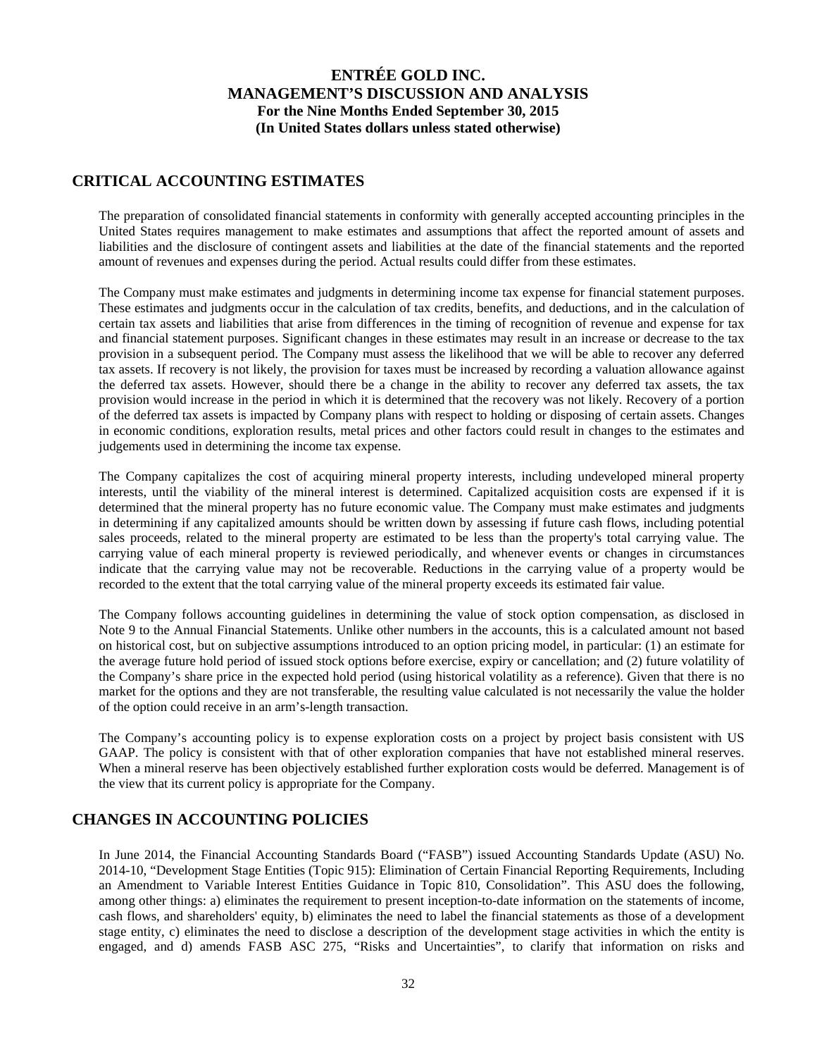## CRITICAL ACCOUNTING ESTIMATES

The preparation of consolidated financial statements in conformity with generally accepted accounting principles in the United States requires management to make estimates and assumptions that affect the reported amount of assets and liabilities and the disclosure of contingent assets and liabilities at the date of the financial statements and the reported amount of revenues and expenses during the period. Actual results could differ from these estimates.

The Company must make estimates and judgments in determining income tax expense for financial statement purposes. These estimates and judgments occur in the calculation of tax credits, benefits, and deductions, and in the calculation of certain tax assets and liabilities that arise from differences in the timing of recognition of revenue and expense for tax and financial statement purposes. Significant changes in these estimates may result in an increase or decrease to the tax provision in a subsequent period. The Company must assess the likelihood that we will be able to recover any deferred tax assets. If recovery is not likely, the provision for taxes must be increased by recording a valuation allowance against the deferred tax assets. However, should there be a change in the ability to recover any deferred tax assets, the tax provision would increase in the period in which it is determined that the recovery was not likely. Recovery of a portion of the deferred tax assets is impacted by Company plans with respect to holding or disposing of certain assets. Changes in economic conditions, exploration results, metal prices and other factors could result in changes to the estimates and judgements used in determining the income tax expense.

The Company capitalizes the cost of acquiring mineral property interests, including undeveloped mineral property interests, until the viability of the mineral interest is determined. Capitalized acquisition costs are expensed if it is determined that the mineral property has no future economic value. The Company must make estimates and judgments in determining if any capitalized amounts should be written down by assessing if future cash flows, including potential sales proceeds, related to the mineral property are estimated to be less than the property's total carrying value. The carrying value of each mineral property is reviewed periodically, and whenever events or changes in circumstances indicate that the carrying value may not be recoverable. Reductions in the carrying value of a property would be recorded to the extent that the total carrying value of the mineral property exceeds its estimated fair value.

The Company follows accounting guidelines in determining the value of stock option compensation, as disclosed in Note 9 to the Annual Financial Statements. Unlike other numbers in the accounts, this is a calculated amount not based on historical cost, but on subjective assumptions introduced to an option pricing model, in particular: (1) an estimate for the average future hold period of issued stock options before exercise, expiry or cancellation; and (2) future volatility of the Company's share price in the expected hold period (using historical volatility as a reference). Given that there is no market for the options and they are not transferable, the resulting value calculated is not necessarily the value the holder of the option could receive in an arm's-length transaction.

The Company's accounting policy is to expense exploration costs on a project by project basis consistent with US GAAP. The policy is consistent with that of other exploration companies that have not established mineral reserves. When a mineral reserve has been objectively established further exploration costs would be deferred. Management is of the view that its current policy is appropriate for the Company.

## CHANGES IN ACCOUNTING POLICIES

In June 2014, the Financial Accounting Standards Board ("FASB") issued Accounting Standards Update (ASU) No. 2014-10, "Development Stage Entities (Topic 915): Elimination of Certain Financial Reporting Requirements, Including an Amendment to Variable Interest Entities Guidance in Topic 810, Consolidation". This ASU does the following, among other things: a) eliminates the requirement to present inception-to-date information on the statements of income, cash flows, and shareholders' equity, b) eliminates the need to label the financial statements as those of a development stage entity, c) eliminates the need to disclose a description of the development stage activities in which the entity is engaged, and d) amends FASB ASC 275, "Risks and Uncertainties", to clarify that information on risks and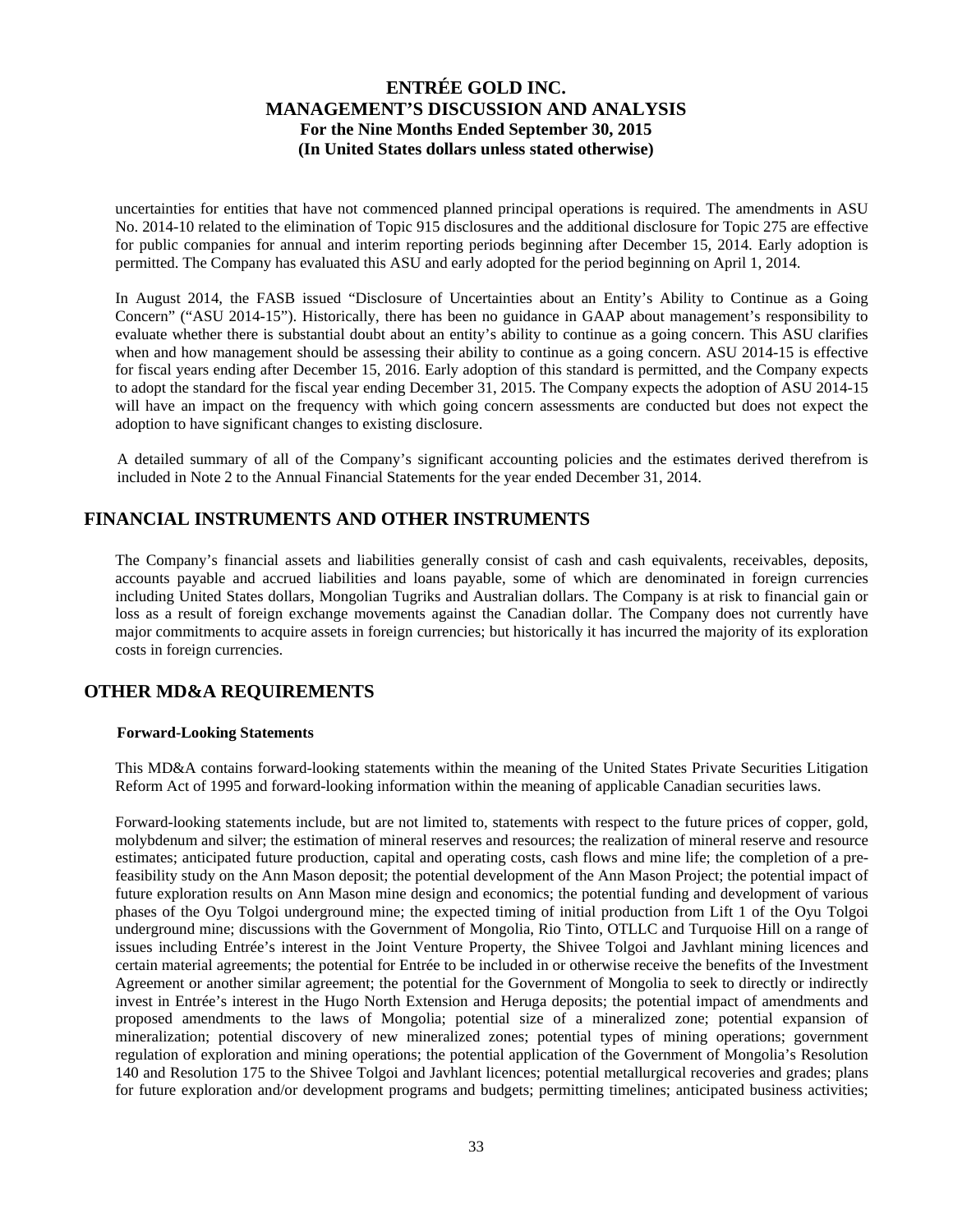uncertainties for entities that have not commenced planned principal operations is required. The amendments in ASU No. 2014-10 related to the elimination of Topic 915 disclosures and the additional disclosure for Topic 275 are effective for public companies for annual and interim reporting periods beginning after December 15, 2014. Early adoption is permitted. The Company has evaluated this ASU and early adopted for the period beginning on April 1, 2014.

In August 2014, the FASB issued "Disclosure of Uncertainties about an Entity's Ability to Continue as a Going Concern" ("ASU 2014-15"). Historically, there has been no guidance in GAAP about management's responsibility to evaluate whether there is substantial doubt about an entity's ability to continue as a going concern. This ASU clarifies when and how management should be assessing their ability to continue as a going concern. ASU 2014-15 is effective for fiscal years ending after December 15, 2016. Early adoption of this standard is permitted, and the Company expects to adopt the standard for the fiscal year ending December 31, 2015. The Company expects the adoption of ASU 2014-15 will have an impact on the frequency with which going concern assessments are conducted but does not expect the adoption to have significant changes to existing disclosure.

A detailed summary of all of the Company's significant accounting policies and the estimates derived therefrom is included in Note 2 to the Annual Financial Statements for the year ended December 31, 2014.

## FINANCIAL INSTRUMENTS AND OTHER INSTRUMENTS

The Company's financial assets and liabilities generally consist of cash and cash equivalents, receivables, deposits, accounts payable and accrued liabilities and loans payable, some of which are denominated in foreign currencies including United States dollars, Mongolian Tugriks and Australian dollars. The Company is at risk to financial gain or loss as a result of foreign exchange movements against the Canadian dollar. The Company does not currently have major commitments to acquire assets in foreign currencies; but historically it has incurred the majority of its exploration costs in foreign currencies.

## OTHER MD&A REQUIREMENTS

### Forward-Looking Statements

This MD&A contains forward-looking statements within the meaning of the United States Private Securities Litigation Reform Act of 1995 and forward-looking information within the meaning of applicable Canadian securities laws.

Forward-looking statements include, but are not limited to, statements with respect to the future prices of copper, gold, molybdenum and silver; the estimation of mineral reserves and resources; the realization of mineral reserve and resource estimates; anticipated future production, capital and operating costs, cash flows and mine life; the completion of a pre-feasibility study on the Ann Mason deposit; the potential development of the Ann Mason Project; the potential impact of future exploration results on Ann Mason mine design and economics; the potential funding and development of various phases of the Oyu Tolgoi underground mine; the expected timing of initial production from Lift 1 of the Oyu Tolgoi underground mine; discussions with the Government of Mongolia, Rio Tinto, OTLLC and Turquoise Hill on a range of issues including Entrée's interest in the Joint Venture Property, the Shivee Tolgoi and Javhlant mining licences and certain material agreements; the potential for Entrée to be included in or otherwise receive the benefits of the Investment Agreement or another similar agreement; the potential for the Government of Mongolia to seek to directly or indirectly invest in Entrée's interest in the Hugo North Extension and Heruga deposits; the potential impact of amendments and proposed amendments to the laws of Mongolia; potential size of a mineralized zone; potential expansion of mineralization; potential discovery of new mineralized zones; potential types of mining operations; government regulation of exploration and mining operations; the potential application of the Government of Mongolia's Resolution 140 and Resolution 175 to the Shivee Tolgoi and Javhlant licences; potential metallurgical recoveries and grades; plans for future exploration and/or development programs and budgets; permitting timelines; anticipated business activities;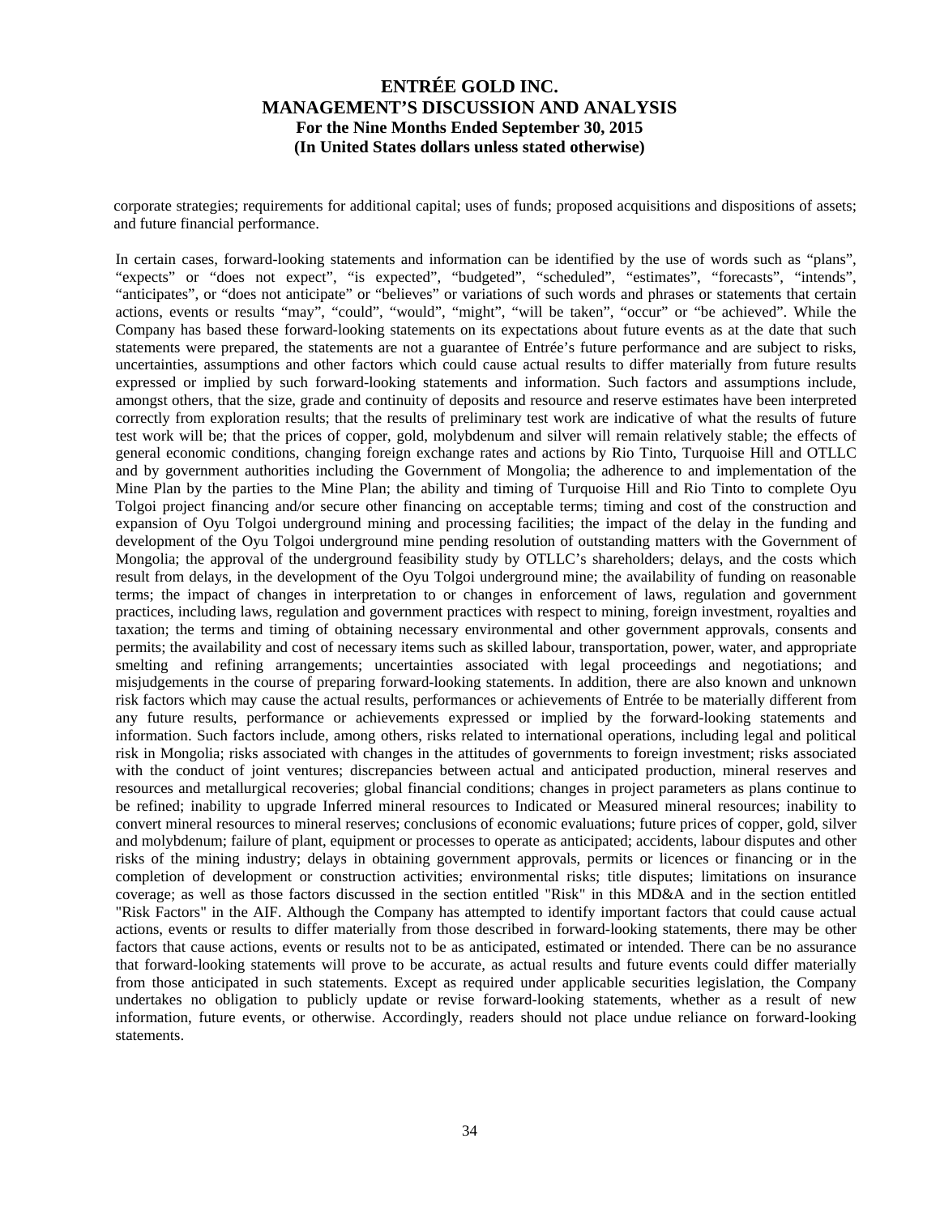corporate strategies; requirements for additional capital; uses of funds; proposed acquisitions and dispositions of assets; and future financial performance.

In certain cases, forward-looking statements and information can be identified by the use of words such as "plans", "expects" or "does not expect", "is expected", "budgeted", "scheduled", "estimates", "forecasts", "intends", "anticipates", or "does not anticipate" or "believes" or variations of such words and phrases or statements that certain actions, events or results "may", "could", "would", "might", "will be taken", "occur" or "be achieved". While the Company has based these forward-looking statements on its expectations about future events as at the date that such statements were prepared, the statements are not a guarantee of Entrée's future performance and are subject to risks, uncertainties, assumptions and other factors which could cause actual results to differ materially from future results expressed or implied by such forward-looking statements and information. Such factors and assumptions include, amongst others, that the size, grade and continuity of deposits and resource and reserve estimates have been interpreted correctly from exploration results; that the results of preliminary test work are indicative of what the results of future test work will be; that the prices of copper, gold, molybdenum and silver will remain relatively stable; the effects of general economic conditions, changing foreign exchange rates and actions by Rio Tinto, Turquoise Hill and OTLLC and by government authorities including the Government of Mongolia; the adherence to and implementation of the Mine Plan by the parties to the Mine Plan; the ability and timing of Turquoise Hill and Rio Tinto to complete Oyu Tolgoi project financing and/or secure other financing on acceptable terms; timing and cost of the construction and expansion of Oyu Tolgoi underground mining and processing facilities; the impact of the delay in the funding and development of the Oyu Tolgoi underground mine pending resolution of outstanding matters with the Government of Mongolia; the approval of the underground feasibility study by OTLLC's shareholders; delays, and the costs which result from delays, in the development of the Oyu Tolgoi underground mine; the availability of funding on reasonable terms; the impact of changes in interpretation to or changes in enforcement of laws, regulation and government practices, including laws, regulation and government practices with respect to mining, foreign investment, royalties and taxation; the terms and timing of obtaining necessary environmental and other government approvals, consents and permits; the availability and cost of necessary items such as skilled labour, transportation, power, water, and appropriate smelting and refining arrangements; uncertainties associated with legal proceedings and negotiations; and misjudgements in the course of preparing forward-looking statements. In addition, there are also known and unknown risk factors which may cause the actual results, performances or achievements of Entrée to be materially different from any future results, performance or achievements expressed or implied by the forward-looking statements and information. Such factors include, among others, risks related to international operations, including legal and political risk in Mongolia; risks associated with changes in the attitudes of governments to foreign investment; risks associated with the conduct of joint ventures; discrepancies between actual and anticipated production, mineral reserves and resources and metallurgical recoveries; global financial conditions; changes in project parameters as plans continue to be refined; inability to upgrade Inferred mineral resources to Indicated or Measured mineral resources; inability to convert mineral resources to mineral reserves; conclusions of economic evaluations; future prices of copper, gold, silver and molybdenum; failure of plant, equipment or processes to operate as anticipated; accidents, labour disputes and other risks of the mining industry; delays in obtaining government approvals, permits or licences or financing or in the completion of development or construction activities; environmental risks; title disputes; limitations on insurance coverage; as well as those factors discussed in the section entitled "Risk" in this MD&A and in the section entitled "Risk Factors" in the AIF. Although the Company has attempted to identify important factors that could cause actual actions, events or results to differ materially from those described in forward-looking statements, there may be other factors that cause actions, events or results not to be as anticipated, estimated or intended. There can be no assurance that forward-looking statements will prove to be accurate, as actual results and future events could differ materially from those anticipated in such statements. Except as required under applicable securities legislation, the Company undertakes no obligation to publicly update or revise forward-looking statements, whether as a result of new information, future events, or otherwise. Accordingly, readers should not place undue reliance on forward-looking statements.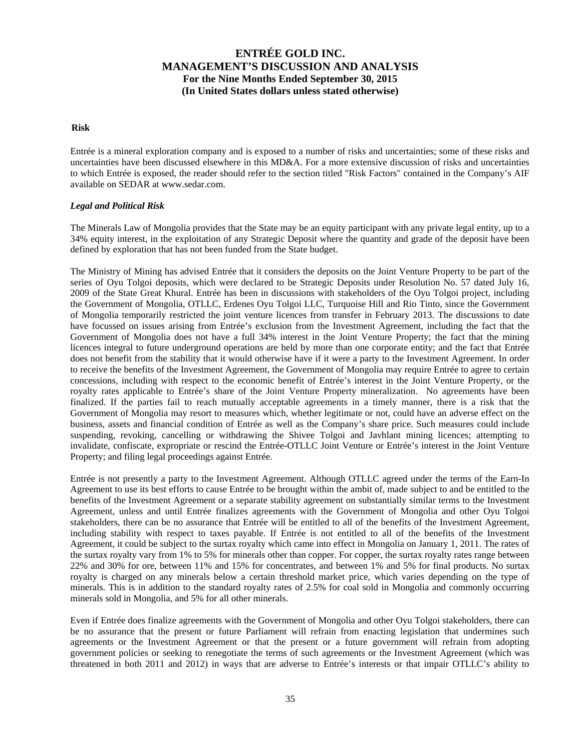**Risk**

Entrée is a mineral exploration company and is exposed to a number of risks and uncertainties; some of these risks and uncertainties have been discussed elsewhere in this MD&A. For a more extensive discussion of risks and uncertainties to which Entrée is exposed, the reader should refer to the section titled "Risk Factors" contained in the Company's AIF available on SEDAR at www.sedar.com.

***Legal and Political Risk***

The Minerals Law of Mongolia provides that the State may be an equity participant with any private legal entity, up to a 34% equity interest, in the exploitation of any Strategic Deposit where the quantity and grade of the deposit have been defined by exploration that has not been funded from the State budget.

The Ministry of Mining has advised Entrée that it considers the deposits on the Joint Venture Property to be part of the series of Oyu Tolgoi deposits, which were declared to be Strategic Deposits under Resolution No. 57 dated July 16, 2009 of the State Great Khural. Entrée has been in discussions with stakeholders of the Oyu Tolgoi project, including the Government of Mongolia, OTLLC, Erdenes Oyu Tolgoi LLC, Turquoise Hill and Rio Tinto, since the Government of Mongolia temporarily restricted the joint venture licences from transfer in February 2013. The discussions to date have focussed on issues arising from Entrée's exclusion from the Investment Agreement, including the fact that the Government of Mongolia does not have a full 34% interest in the Joint Venture Property; the fact that the mining licences integral to future underground operations are held by more than one corporate entity; and the fact that Entrée does not benefit from the stability that it would otherwise have if it were a party to the Investment Agreement. In order to receive the benefits of the Investment Agreement, the Government of Mongolia may require Entrée to agree to certain concessions, including with respect to the economic benefit of Entrée's interest in the Joint Venture Property, or the royalty rates applicable to Entrée's share of the Joint Venture Property mineralization. No agreements have been finalized. If the parties fail to reach mutually acceptable agreements in a timely manner, there is a risk that the Government of Mongolia may resort to measures which, whether legitimate or not, could have an adverse effect on the business, assets and financial condition of Entrée as well as the Company's share price. Such measures could include suspending, revoking, cancelling or withdrawing the Shivee Tolgoi and Javhlant mining licences; attempting to invalidate, confiscate, expropriate or rescind the Entrée-OTLLC Joint Venture or Entrée's interest in the Joint Venture Property; and filing legal proceedings against Entrée.

Entrée is not presently a party to the Investment Agreement. Although OTLLC agreed under the terms of the Earn-In Agreement to use its best efforts to cause Entrée to be brought within the ambit of, made subject to and be entitled to the benefits of the Investment Agreement or a separate stability agreement on substantially similar terms to the Investment Agreement, unless and until Entrée finalizes agreements with the Government of Mongolia and other Oyu Tolgoi stakeholders, there can be no assurance that Entrée will be entitled to all of the benefits of the Investment Agreement, including stability with respect to taxes payable. If Entrée is not entitled to all of the benefits of the Investment Agreement, it could be subject to the surtax royalty which came into effect in Mongolia on January 1, 2011. The rates of the surtax royalty vary from 1% to 5% for minerals other than copper. For copper, the surtax royalty rates range between 22% and 30% for ore, between 11% and 15% for concentrates, and between 1% and 5% for final products. No surtax royalty is charged on any minerals below a certain threshold market price, which varies depending on the type of minerals. This is in addition to the standard royalty rates of 2.5% for coal sold in Mongolia and commonly occurring minerals sold in Mongolia, and 5% for all other minerals.

Even if Entrée does finalize agreements with the Government of Mongolia and other Oyu Tolgoi stakeholders, there can be no assurance that the present or future Parliament will refrain from enacting legislation that undermines such agreements or the Investment Agreement or that the present or a future government will refrain from adopting government policies or seeking to renegotiate the terms of such agreements or the Investment Agreement (which was threatened in both 2011 and 2012) in ways that are adverse to Entrée's interests or that impair OTLLC's ability to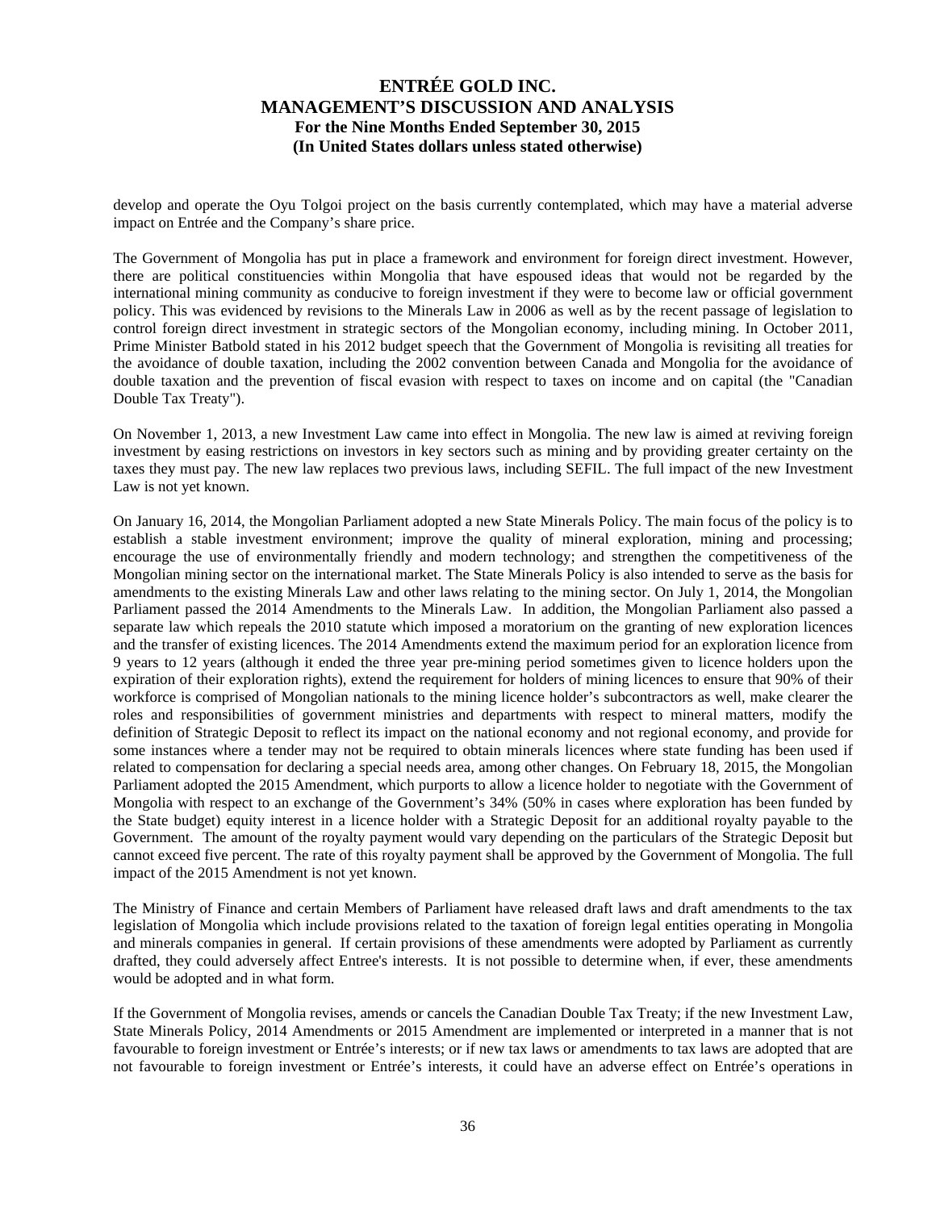develop and operate the Oyu Tolgoi project on the basis currently contemplated, which may have a material adverse impact on Entrée and the Company's share price.

The Government of Mongolia has put in place a framework and environment for foreign direct investment. However, there are political constituencies within Mongolia that have espoused ideas that would not be regarded by the international mining community as conducive to foreign investment if they were to become law or official government policy. This was evidenced by revisions to the Minerals Law in 2006 as well as by the recent passage of legislation to control foreign direct investment in strategic sectors of the Mongolian economy, including mining. In October 2011, Prime Minister Batbold stated in his 2012 budget speech that the Government of Mongolia is revisiting all treaties for the avoidance of double taxation, including the 2002 convention between Canada and Mongolia for the avoidance of double taxation and the prevention of fiscal evasion with respect to taxes on income and on capital (the "Canadian Double Tax Treaty").

On November 1, 2013, a new Investment Law came into effect in Mongolia. The new law is aimed at reviving foreign investment by easing restrictions on investors in key sectors such as mining and by providing greater certainty on the taxes they must pay. The new law replaces two previous laws, including SEFIL. The full impact of the new Investment Law is not yet known.

On January 16, 2014, the Mongolian Parliament adopted a new State Minerals Policy. The main focus of the policy is to establish a stable investment environment; improve the quality of mineral exploration, mining and processing; encourage the use of environmentally friendly and modern technology; and strengthen the competitiveness of the Mongolian mining sector on the international market. The State Minerals Policy is also intended to serve as the basis for amendments to the existing Minerals Law and other laws relating to the mining sector. On July 1, 2014, the Mongolian Parliament passed the 2014 Amendments to the Minerals Law. In addition, the Mongolian Parliament also passed a separate law which repeals the 2010 statute which imposed a moratorium on the granting of new exploration licences and the transfer of existing licences. The 2014 Amendments extend the maximum period for an exploration licence from 9 years to 12 years (although it ended the three year pre-mining period sometimes given to licence holders upon the expiration of their exploration rights), extend the requirement for holders of mining licences to ensure that 90% of their workforce is comprised of Mongolian nationals to the mining licence holder's subcontractors as well, make clearer the roles and responsibilities of government ministries and departments with respect to mineral matters, modify the definition of Strategic Deposit to reflect its impact on the national economy and not regional economy, and provide for some instances where a tender may not be required to obtain minerals licences where state funding has been used if related to compensation for declaring a special needs area, among other changes. On February 18, 2015, the Mongolian Parliament adopted the 2015 Amendment, which purports to allow a licence holder to negotiate with the Government of Mongolia with respect to an exchange of the Government's 34% (50% in cases where exploration has been funded by the State budget) equity interest in a licence holder with a Strategic Deposit for an additional royalty payable to the Government. The amount of the royalty payment would vary depending on the particulars of the Strategic Deposit but cannot exceed five percent. The rate of this royalty payment shall be approved by the Government of Mongolia. The full impact of the 2015 Amendment is not yet known.

The Ministry of Finance and certain Members of Parliament have released draft laws and draft amendments to the tax legislation of Mongolia which include provisions related to the taxation of foreign legal entities operating in Mongolia and minerals companies in general. If certain provisions of these amendments were adopted by Parliament as currently drafted, they could adversely affect Entree's interests. It is not possible to determine when, if ever, these amendments would be adopted and in what form.

If the Government of Mongolia revises, amends or cancels the Canadian Double Tax Treaty; if the new Investment Law, State Minerals Policy, 2014 Amendments or 2015 Amendment are implemented or interpreted in a manner that is not favourable to foreign investment or Entrée's interests; or if new tax laws or amendments to tax laws are adopted that are not favourable to foreign investment or Entrée's interests, it could have an adverse effect on Entrée's operations in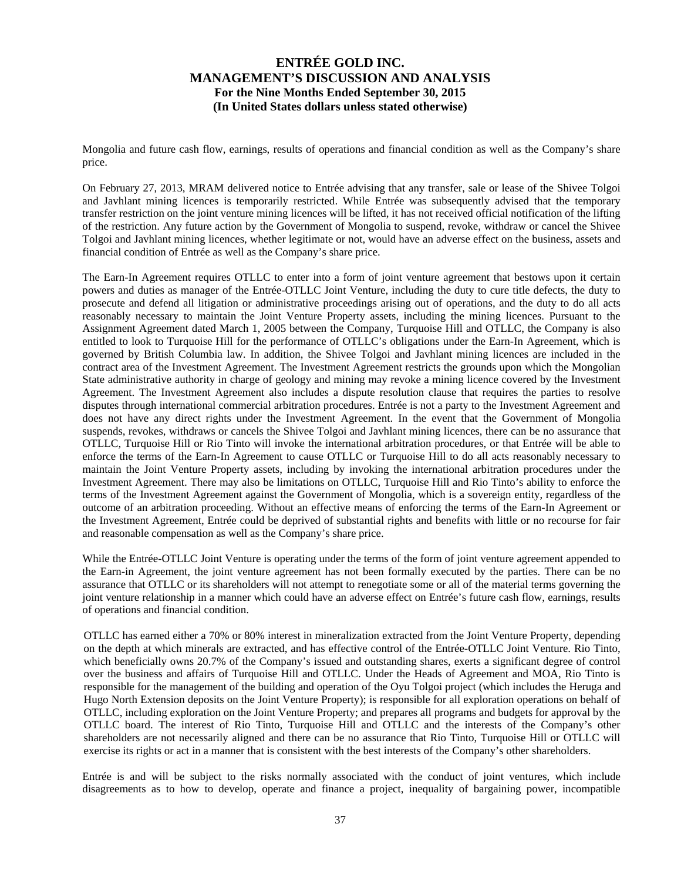Mongolia and future cash flow, earnings, results of operations and financial condition as well as the Company's share price.

On February 27, 2013, MRAM delivered notice to Entrée advising that any transfer, sale or lease of the Shivee Tolgoi and Javhlant mining licences is temporarily restricted. While Entrée was subsequently advised that the temporary transfer restriction on the joint venture mining licences will be lifted, it has not received official notification of the lifting of the restriction. Any future action by the Government of Mongolia to suspend, revoke, withdraw or cancel the Shivee Tolgoi and Javhlant mining licences, whether legitimate or not, would have an adverse effect on the business, assets and financial condition of Entrée as well as the Company's share price.

The Earn-In Agreement requires OTLLC to enter into a form of joint venture agreement that bestows upon it certain powers and duties as manager of the Entrée-OTLLC Joint Venture, including the duty to cure title defects, the duty to prosecute and defend all litigation or administrative proceedings arising out of operations, and the duty to do all acts reasonably necessary to maintain the Joint Venture Property assets, including the mining licences. Pursuant to the Assignment Agreement dated March 1, 2005 between the Company, Turquoise Hill and OTLLC, the Company is also entitled to look to Turquoise Hill for the performance of OTLLC's obligations under the Earn-In Agreement, which is governed by British Columbia law. In addition, the Shivee Tolgoi and Javhlant mining licences are included in the contract area of the Investment Agreement. The Investment Agreement restricts the grounds upon which the Mongolian State administrative authority in charge of geology and mining may revoke a mining licence covered by the Investment Agreement. The Investment Agreement also includes a dispute resolution clause that requires the parties to resolve disputes through international commercial arbitration procedures. Entrée is not a party to the Investment Agreement and does not have any direct rights under the Investment Agreement. In the event that the Government of Mongolia suspends, revokes, withdraws or cancels the Shivee Tolgoi and Javhlant mining licences, there can be no assurance that OTLLC, Turquoise Hill or Rio Tinto will invoke the international arbitration procedures, or that Entrée will be able to enforce the terms of the Earn-In Agreement to cause OTLLC or Turquoise Hill to do all acts reasonably necessary to maintain the Joint Venture Property assets, including by invoking the international arbitration procedures under the Investment Agreement. There may also be limitations on OTLLC, Turquoise Hill and Rio Tinto's ability to enforce the terms of the Investment Agreement against the Government of Mongolia, which is a sovereign entity, regardless of the outcome of an arbitration proceeding. Without an effective means of enforcing the terms of the Earn-In Agreement or the Investment Agreement, Entrée could be deprived of substantial rights and benefits with little or no recourse for fair and reasonable compensation as well as the Company's share price.

While the Entrée-OTLLC Joint Venture is operating under the terms of the form of joint venture agreement appended to the Earn-in Agreement, the joint venture agreement has not been formally executed by the parties. There can be no assurance that OTLLC or its shareholders will not attempt to renegotiate some or all of the material terms governing the joint venture relationship in a manner which could have an adverse effect on Entrée's future cash flow, earnings, results of operations and financial condition.

OTLLC has earned either a 70% or 80% interest in mineralization extracted from the Joint Venture Property, depending on the depth at which minerals are extracted, and has effective control of the Entrée-OTLLC Joint Venture. Rio Tinto, which beneficially owns 20.7% of the Company's issued and outstanding shares, exerts a significant degree of control over the business and affairs of Turquoise Hill and OTLLC. Under the Heads of Agreement and MOA, Rio Tinto is responsible for the management of the building and operation of the Oyu Tolgoi project (which includes the Heruga and Hugo North Extension deposits on the Joint Venture Property); is responsible for all exploration operations on behalf of OTLLC, including exploration on the Joint Venture Property; and prepares all programs and budgets for approval by the OTLLC board. The interest of Rio Tinto, Turquoise Hill and OTLLC and the interests of the Company's other shareholders are not necessarily aligned and there can be no assurance that Rio Tinto, Turquoise Hill or OTLLC will exercise its rights or act in a manner that is consistent with the best interests of the Company's other shareholders.

Entrée is and will be subject to the risks normally associated with the conduct of joint ventures, which include disagreements as to how to develop, operate and finance a project, inequality of bargaining power, incompatible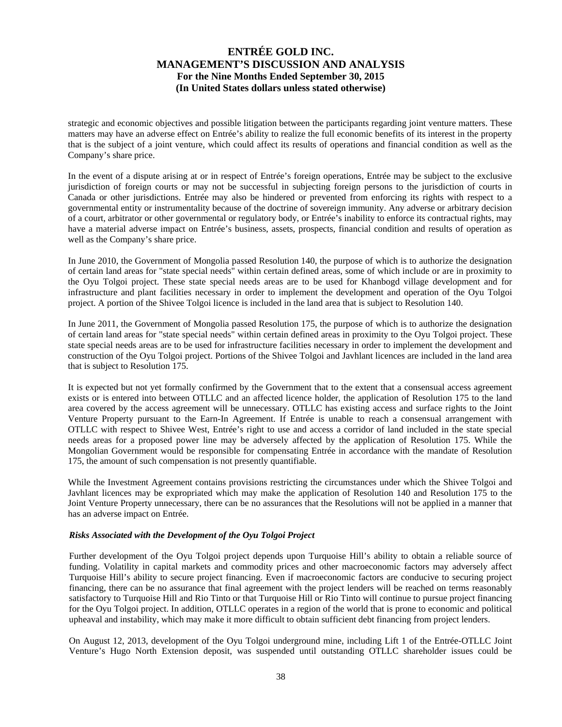strategic and economic objectives and possible litigation between the participants regarding joint venture matters. These matters may have an adverse effect on Entrée's ability to realize the full economic benefits of its interest in the property that is the subject of a joint venture, which could affect its results of operations and financial condition as well as the Company's share price.

In the event of a dispute arising at or in respect of Entrée's foreign operations, Entrée may be subject to the exclusive jurisdiction of foreign courts or may not be successful in subjecting foreign persons to the jurisdiction of courts in Canada or other jurisdictions. Entrée may also be hindered or prevented from enforcing its rights with respect to a governmental entity or instrumentality because of the doctrine of sovereign immunity. Any adverse or arbitrary decision of a court, arbitrator or other governmental or regulatory body, or Entrée's inability to enforce its contractual rights, may have a material adverse impact on Entrée's business, assets, prospects, financial condition and results of operation as well as the Company's share price.

In June 2010, the Government of Mongolia passed Resolution 140, the purpose of which is to authorize the designation of certain land areas for "state special needs" within certain defined areas, some of which include or are in proximity to the Oyu Tolgoi project. These state special needs areas are to be used for Khanbogd village development and for infrastructure and plant facilities necessary in order to implement the development and operation of the Oyu Tolgoi project. A portion of the Shivee Tolgoi licence is included in the land area that is subject to Resolution 140.

In June 2011, the Government of Mongolia passed Resolution 175, the purpose of which is to authorize the designation of certain land areas for "state special needs" within certain defined areas in proximity to the Oyu Tolgoi project. These state special needs areas are to be used for infrastructure facilities necessary in order to implement the development and construction of the Oyu Tolgoi project. Portions of the Shivee Tolgoi and Javhlant licences are included in the land area that is subject to Resolution 175.

It is expected but not yet formally confirmed by the Government that to the extent that a consensual access agreement exists or is entered into between OTLLC and an affected licence holder, the application of Resolution 175 to the land area covered by the access agreement will be unnecessary. OTLLC has existing access and surface rights to the Joint Venture Property pursuant to the Earn-In Agreement. If Entrée is unable to reach a consensual arrangement with OTLLC with respect to Shivee West, Entrée's right to use and access a corridor of land included in the state special needs areas for a proposed power line may be adversely affected by the application of Resolution 175. While the Mongolian Government would be responsible for compensating Entrée in accordance with the mandate of Resolution 175, the amount of such compensation is not presently quantifiable.

While the Investment Agreement contains provisions restricting the circumstances under which the Shivee Tolgoi and Javhlant licences may be expropriated which may make the application of Resolution 140 and Resolution 175 to the Joint Venture Property unnecessary, there can be no assurances that the Resolutions will not be applied in a manner that has an adverse impact on Entrée.

***Risks Associated with the Development of the Oyu Tolgoi Project***

Further development of the Oyu Tolgoi project depends upon Turquoise Hill's ability to obtain a reliable source of funding. Volatility in capital markets and commodity prices and other macroeconomic factors may adversely affect Turquoise Hill's ability to secure project financing. Even if macroeconomic factors are conducive to securing project financing, there can be no assurance that final agreement with the project lenders will be reached on terms reasonably satisfactory to Turquoise Hill and Rio Tinto or that Turquoise Hill or Rio Tinto will continue to pursue project financing for the Oyu Tolgoi project. In addition, OTLLC operates in a region of the world that is prone to economic and political upheaval and instability, which may make it more difficult to obtain sufficient debt financing from project lenders.

On August 12, 2013, development of the Oyu Tolgoi underground mine, including Lift 1 of the Entrée-OTLLC Joint Venture's Hugo North Extension deposit, was suspended until outstanding OTLLC shareholder issues could be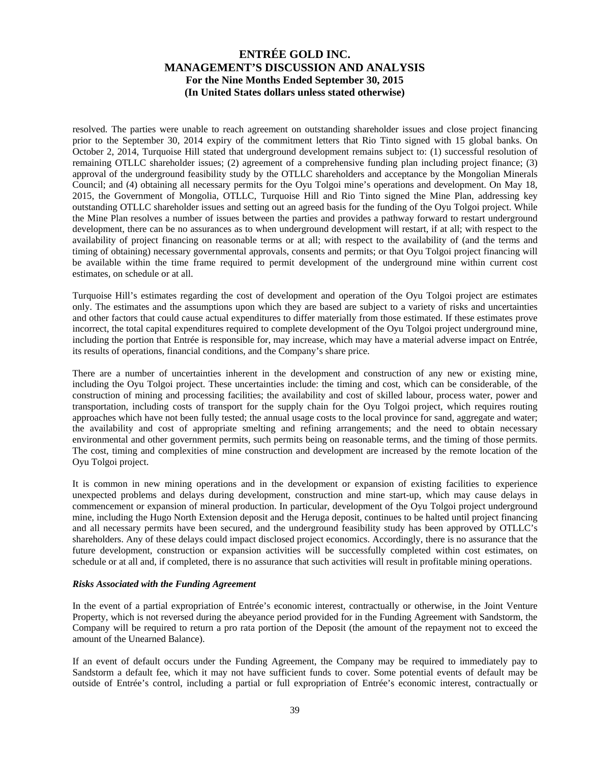resolved. The parties were unable to reach agreement on outstanding shareholder issues and close project financing prior to the September 30, 2014 expiry of the commitment letters that Rio Tinto signed with 15 global banks. On October 2, 2014, Turquoise Hill stated that underground development remains subject to: (1) successful resolution of remaining OTLLC shareholder issues; (2) agreement of a comprehensive funding plan including project finance; (3) approval of the underground feasibility study by the OTLLC shareholders and acceptance by the Mongolian Minerals Council; and (4) obtaining all necessary permits for the Oyu Tolgoi mine's operations and development. On May 18, 2015, the Government of Mongolia, OTLLC, Turquoise Hill and Rio Tinto signed the Mine Plan, addressing key outstanding OTLLC shareholder issues and setting out an agreed basis for the funding of the Oyu Tolgoi project. While the Mine Plan resolves a number of issues between the parties and provides a pathway forward to restart underground development, there can be no assurances as to when underground development will restart, if at all; with respect to the availability of project financing on reasonable terms or at all; with respect to the availability of (and the terms and timing of obtaining) necessary governmental approvals, consents and permits; or that Oyu Tolgoi project financing will be available within the time frame required to permit development of the underground mine within current cost estimates, on schedule or at all.

Turquoise Hill's estimates regarding the cost of development and operation of the Oyu Tolgoi project are estimates only. The estimates and the assumptions upon which they are based are subject to a variety of risks and uncertainties and other factors that could cause actual expenditures to differ materially from those estimated. If these estimates prove incorrect, the total capital expenditures required to complete development of the Oyu Tolgoi project underground mine, including the portion that Entrée is responsible for, may increase, which may have a material adverse impact on Entrée, its results of operations, financial conditions, and the Company's share price.

There are a number of uncertainties inherent in the development and construction of any new or existing mine, including the Oyu Tolgoi project. These uncertainties include: the timing and cost, which can be considerable, of the construction of mining and processing facilities; the availability and cost of skilled labour, process water, power and transportation, including costs of transport for the supply chain for the Oyu Tolgoi project, which requires routing approaches which have not been fully tested; the annual usage costs to the local province for sand, aggregate and water; the availability and cost of appropriate smelting and refining arrangements; and the need to obtain necessary environmental and other government permits, such permits being on reasonable terms, and the timing of those permits. The cost, timing and complexities of mine construction and development are increased by the remote location of the Oyu Tolgoi project.

It is common in new mining operations and in the development or expansion of existing facilities to experience unexpected problems and delays during development, construction and mine start-up, which may cause delays in commencement or expansion of mineral production. In particular, development of the Oyu Tolgoi project underground mine, including the Hugo North Extension deposit and the Heruga deposit, continues to be halted until project financing and all necessary permits have been secured, and the underground feasibility study has been approved by OTLLC's shareholders. Any of these delays could impact disclosed project economics. Accordingly, there is no assurance that the future development, construction or expansion activities will be successfully completed within cost estimates, on schedule or at all and, if completed, there is no assurance that such activities will result in profitable mining operations.

***Risks Associated with the Funding Agreement***

In the event of a partial expropriation of Entrée's economic interest, contractually or otherwise, in the Joint Venture Property, which is not reversed during the abeyance period provided for in the Funding Agreement with Sandstorm, the Company will be required to return a pro rata portion of the Deposit (the amount of the repayment not to exceed the amount of the Unearned Balance).

If an event of default occurs under the Funding Agreement, the Company may be required to immediately pay to Sandstorm a default fee, which it may not have sufficient funds to cover. Some potential events of default may be outside of Entrée's control, including a partial or full expropriation of Entrée's economic interest, contractually or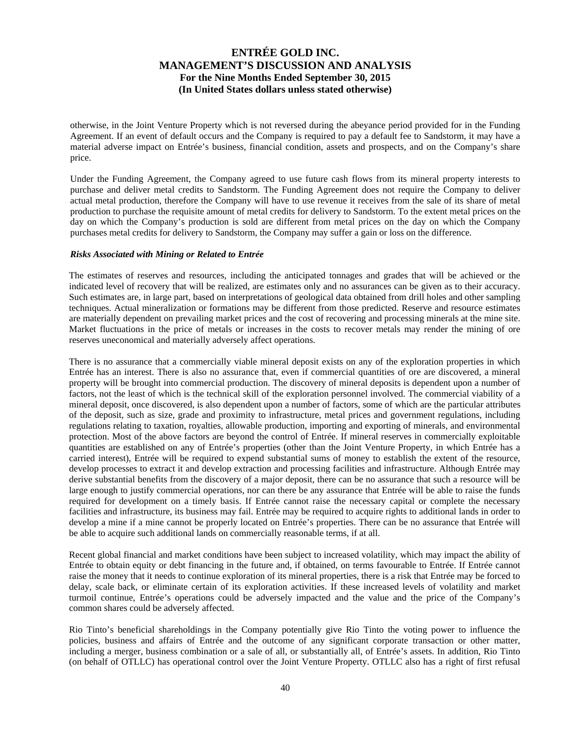otherwise, in the Joint Venture Property which is not reversed during the abeyance period provided for in the Funding Agreement. If an event of default occurs and the Company is required to pay a default fee to Sandstorm, it may have a material adverse impact on Entrée's business, financial condition, assets and prospects, and on the Company's share price.

Under the Funding Agreement, the Company agreed to use future cash flows from its mineral property interests to purchase and deliver metal credits to Sandstorm. The Funding Agreement does not require the Company to deliver actual metal production, therefore the Company will have to use revenue it receives from the sale of its share of metal production to purchase the requisite amount of metal credits for delivery to Sandstorm. To the extent metal prices on the day on which the Company's production is sold are different from metal prices on the day on which the Company purchases metal credits for delivery to Sandstorm, the Company may suffer a gain or loss on the difference.

***Risks Associated with Mining or Related to Entrée***

The estimates of reserves and resources, including the anticipated tonnages and grades that will be achieved or the indicated level of recovery that will be realized, are estimates only and no assurances can be given as to their accuracy. Such estimates are, in large part, based on interpretations of geological data obtained from drill holes and other sampling techniques. Actual mineralization or formations may be different from those predicted. Reserve and resource estimates are materially dependent on prevailing market prices and the cost of recovering and processing minerals at the mine site. Market fluctuations in the price of metals or increases in the costs to recover metals may render the mining of ore reserves uneconomical and materially adversely affect operations.

There is no assurance that a commercially viable mineral deposit exists on any of the exploration properties in which Entrée has an interest. There is also no assurance that, even if commercial quantities of ore are discovered, a mineral property will be brought into commercial production. The discovery of mineral deposits is dependent upon a number of factors, not the least of which is the technical skill of the exploration personnel involved. The commercial viability of a mineral deposit, once discovered, is also dependent upon a number of factors, some of which are the particular attributes of the deposit, such as size, grade and proximity to infrastructure, metal prices and government regulations, including regulations relating to taxation, royalties, allowable production, importing and exporting of minerals, and environmental protection. Most of the above factors are beyond the control of Entrée. If mineral reserves in commercially exploitable quantities are established on any of Entrée's properties (other than the Joint Venture Property, in which Entrée has a carried interest), Entrée will be required to expend substantial sums of money to establish the extent of the resource, develop processes to extract it and develop extraction and processing facilities and infrastructure. Although Entrée may derive substantial benefits from the discovery of a major deposit, there can be no assurance that such a resource will be large enough to justify commercial operations, nor can there be any assurance that Entrée will be able to raise the funds required for development on a timely basis. If Entrée cannot raise the necessary capital or complete the necessary facilities and infrastructure, its business may fail. Entrée may be required to acquire rights to additional lands in order to develop a mine if a mine cannot be properly located on Entrée's properties. There can be no assurance that Entrée will be able to acquire such additional lands on commercially reasonable terms, if at all.

Recent global financial and market conditions have been subject to increased volatility, which may impact the ability of Entrée to obtain equity or debt financing in the future and, if obtained, on terms favourable to Entrée. If Entrée cannot raise the money that it needs to continue exploration of its mineral properties, there is a risk that Entrée may be forced to delay, scale back, or eliminate certain of its exploration activities. If these increased levels of volatility and market turmoil continue, Entrée's operations could be adversely impacted and the value and the price of the Company's common shares could be adversely affected.

Rio Tinto's beneficial shareholdings in the Company potentially give Rio Tinto the voting power to influence the policies, business and affairs of Entrée and the outcome of any significant corporate transaction or other matter, including a merger, business combination or a sale of all, or substantially all, of Entrée's assets. In addition, Rio Tinto (on behalf of OTLLC) has operational control over the Joint Venture Property. OTLLC also has a right of first refusal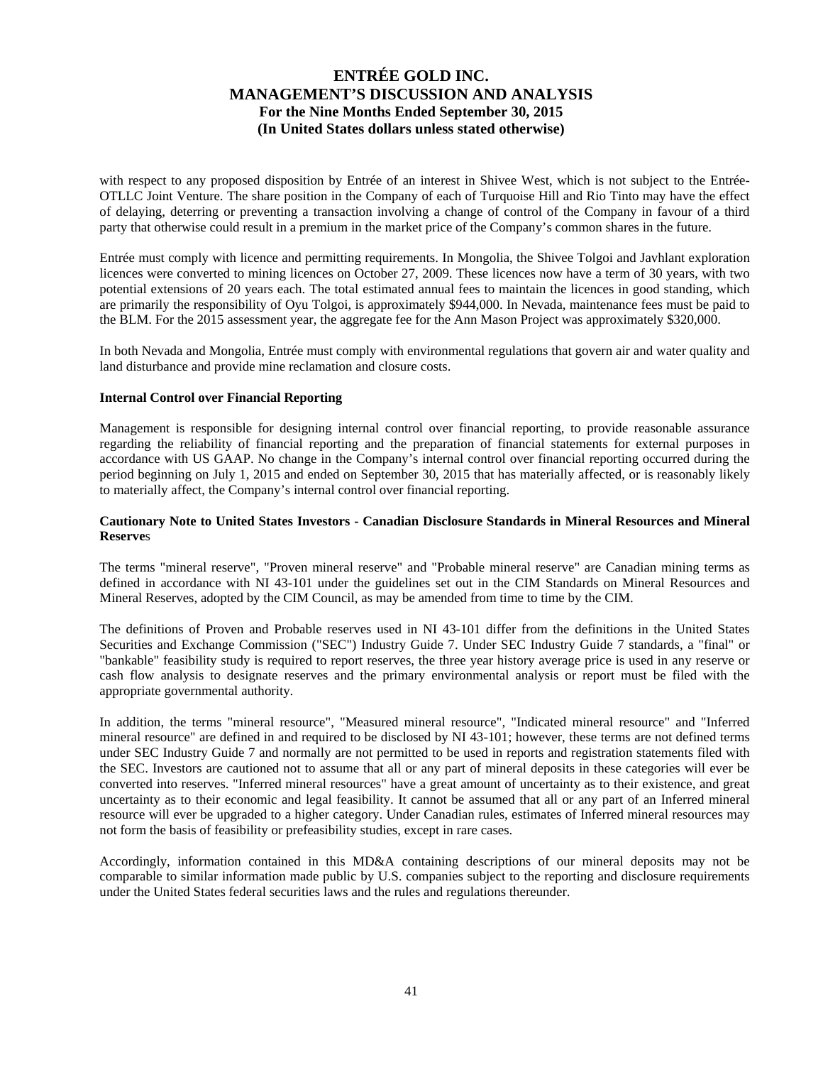with respect to any proposed disposition by Entrée of an interest in Shivee West, which is not subject to the Entrée-OTLLC Joint Venture. The share position in the Company of each of Turquoise Hill and Rio Tinto may have the effect of delaying, deterring or preventing a transaction involving a change of control of the Company in favour of a third party that otherwise could result in a premium in the market price of the Company's common shares in the future.

Entrée must comply with licence and permitting requirements. In Mongolia, the Shivee Tolgoi and Javhlant exploration licences were converted to mining licences on October 27, 2009. These licences now have a term of 30 years, with two potential extensions of 20 years each. The total estimated annual fees to maintain the licences in good standing, which are primarily the responsibility of Oyu Tolgoi, is approximately $944,000. In Nevada, maintenance fees must be paid to the BLM. For the 2015 assessment year, the aggregate fee for the Ann Mason Project was approximately $320,000.

In both Nevada and Mongolia, Entrée must comply with environmental regulations that govern air and water quality and land disturbance and provide mine reclamation and closure costs.

**Internal Control over Financial Reporting**

Management is responsible for designing internal control over financial reporting, to provide reasonable assurance regarding the reliability of financial reporting and the preparation of financial statements for external purposes in accordance with US GAAP. No change in the Company's internal control over financial reporting occurred during the period beginning on July 1, 2015 and ended on September 30, 2015 that has materially affected, or is reasonably likely to materially affect, the Company's internal control over financial reporting.

**Cautionary Note to United States Investors - Canadian Disclosure Standards in Mineral Resources and Mineral Reserves**

The terms "mineral reserve", "Proven mineral reserve" and "Probable mineral reserve" are Canadian mining terms as defined in accordance with NI 43-101 under the guidelines set out in the CIM Standards on Mineral Resources and Mineral Reserves, adopted by the CIM Council, as may be amended from time to time by the CIM.

The definitions of Proven and Probable reserves used in NI 43-101 differ from the definitions in the United States Securities and Exchange Commission ("SEC") Industry Guide 7. Under SEC Industry Guide 7 standards, a "final" or "bankable" feasibility study is required to report reserves, the three year history average price is used in any reserve or cash flow analysis to designate reserves and the primary environmental analysis or report must be filed with the appropriate governmental authority.

In addition, the terms "mineral resource", "Measured mineral resource", "Indicated mineral resource" and "Inferred mineral resource" are defined in and required to be disclosed by NI 43-101; however, these terms are not defined terms under SEC Industry Guide 7 and normally are not permitted to be used in reports and registration statements filed with the SEC. Investors are cautioned not to assume that all or any part of mineral deposits in these categories will ever be converted into reserves. "Inferred mineral resources" have a great amount of uncertainty as to their existence, and great uncertainty as to their economic and legal feasibility. It cannot be assumed that all or any part of an Inferred mineral resource will ever be upgraded to a higher category. Under Canadian rules, estimates of Inferred mineral resources may not form the basis of feasibility or prefeasibility studies, except in rare cases.

Accordingly, information contained in this MD&A containing descriptions of our mineral deposits may not be comparable to similar information made public by U.S. companies subject to the reporting and disclosure requirements under the United States federal securities laws and the rules and regulations thereunder.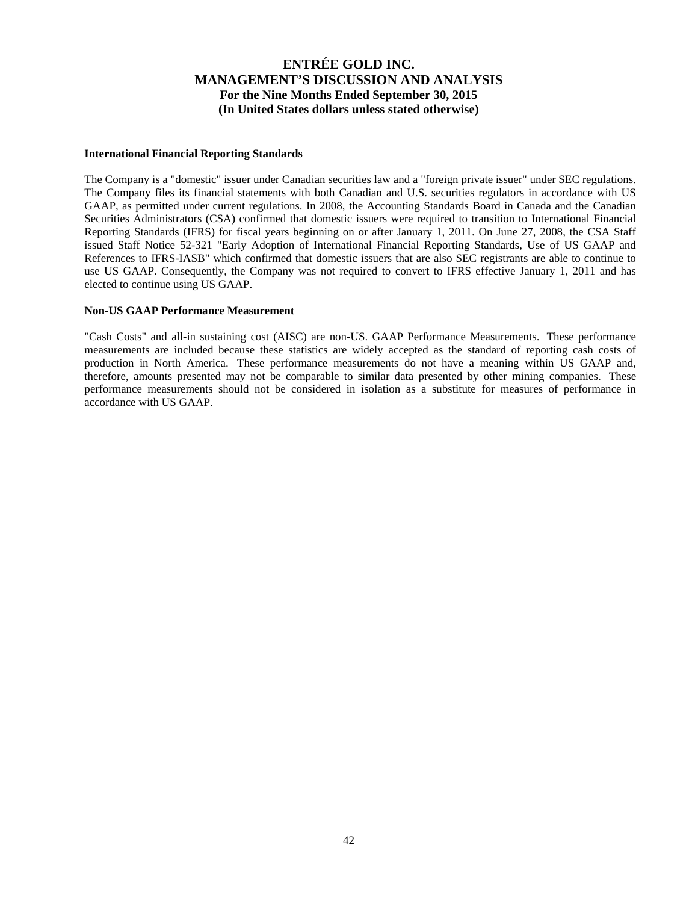#### International Financial Reporting Standards

The Company is a "domestic" issuer under Canadian securities law and a "foreign private issuer" under SEC regulations. The Company files its financial statements with both Canadian and U.S. securities regulators in accordance with US GAAP, as permitted under current regulations. In 2008, the Accounting Standards Board in Canada and the Canadian Securities Administrators (CSA) confirmed that domestic issuers were required to transition to International Financial Reporting Standards (IFRS) for fiscal years beginning on or after January 1, 2011. On June 27, 2008, the CSA Staff issued Staff Notice 52-321 "Early Adoption of International Financial Reporting Standards, Use of US GAAP and References to IFRS-IASB" which confirmed that domestic issuers that are also SEC registrants are able to continue to use US GAAP. Consequently, the Company was not required to convert to IFRS effective January 1, 2011 and has elected to continue using US GAAP.

#### Non-US GAAP Performance Measurement

"Cash Costs" and all-in sustaining cost (AISC) are non-US. GAAP Performance Measurements. These performance measurements are included because these statistics are widely accepted as the standard of reporting cash costs of production in North America. These performance measurements do not have a meaning within US GAAP and, therefore, amounts presented may not be comparable to similar data presented by other mining companies. These performance measurements should not be considered in isolation as a substitute for measures of performance in accordance with US GAAP.